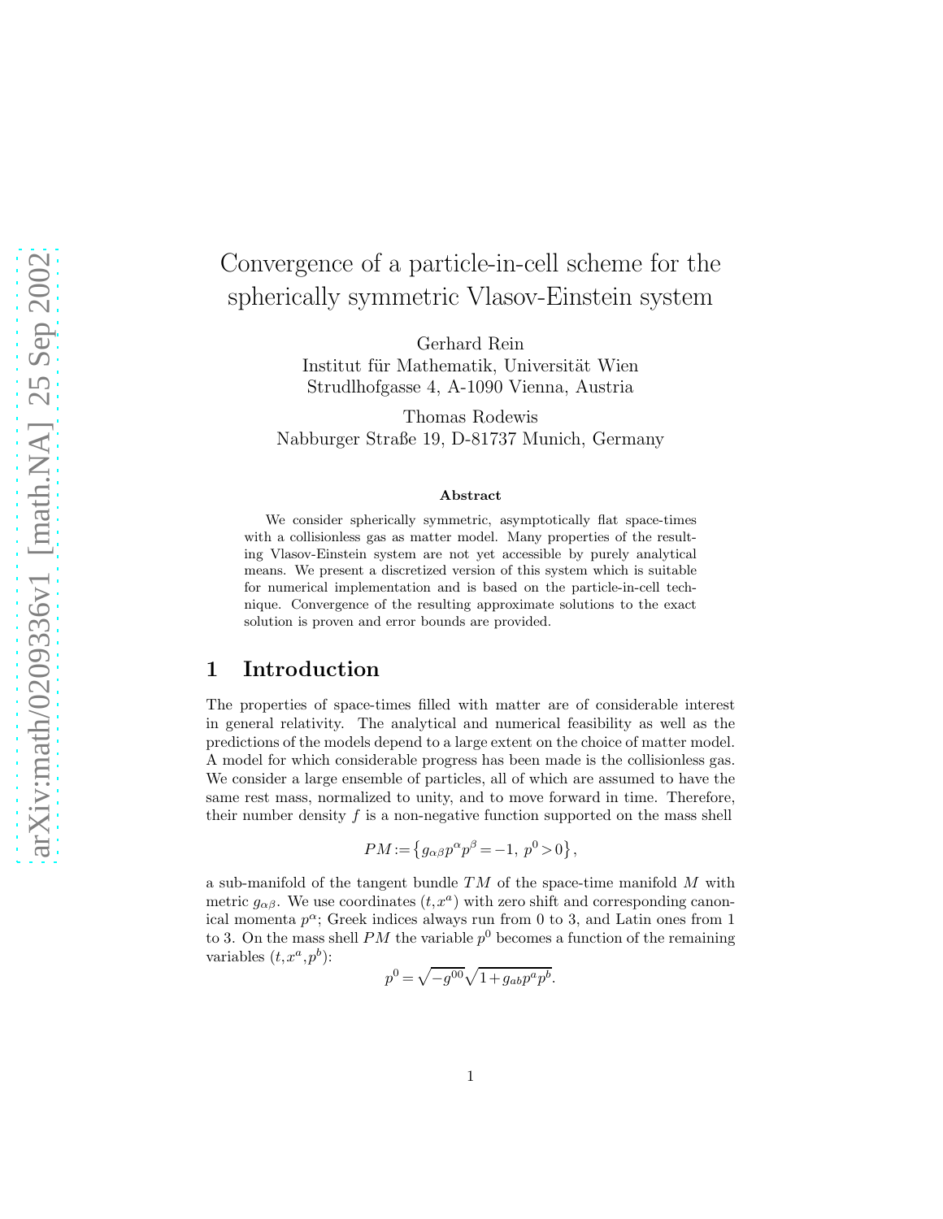# Convergence of a particle-in-cell scheme for the spherically symmetric Vlasov-Einstein system

Gerhard Rein
Institut für Mathematik, Universität Wien
Strudlhofgasse 4, A-1090 Vienna, Austria

Thomas Rodewis
Nabburger Straße 19, D-81737 Munich, Germany

**Abstract**

We consider spherically symmetric, asymptotically flat space-times with a collisionless gas as matter model. Many properties of the resulting Vlasov-Einstein system are not yet accessible by purely analytical means. We present a discretized version of this system which is suitable for numerical implementation and is based on the particle-in-cell technique. Convergence of the resulting approximate solutions to the exact solution is proven and error bounds are provided.

## 1 Introduction

The properties of space-times filled with matter are of considerable interest in general relativity. The analytical and numerical feasibility as well as the predictions of the models depend to a large extent on the choice of matter model. A model for which considerable progress has been made is the collisionless gas. We consider a large ensemble of particles, all of which are assumed to have the same rest mass, normalized to unity, and to move forward in time. Therefore, their number density $f$ is a non-negative function supported on the mass shell

$$PM := \left\{ g_{\alpha\beta} p^\alpha p^\beta = -1,\ p^0 > 0 \right\},$$

a sub-manifold of the tangent bundle $TM$ of the space-time manifold $M$ with metric $g_{\alpha\beta}$. We use coordinates $(t, x^a)$ with zero shift and corresponding canonical momenta $p^\alpha$; Greek indices always run from 0 to 3, and Latin ones from 1 to 3. On the mass shell $PM$ the variable $p^0$ becomes a function of the remaining variables $(t, x^a, p^b)$:

$$p^0 = \sqrt{-g^{00}} \sqrt{1 + g_{ab} p^a p^b}.$$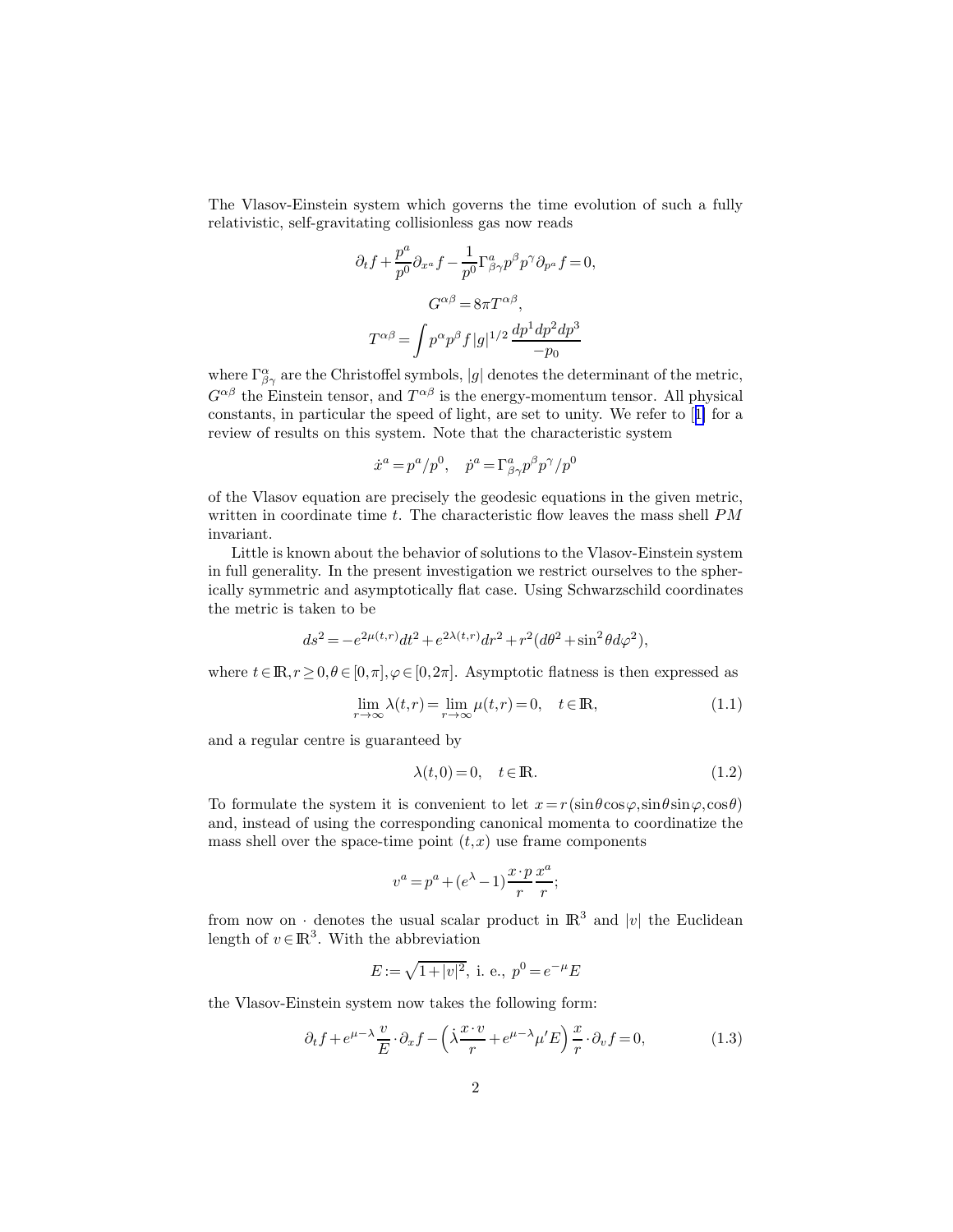The Vlasov-Einstein system which governs the time evolution of such a fully relativistic, self-gravitating collisionless gas now reads

$$\partial_t f + \frac{p^a}{p^0}\partial_{x^a} f - \frac{1}{p^0}\Gamma^a_{\beta\gamma} p^\beta p^\gamma \partial_{p^a} f = 0,$$

$$G^{\alpha\beta} = 8\pi T^{\alpha\beta},$$

$$T^{\alpha\beta} = \int p^\alpha p^\beta f |g|^{1/2} \frac{dp^1 dp^2 dp^3}{-p_0}$$

where $\Gamma^\alpha_{\beta\gamma}$ are the Christoffel symbols, $|g|$ denotes the determinant of the metric, $G^{\alpha\beta}$ the Einstein tensor, and $T^{\alpha\beta}$ is the energy-momentum tensor. All physical constants, in particular the speed of light, are set to unity. We refer to [1] for a review of results on this system. Note that the characteristic system

$$\dot{x}^a = p^a/p^0, \quad \dot{p}^a = \Gamma^a_{\beta\gamma} p^\beta p^\gamma / p^0$$

of the Vlasov equation are precisely the geodesic equations in the given metric, written in coordinate time $t$. The characteristic flow leaves the mass shell $PM$ invariant.

Little is known about the behavior of solutions to the Vlasov-Einstein system in full generality. In the present investigation we restrict ourselves to the spherically symmetric and asymptotically flat case. Using Schwarzschild coordinates the metric is taken to be

$$ds^2 = -e^{2\mu(t,r)} dt^2 + e^{2\lambda(t,r)} dr^2 + r^2(d\theta^2 + \sin^2\theta d\varphi^2),$$

where $t \in \mathbb{R}, r \geq 0, \theta \in [0,\pi], \varphi \in [0, 2\pi]$. Asymptotic flatness is then expressed as

$$\lim_{r\to\infty} \lambda(t,r) = \lim_{r\to\infty} \mu(t,r) = 0, \quad t \in \mathbb{R}, \tag{1.1}$$

and a regular centre is guaranteed by

$$\lambda(t,0) = 0, \quad t \in \mathbb{R}. \tag{1.2}$$

To formulate the system it is convenient to let $x = r(\sin\theta\cos\varphi, \sin\theta\sin\varphi, \cos\theta)$ and, instead of using the corresponding canonical momenta to coordinatize the mass shell over the space-time point $(t,x)$ use frame components

$$v^a = p^a + (e^\lambda - 1)\frac{x\cdot p}{r}\frac{x^a}{r};$$

from now on $\cdot$ denotes the usual scalar product in $\mathbb{R}^3$ and $|v|$ the Euclidean length of $v \in \mathbb{R}^3$. With the abbreviation

$$E := \sqrt{1+|v|^2}, \text{ i. e., } p^0 = e^{-\mu} E$$

the Vlasov-Einstein system now takes the following form:

$$\partial_t f + e^{\mu-\lambda}\frac{v}{E}\cdot\partial_x f - \left(\dot{\lambda}\frac{x\cdot v}{r} + e^{\mu-\lambda}\mu' E\right)\frac{x}{r}\cdot\partial_v f = 0, \tag{1.3}$$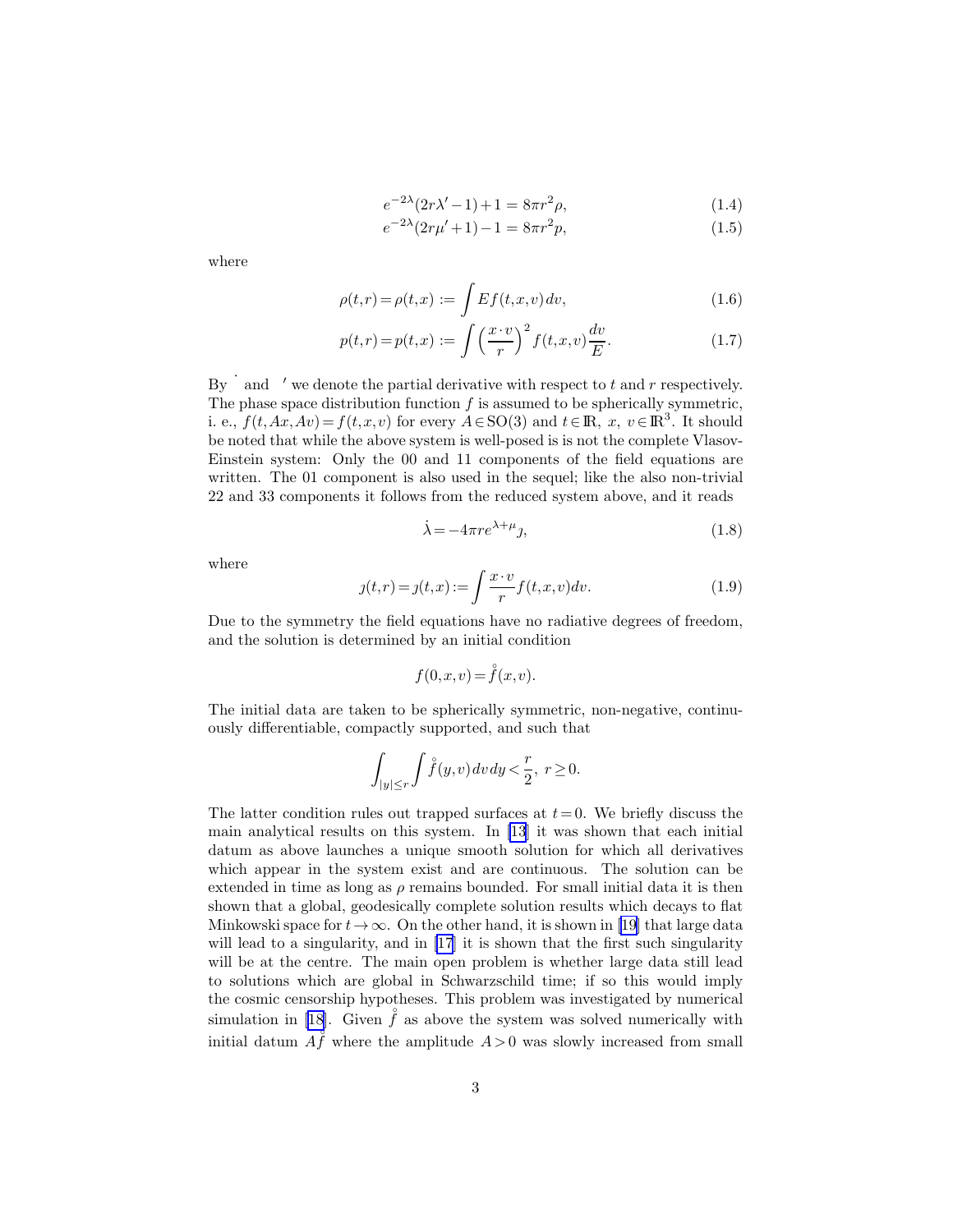$$e^{-2\lambda}(2r\lambda' - 1) + 1 = 8\pi r^2 \rho, \tag{1.4}$$

$$e^{-2\lambda}(2r\mu' + 1) - 1 = 8\pi r^2 p, \tag{1.5}$$

where

$$\rho(t,r) = \rho(t,x) := \int E f(t,x,v)\, dv, \tag{1.6}$$

$$p(t,r) = p(t,x) := \int \left(\frac{x \cdot v}{r}\right)^2 f(t,x,v) \frac{dv}{E}. \tag{1.7}$$

By $\dot{}$ and $'$ we denote the partial derivative with respect to $t$ and $r$ respectively. The phase space distribution function $f$ is assumed to be spherically symmetric, i. e., $f(t,Ax,Av) = f(t,x,v)$ for every $A \in \mathrm{SO}(3)$ and $t \in \mathbb{R}$, $x$, $v \in \mathbb{R}^3$. It should be noted that while the above system is well-posed is is not the complete Vlasov-Einstein system: Only the 00 and 11 components of the field equations are written. The 01 component is also used in the sequel; like the also non-trivial 22 and 33 components it follows from the reduced system above, and it reads

$$\dot{\lambda} = -4\pi r e^{\lambda+\mu} \jmath, \tag{1.8}$$

where

$$\jmath(t,r) = \jmath(t,x) := \int \frac{x \cdot v}{r} f(t,x,v) dv. \tag{1.9}$$

Due to the symmetry the field equations have no radiative degrees of freedom, and the solution is determined by an initial condition

$$f(0,x,v) = \mathring{f}(x,v).$$

The initial data are taken to be spherically symmetric, non-negative, continuously differentiable, compactly supported, and such that

$$\int_{|y| \le r} \int \mathring{f}(y,v)\, dv\, dy < \frac{r}{2},\ r \ge 0.$$

The latter condition rules out trapped surfaces at $t = 0$. We briefly discuss the main analytical results on this system. In [13] it was shown that each initial datum as above launches a unique smooth solution for which all derivatives which appear in the system exist and are continuous. The solution can be extended in time as long as $\rho$ remains bounded. For small initial data it is then shown that a global, geodesically complete solution results which decays to flat Minkowski space for $t \to \infty$. On the other hand, it is shown in [19] that large data will lead to a singularity, and in [17] it is shown that the first such singularity will be at the centre. The main open problem is whether large data still lead to solutions which are global in Schwarzschild time; if so this would imply the cosmic censorship hypotheses. This problem was investigated by numerical simulation in [18]. Given $\mathring{f}$ as above the system was solved numerically with initial datum $A\mathring{f}$ where the amplitude $A > 0$ was slowly increased from small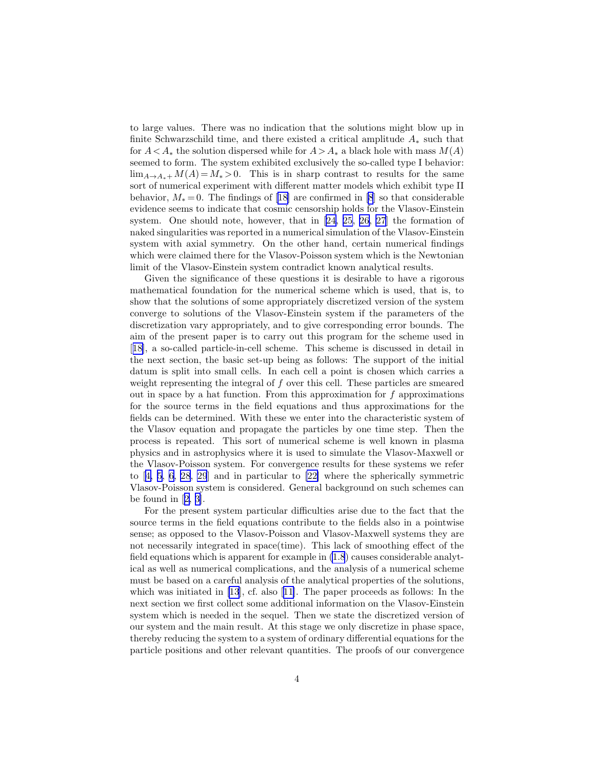to large values. There was no indication that the solutions might blow up in finite Schwarzschild time, and there existed a critical amplitude $A_*$ such that for $A < A_*$ the solution dispersed while for $A > A_*$ a black hole with mass $M(A)$ seemed to form. The system exhibited exclusively the so-called type I behavior: $\lim_{A\to A_*+} M(A) = M_* > 0$. This is in sharp contrast to results for the same sort of numerical experiment with different matter models which exhibit type II behavior, $M_* = 0$. The findings of [18] are confirmed in [8] so that considerable evidence seems to indicate that cosmic censorship holds for the Vlasov-Einstein system. One should note, however, that in [24, 25, 26, 27] the formation of naked singularities was reported in a numerical simulation of the Vlasov-Einstein system with axial symmetry. On the other hand, certain numerical findings which were claimed there for the Vlasov-Poisson system which is the Newtonian limit of the Vlasov-Einstein system contradict known analytical results.

Given the significance of these questions it is desirable to have a rigorous mathematical foundation for the numerical scheme which is used, that is, to show that the solutions of some appropriately discretized version of the system converge to solutions of the Vlasov-Einstein system if the parameters of the discretization vary appropriately, and to give corresponding error bounds. The aim of the present paper is to carry out this program for the scheme used in [18], a so-called particle-in-cell scheme. This scheme is discussed in detail in the next section, the basic set-up being as follows: The support of the initial datum is split into small cells. In each cell a point is chosen which carries a weight representing the integral of $f$ over this cell. These particles are smeared out in space by a hat function. From this approximation for $f$ approximations for the source terms in the field equations and thus approximations for the fields can be determined. With these we enter into the characteristic system of the Vlasov equation and propagate the particles by one time step. Then the process is repeated. This sort of numerical scheme is well known in plasma physics and in astrophysics where it is used to simulate the Vlasov-Maxwell or the Vlasov-Poisson system. For convergence results for these systems we refer to [4, 5, 6, 28, 29] and in particular to [22] where the spherically symmetric Vlasov-Poisson system is considered. General background on such schemes can be found in [2, 3].

For the present system particular difficulties arise due to the fact that the source terms in the field equations contribute to the fields also in a pointwise sense; as opposed to the Vlasov-Poisson and Vlasov-Maxwell systems they are not necessarily integrated in space(time). This lack of smoothing effect of the field equations which is apparent for example in (1.8) causes considerable analytical as well as numerical complications, and the analysis of a numerical scheme must be based on a careful analysis of the analytical properties of the solutions, which was initiated in [13], cf. also [11]. The paper proceeds as follows: In the next section we first collect some additional information on the Vlasov-Einstein system which is needed in the sequel. Then we state the discretized version of our system and the main result. At this stage we only discretize in phase space, thereby reducing the system to a system of ordinary differential equations for the particle positions and other relevant quantities. The proofs of our convergence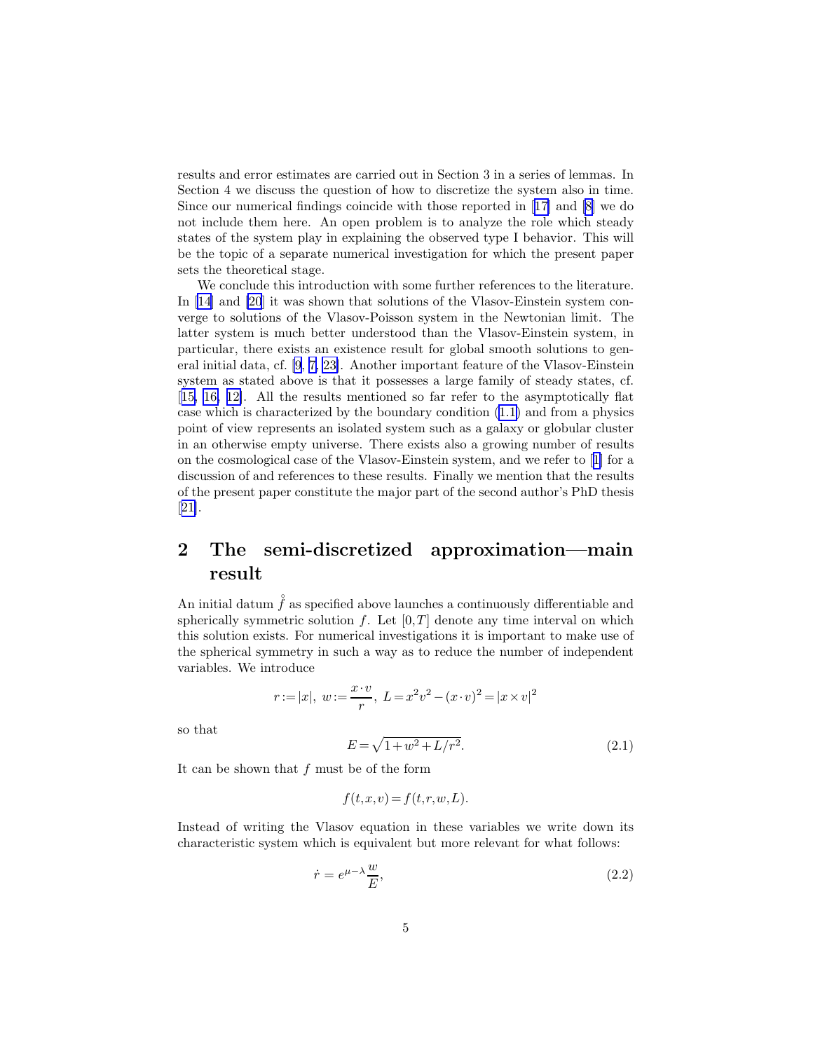results and error estimates are carried out in Section 3 in a series of lemmas. In Section 4 we discuss the question of how to discretize the system also in time. Since our numerical findings coincide with those reported in [17] and [8] we do not include them here. An open problem is to analyze the role which steady states of the system play in explaining the observed type I behavior. This will be the topic of a separate numerical investigation for which the present paper sets the theoretical stage.

We conclude this introduction with some further references to the literature. In [14] and [20] it was shown that solutions of the Vlasov-Einstein system converge to solutions of the Vlasov-Poisson system in the Newtonian limit. The latter system is much better understood than the Vlasov-Einstein system, in particular, there exists an existence result for global smooth solutions to general initial data, cf. [9, 7, 23]. Another important feature of the Vlasov-Einstein system as stated above is that it possesses a large family of steady states, cf. [15, 16, 12]. All the results mentioned so far refer to the asymptotically flat case which is characterized by the boundary condition (1.1) and from a physics point of view represents an isolated system such as a galaxy or globular cluster in an otherwise empty universe. There exists also a growing number of results on the cosmological case of the Vlasov-Einstein system, and we refer to [1] for a discussion of and references to these results. Finally we mention that the results of the present paper constitute the major part of the second author's PhD thesis [21].

## 2 The semi-discretized approximation—main result

An initial datum $\mathring{f}$ as specified above launches a continuously differentiable and spherically symmetric solution $f$. Let $[0,T]$ denote any time interval on which this solution exists. For numerical investigations it is important to make use of the spherical symmetry in such a way as to reduce the number of independent variables. We introduce

$$r := |x|,\ w := \frac{x \cdot v}{r},\ L = x^2 v^2 - (x \cdot v)^2 = |x \times v|^2$$

so that

$$E = \sqrt{1 + w^2 + L/r^2}. \tag{2.1}$$

It can be shown that $f$ must be of the form

$$f(t,x,v) = f(t,r,w,L).$$

Instead of writing the Vlasov equation in these variables we write down its characteristic system which is equivalent but more relevant for what follows:

$$\dot{r} = e^{\mu - \lambda} \frac{w}{E}, \tag{2.2}$$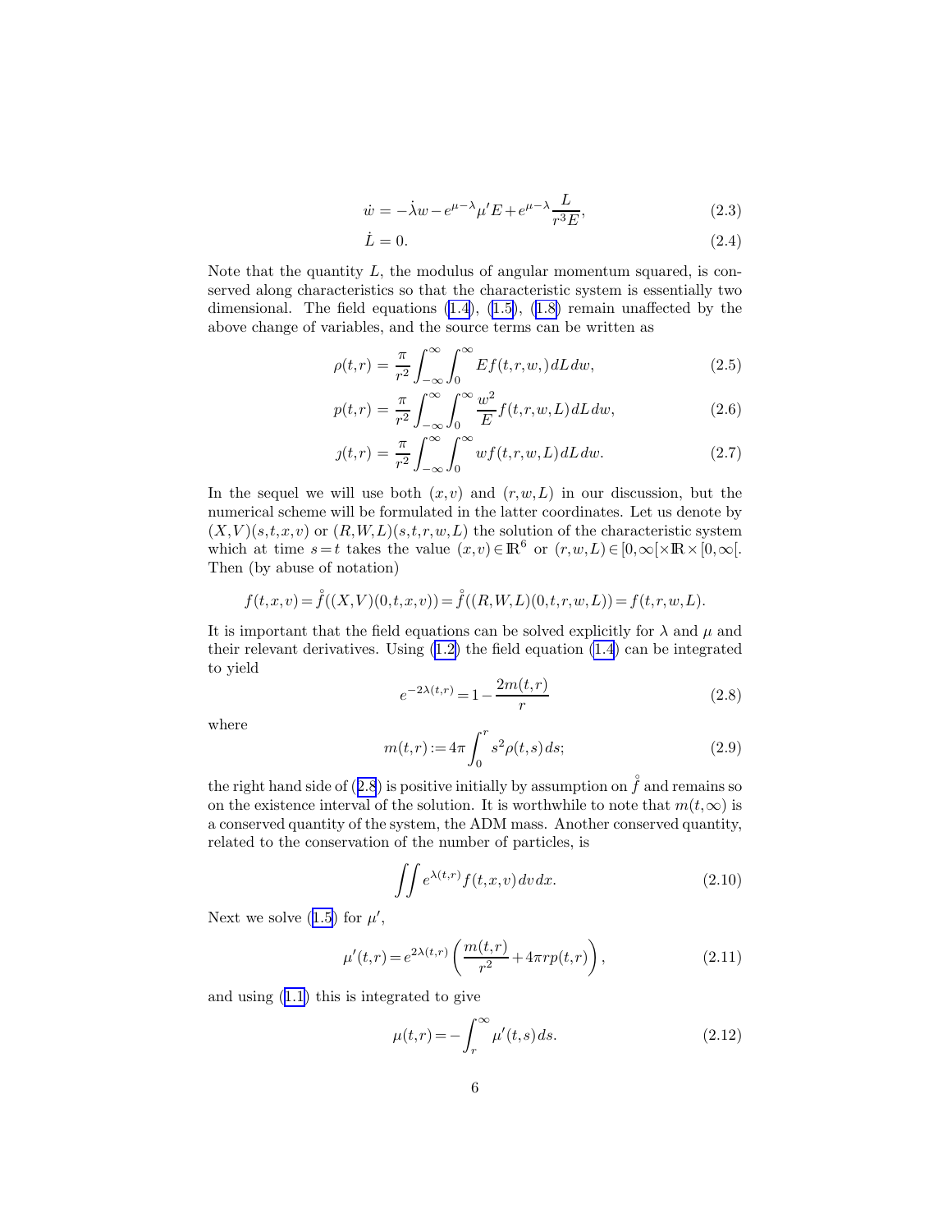$$\dot{w} = -\dot{\lambda} w - e^{\mu-\lambda}\mu' E + e^{\mu-\lambda}\frac{L}{r^3 E}, \tag{2.3}$$

$$\dot{L} = 0. \tag{2.4}$$

Note that the quantity $L$, the modulus of angular momentum squared, is conserved along characteristics so that the characteristic system is essentially two dimensional. The field equations (1.4), (1.5), (1.8) remain unaffected by the above change of variables, and the source terms can be written as

$$\rho(t,r) = \frac{\pi}{r^2}\int_{-\infty}^{\infty}\int_0^{\infty} E f(t,r,w,)\, dL\, dw, \tag{2.5}$$

$$p(t,r) = \frac{\pi}{r^2}\int_{-\infty}^{\infty}\int_0^{\infty} \frac{w^2}{E} f(t,r,w,L)\, dL\, dw, \tag{2.6}$$

$$\jmath(t,r) = \frac{\pi}{r^2}\int_{-\infty}^{\infty}\int_0^{\infty} w f(t,r,w,L)\, dL\, dw. \tag{2.7}$$

In the sequel we will use both $(x,v)$ and $(r,w,L)$ in our discussion, but the numerical scheme will be formulated in the latter coordinates. Let us denote by $(X,V)(s,t,x,v)$ or $(R,W,L)(s,t,r,w,L)$ the solution of the characteristic system which at time $s=t$ takes the value $(x,v) \in \mathbb{R}^6$ or $(r,w,L) \in [0,\infty[ \times \mathbb{R} \times [0,\infty[$. Then (by abuse of notation)

$$f(t,x,v) = \mathring{f}((X,V)(0,t,x,v)) = \mathring{f}((R,W,L)(0,t,r,w,L)) = f(t,r,w,L).$$

It is important that the field equations can be solved explicitly for $\lambda$ and $\mu$ and their relevant derivatives. Using (1.2) the field equation (1.4) can be integrated to yield

$$e^{-2\lambda(t,r)} = 1 - \frac{2m(t,r)}{r} \tag{2.8}$$

where

$$m(t,r) := 4\pi\int_0^r s^2 \rho(t,s)\, ds; \tag{2.9}$$

the right hand side of (2.8) is positive initially by assumption on $\mathring{f}$ and remains so on the existence interval of the solution. It is worthwhile to note that $m(t,\infty)$ is a conserved quantity of the system, the ADM mass. Another conserved quantity, related to the conservation of the number of particles, is

$$\iint e^{\lambda(t,r)} f(t,x,v)\, dv\, dx. \tag{2.10}$$

Next we solve (1.5) for $\mu'$,

$$\mu'(t,r) = e^{2\lambda(t,r)}\left(\frac{m(t,r)}{r^2} + 4\pi r p(t,r)\right), \tag{2.11}$$

and using (1.1) this is integrated to give

$$\mu(t,r) = -\int_r^{\infty} \mu'(t,s)\, ds. \tag{2.12}$$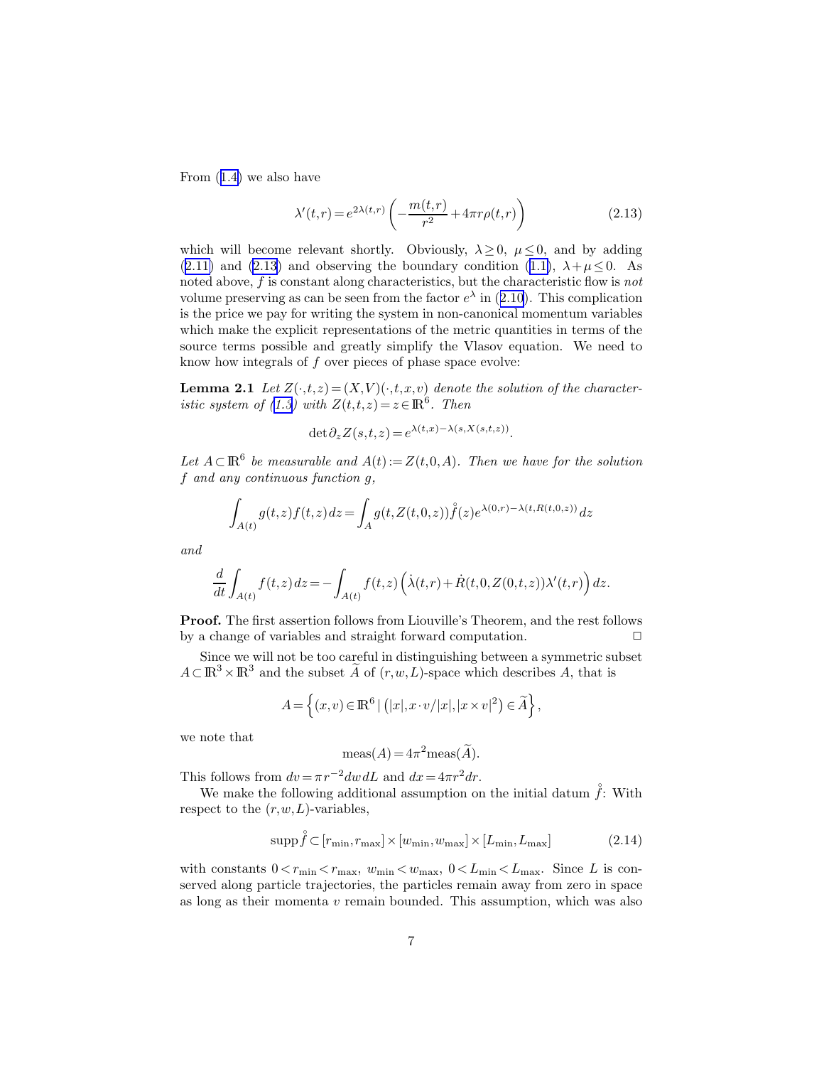From (1.4) we also have

$$\lambda'(t,r) = e^{2\lambda(t,r)} \left( -\frac{m(t,r)}{r^2} + 4\pi r \rho(t,r) \right) \tag{2.13}$$

which will become relevant shortly. Obviously, $\lambda \geq 0$, $\mu \leq 0$, and by adding (2.11) and (2.13) and observing the boundary condition (1.1), $\lambda + \mu \leq 0$. As noted above, $f$ is constant along characteristics, but the characteristic flow is *not* volume preserving as can be seen from the factor $e^{\lambda}$ in (2.10). This complication is the price we pay for writing the system in non-canonical momentum variables which make the explicit representations of the metric quantities in terms of the source terms possible and greatly simplify the Vlasov equation. We need to know how integrals of $f$ over pieces of phase space evolve:

**Lemma 2.1** *Let $Z(\cdot,t,z) = (X,V)(\cdot,t,x,v)$ denote the solution of the characteristic system of (1.3) with $Z(t,t,z) = z \in \mathbb{R}^6$. Then*

$$\det \partial_z Z(s,t,z) = e^{\lambda(t,x) - \lambda(s,X(s,t,z))}.$$

*Let $A \subset \mathbb{R}^6$ be measurable and $A(t) := Z(t,0,A)$. Then we have for the solution $f$ and any continuous function $g$,*

$$\int_{A(t)} g(t,z) f(t,z)\, dz = \int_A g(t, Z(t,0,z)) \mathring{f}(z) e^{\lambda(0,r) - \lambda(t,R(t,0,z))}\, dz$$

*and*

$$\frac{d}{dt} \int_{A(t)} f(t,z)\, dz = -\int_{A(t)} f(t,z) \left( \dot\lambda(t,r) + \dot R(t,0,Z(0,t,z)) \lambda'(t,r) \right) dz.$$

**Proof.** The first assertion follows from Liouville's Theorem, and the rest follows by a change of variables and straight forward computation. $\Box$

Since we will not be too careful in distinguishing between a symmetric subset $A \subset \mathbb{R}^3 \times \mathbb{R}^3$ and the subset $\widetilde{A}$ of $(r,w,L)$-space which describes $A$, that is

$$A = \left\{ (x,v) \in \mathbb{R}^6 \mid \left( |x|, x \cdot v / |x|, |x \times v|^2 \right) \in \widetilde{A} \right\},$$

we note that

$$\mathrm{meas}(A) = 4\pi^2 \mathrm{meas}(\widetilde{A}).$$

This follows from $dv = \pi r^{-2} dw\, dL$ and $dx = 4\pi r^2 dr$.

We make the following additional assumption on the initial datum $\mathring{f}$: With respect to the $(r,w,L)$-variables,

$$\mathrm{supp}\, \mathring{f} \subset [r_{\min}, r_{\max}] \times [w_{\min}, w_{\max}] \times [L_{\min}, L_{\max}] \tag{2.14}$$

with constants $0 < r_{\min} < r_{\max}$, $w_{\min} < w_{\max}$, $0 < L_{\min} < L_{\max}$. Since $L$ is conserved along particle trajectories, the particles remain away from zero in space as long as their momenta $v$ remain bounded. This assumption, which was also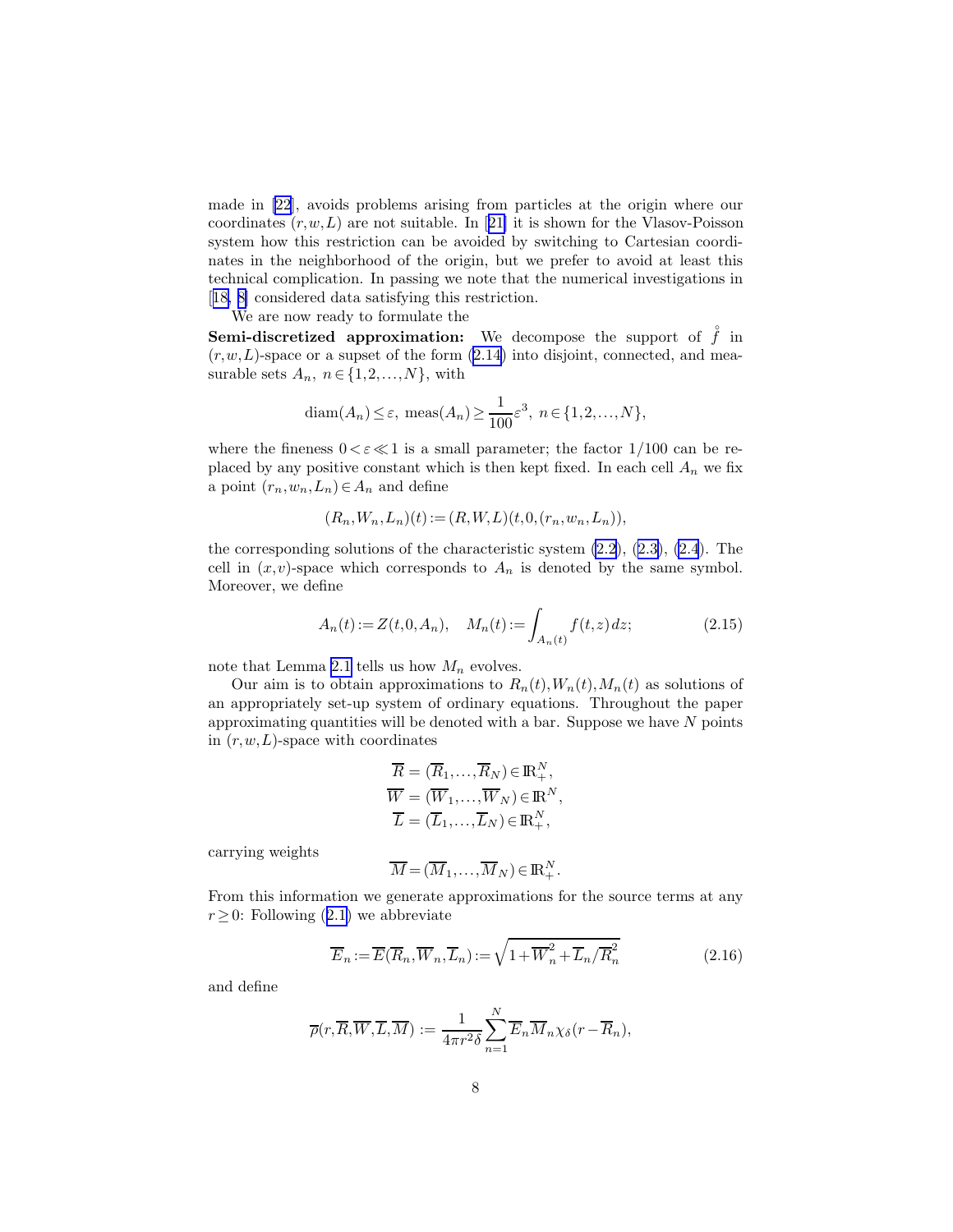made in [22], avoids problems arising from particles at the origin where our coordinates $(r,w,L)$ are not suitable. In [21] it is shown for the Vlasov-Poisson system how this restriction can be avoided by switching to Cartesian coordinates in the neighborhood of the origin, but we prefer to avoid at least this technical complication. In passing we note that the numerical investigations in [18, 8] considered data satisfying this restriction.

We are now ready to formulate the

**Semi-discretized approximation:** We decompose the support of $\mathring{f}$ in $(r,w,L)$-space or a supset of the form (2.14) into disjoint, connected, and measurable sets $A_n$, $n \in \{1,2,\ldots,N\}$, with

$$\operatorname{diam}(A_n) \leq \varepsilon,\ \operatorname{meas}(A_n) \geq \frac{1}{100}\varepsilon^3,\ n \in \{1,2,\ldots,N\},$$

where the fineness $0 < \varepsilon \ll 1$ is a small parameter; the factor $1/100$ can be replaced by any positive constant which is then kept fixed. In each cell $A_n$ we fix a point $(r_n,w_n,L_n) \in A_n$ and define

$$(R_n,W_n,L_n)(t) := (R,W,L)(t,0,(r_n,w_n,L_n)),$$

the corresponding solutions of the characteristic system (2.2), (2.3), (2.4). The cell in $(x,v)$-space which corresponds to $A_n$ is denoted by the same symbol. Moreover, we define

$$A_n(t) := Z(t,0,A_n), \quad M_n(t) := \int_{A_n(t)} f(t,z)\,dz; \tag{2.15}$$

note that Lemma 2.1 tells us how $M_n$ evolves.

Our aim is to obtain approximations to $R_n(t), W_n(t), M_n(t)$ as solutions of an appropriately set-up system of ordinary equations. Throughout the paper approximating quantities will be denoted with a bar. Suppose we have $N$ points in $(r,w,L)$-space with coordinates

$$\begin{aligned}
\overline{R} &= (\overline{R}_1,\ldots,\overline{R}_N) \in \mathbb{R}_+^N,\\
\overline{W} &= (\overline{W}_1,\ldots,\overline{W}_N) \in \mathbb{R}^N,\\
\overline{L} &= (\overline{L}_1,\ldots,\overline{L}_N) \in \mathbb{R}_+^N,
\end{aligned}$$

carrying weights

$$\overline{M} = (\overline{M}_1,\ldots,\overline{M}_N) \in \mathbb{R}_+^N.$$

From this information we generate approximations for the source terms at any $r \geq 0$: Following (2.1) we abbreviate

$$\overline{E}_n := \overline{E}(\overline{R}_n,\overline{W}_n,\overline{L}_n) := \sqrt{1+\overline{W}_n^2+\overline{L}_n/\overline{R}_n^2} \tag{2.16}$$

and define

$$\overline{\rho}(r,\overline{R},\overline{W},\overline{L},\overline{M}) := \frac{1}{4\pi r^2 \delta}\sum_{n=1}^{N}\overline{E}_n\overline{M}_n\chi_\delta(r-\overline{R}_n),$$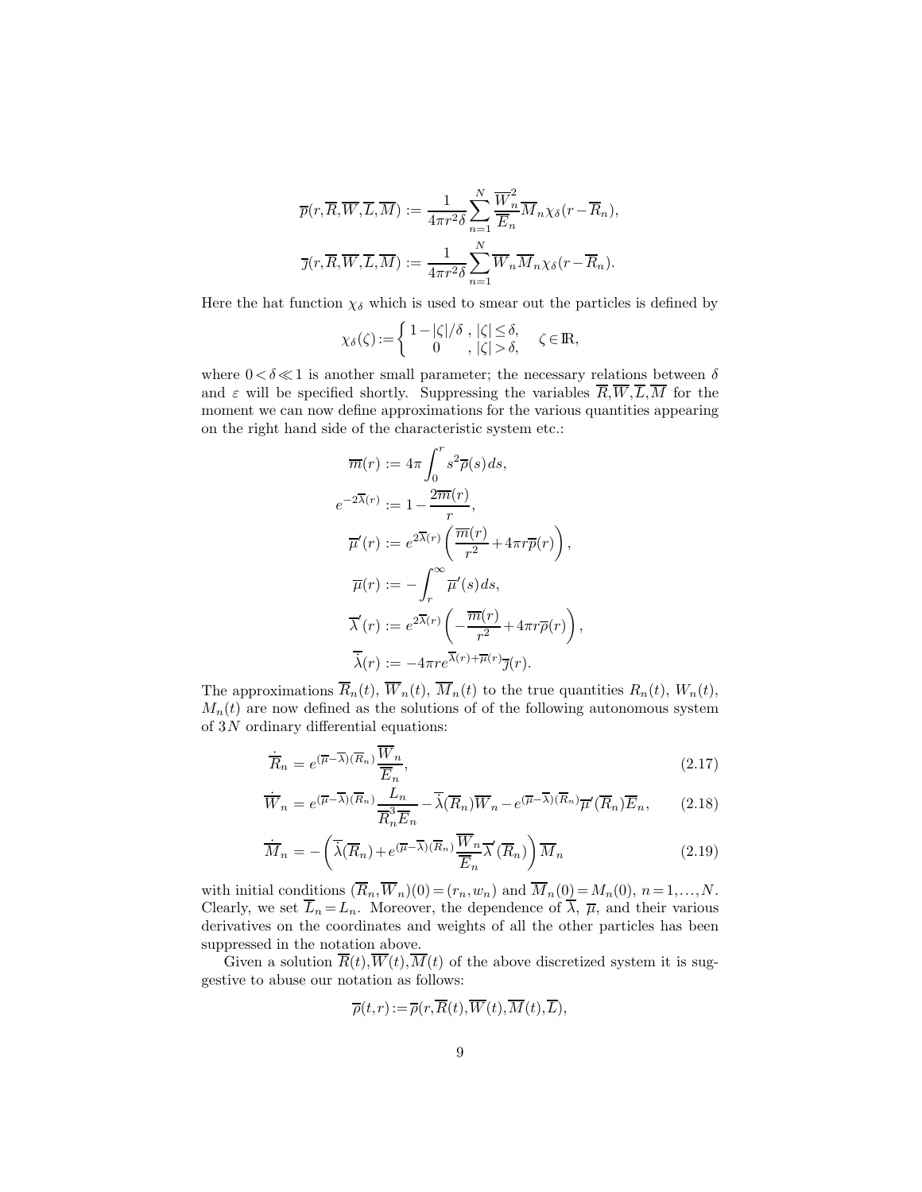$$\overline{\rho}(r,\overline{R},\overline{W},\overline{L},\overline{M}) := \frac{1}{4\pi r^2\delta}\sum_{n=1}^{N}\frac{\overline{W}_n^2}{\overline{E}_n}\overline{M}_n\chi_\delta(r-\overline{R}_n),$$

$$\overline{\jmath}(r,\overline{R},\overline{W},\overline{L},\overline{M}) := \frac{1}{4\pi r^2\delta}\sum_{n=1}^{N}\overline{W}_n\overline{M}_n\chi_\delta(r-\overline{R}_n).$$

Here the hat function $\chi_\delta$ which is used to smear out the particles is defined by

$$\chi_\delta(\zeta) := \begin{cases} 1-|\zeta|/\delta\ , & |\zeta|\le\delta, \\ 0 & , |\zeta|>\delta, \end{cases} \quad \zeta\in\mathbb{R},$$

where $0<\delta\ll 1$ is another small parameter; the necessary relations between $\delta$ and $\varepsilon$ will be specified shortly. Suppressing the variables $\overline{R},\overline{W},\overline{L},\overline{M}$ for the moment we can now define approximations for the various quantities appearing on the right hand side of the characteristic system etc.:

$$\begin{aligned}
\overline{m}(r) &:= 4\pi\int_0^r s^2\overline{\rho}(s)\,ds,\\
e^{-2\overline{\lambda}(r)} &:= 1-\frac{2\overline{m}(r)}{r},\\
\overline{\mu}'(r) &:= e^{2\overline{\lambda}(r)}\left(\frac{\overline{m}(r)}{r^2}+4\pi r\overline{p}(r)\right),\\
\overline{\mu}(r) &:= -\int_r^\infty \overline{\mu}'(s)\,ds,\\
\overline{\lambda}'(r) &:= e^{2\overline{\lambda}(r)}\left(-\frac{\overline{m}(r)}{r^2}+4\pi r\overline{\rho}(r)\right),\\
\dot{\overline{\lambda}}(r) &:= -4\pi r e^{\overline{\lambda}(r)+\overline{\mu}(r)}\overline{\jmath}(r).
\end{aligned}$$

The approximations $\overline{R}_n(t)$, $\overline{W}_n(t)$, $\overline{M}_n(t)$ to the true quantities $R_n(t)$, $W_n(t)$, $M_n(t)$ are now defined as the solutions of of the following autonomous system of $3N$ ordinary differential equations:

$$\dot{\overline{R}}_n = e^{(\overline{\mu}-\overline{\lambda})(\overline{R}_n)}\frac{\overline{W}_n}{\overline{E}_n}, \tag{2.17}$$

$$\dot{\overline{W}}_n = e^{(\overline{\mu}-\overline{\lambda})(\overline{R}_n)}\frac{L_n}{\overline{R}_n^3\overline{E}_n}-\dot{\overline{\lambda}}(\overline{R}_n)\overline{W}_n-e^{(\overline{\mu}-\overline{\lambda})(\overline{R}_n)}\overline{\mu}'(\overline{R}_n)\overline{E}_n, \tag{2.18}$$

$$\dot{\overline{M}}_n = -\left(\dot{\overline{\lambda}}(\overline{R}_n)+e^{(\overline{\mu}-\overline{\lambda})(\overline{R}_n)}\frac{\overline{W}_n}{\overline{E}_n}\overline{\lambda}'(\overline{R}_n)\right)\overline{M}_n \tag{2.19}$$

with initial conditions $(\overline{R}_n,\overline{W}_n)(0)=(r_n,w_n)$ and $\overline{M}_n(0)=M_n(0)$, $n=1,\ldots,N$. Clearly, we set $\overline{L}_n=L_n$. Moreover, the dependence of $\overline{\lambda}$, $\overline{\mu}$, and their various derivatives on the coordinates and weights of all the other particles has been suppressed in the notation above.

Given a solution $\overline{R}(t),\overline{W}(t),\overline{M}(t)$ of the above discretized system it is suggestive to abuse our notation as follows:

$$\overline{\rho}(t,r) := \overline{\rho}(r,\overline{R}(t),\overline{W}(t),\overline{M}(t),\overline{L}),$$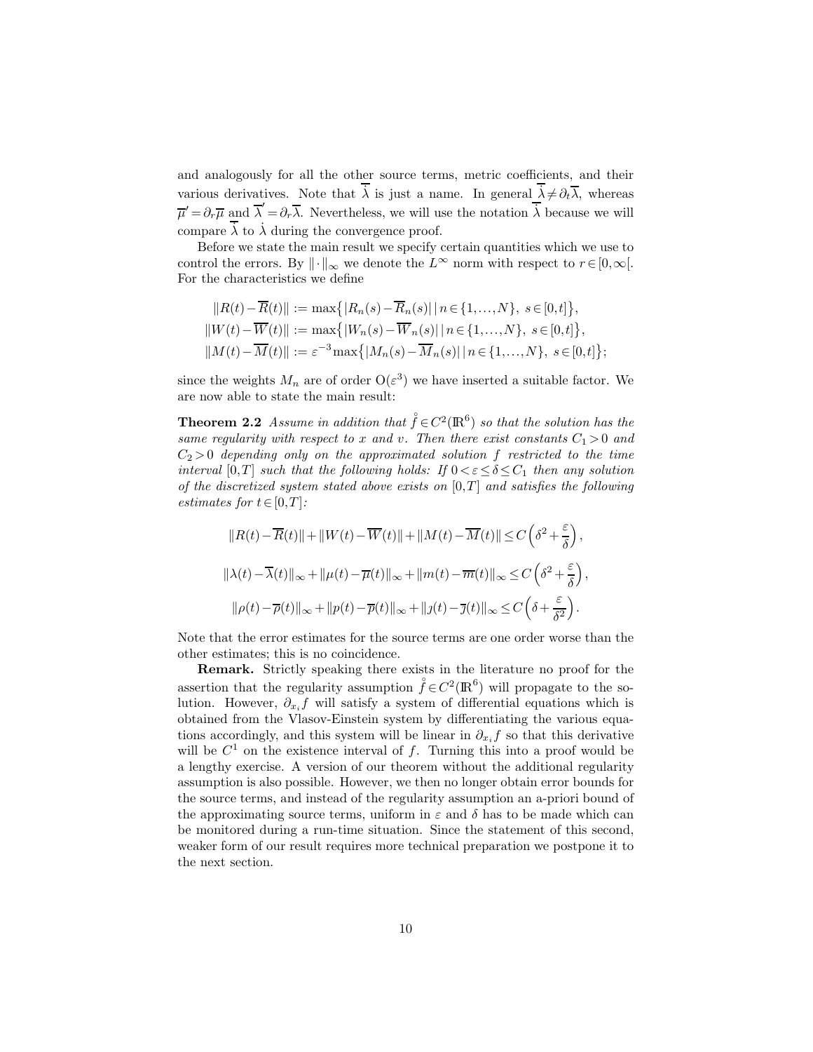and analogously for all the other source terms, metric coefficients, and their various derivatives. Note that $\dot{\overline{\lambda}}$ is just a name. In general $\dot{\overline{\lambda}} \neq \partial_t \overline{\lambda}$, whereas $\overline{\mu}' = \partial_r \overline{\mu}$ and $\overline{\lambda}' = \partial_r \overline{\lambda}$. Nevertheless, we will use the notation $\dot{\overline{\lambda}}$ because we will compare $\dot{\overline{\lambda}}$ to $\dot{\lambda}$ during the convergence proof.

Before we state the main result we specify certain quantities which we use to control the errors. By $\|\cdot\|_\infty$ we denote the $L^\infty$ norm with respect to $r \in [0,\infty[$. For the characteristics we define

$$
\begin{aligned}
\|R(t) - \overline{R}(t)\| &:= \max\{|R_n(s) - \overline{R}_n(s)| \mid n \in \{1,\ldots,N\},\ s \in [0,t]\},\\
\|W(t) - \overline{W}(t)\| &:= \max\{|W_n(s) - \overline{W}_n(s)| \mid n \in \{1,\ldots,N\},\ s \in [0,t]\},\\
\|M(t) - \overline{M}(t)\| &:= \varepsilon^{-3} \max\{|M_n(s) - \overline{M}_n(s)| \mid n \in \{1,\ldots,N\},\ s \in [0,t]\};
\end{aligned}
$$

since the weights $M_n$ are of order $\mathrm{O}(\varepsilon^3)$ we have inserted a suitable factor. We are now able to state the main result:

**Theorem 2.2** *Assume in addition that $\mathring{f} \in C^2(\mathbb{R}^6)$ so that the solution has the same regularity with respect to $x$ and $v$. Then there exist constants $C_1 > 0$ and $C_2 > 0$ depending only on the approximated solution $f$ restricted to the time interval $[0,T]$ such that the following holds: If $0 < \varepsilon \le \delta \le C_1$ then any solution of the discretized system stated above exists on $[0,T]$ and satisfies the following estimates for $t \in [0,T]$:*

$$
\|R(t) - \overline{R}(t)\| + \|W(t) - \overline{W}(t)\| + \|M(t) - \overline{M}(t)\| \le C\left(\delta^2 + \frac{\varepsilon}{\delta}\right),
$$

$$
\|\lambda(t) - \overline{\lambda}(t)\|_\infty + \|\mu(t) - \overline{\mu}(t)\|_\infty + \|m(t) - \overline{m}(t)\|_\infty \le C\left(\delta^2 + \frac{\varepsilon}{\delta}\right),
$$

$$
\|\rho(t) - \overline{\rho}(t)\|_\infty + \|p(t) - \overline{p}(t)\|_\infty + \|\jmath(t) - \overline{\jmath}(t)\|_\infty \le C\left(\delta + \frac{\varepsilon}{\delta^2}\right).
$$

Note that the error estimates for the source terms are one order worse than the other estimates; this is no coincidence.

**Remark.** Strictly speaking there exists in the literature no proof for the assertion that the regularity assumption $\mathring{f} \in C^2(\mathbb{R}^6)$ will propagate to the solution. However, $\partial_{x_i} f$ will satisfy a system of differential equations which is obtained from the Vlasov-Einstein system by differentiating the various equations accordingly, and this system will be linear in $\partial_{x_i} f$ so that this derivative will be $C^1$ on the existence interval of $f$. Turning this into a proof would be a lengthy exercise. A version of our theorem without the additional regularity assumption is also possible. However, we then no longer obtain error bounds for the source terms, and instead of the regularity assumption an a-priori bound of the approximating source terms, uniform in $\varepsilon$ and $\delta$ has to be made which can be monitored during a run-time situation. Since the statement of this second, weaker form of our result requires more technical preparation we postpone it to the next section.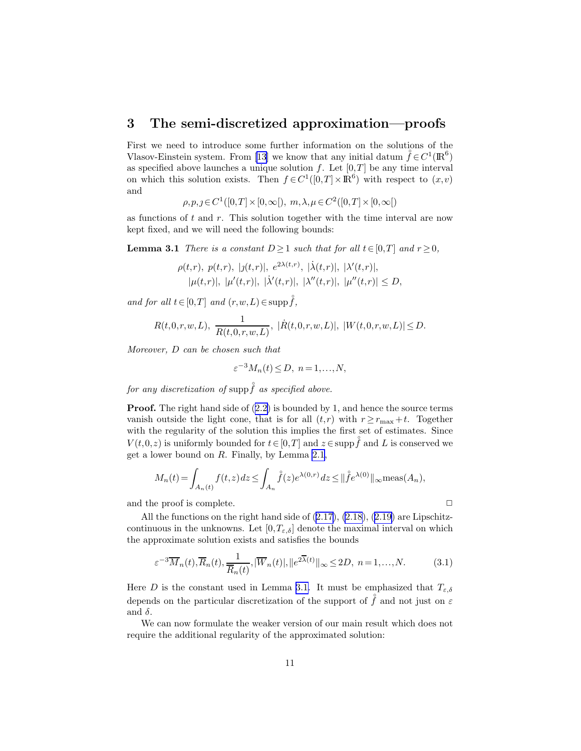## 3 The semi-discretized approximation—proofs

First we need to introduce some further information on the solutions of the Vlasov-Einstein system. From [13] we know that any initial datum $\mathring{f} \in C^1(\mathbb{R}^6)$ as specified above launches a unique solution $f$. Let $[0,T]$ be any time interval on which this solution exists. Then $f \in C^1([0,T] \times \mathbb{R}^6)$ with respect to $(x,v)$ and

$$\rho, p, \jmath \in C^1([0,T] \times [0,\infty[),\ m, \lambda, \mu \in C^2([0,T] \times [0,\infty[)$$

as functions of $t$ and $r$. This solution together with the time interval are now kept fixed, and we will need the following bounds:

**Lemma 3.1** *There is a constant $D \geq 1$ such that for all $t \in [0,T]$ and $r \geq 0$,*

$$\begin{aligned} &\rho(t,r),\ p(t,r),\ |\jmath(t,r)|,\ e^{2\lambda(t,r)},\ |\dot{\lambda}(t,r)|,\ |\lambda'(t,r)|,\\ &\quad |\mu(t,r)|,\ |\mu'(t,r)|,\ |\dot{\lambda}'(t,r)|,\ |\lambda''(t,r)|,\ |\mu''(t,r)| \leq D, \end{aligned}$$

*and for all $t \in [0,T]$ and $(r,w,L) \in \operatorname{supp} \mathring{f}$,*

$$R(t,0,r,w,L),\ \frac{1}{R(t,0,r,w,L)},\ |\dot{R}(t,0,r,w,L)|,\ |W(t,0,r,w,L)| \leq D.$$

*Moreover, $D$ can be chosen such that*

$$\varepsilon^{-3} M_n(t) \leq D,\ n = 1, \ldots, N,$$

*for any discretization of $\operatorname{supp} \mathring{f}$ as specified above.*

**Proof.** The right hand side of (2.2) is bounded by 1, and hence the source terms vanish outside the light cone, that is for all $(t,r)$ with $r \geq r_{\max} + t$. Together with the regularity of the solution this implies the first set of estimates. Since $V(t,0,z)$ is uniformly bounded for $t \in [0,T]$ and $z \in \operatorname{supp} \mathring{f}$ and $L$ is conserved we get a lower bound on $R$. Finally, by Lemma 2.1,

$$M_n(t) = \int_{A_n(t)} f(t,z)\, dz \leq \int_{A_n} \mathring{f}(z) e^{\lambda(0,r)}\, dz \leq \|\mathring{f} e^{\lambda(0)}\|_\infty \operatorname{meas}(A_n),$$

and the proof is complete. $\Box$

All the functions on the right hand side of (2.17), (2.18), (2.19) are Lipschitz-continuous in the unknowns. Let $[0, T_{\varepsilon,\delta}]$ denote the maximal interval on which the approximate solution exists and satisfies the bounds

$$\varepsilon^{-3} \overline{M}_n(t), \overline{R}_n(t), \frac{1}{\overline{R}_n(t)}, |\overline{W}_n(t)|, \|e^{2\overline{\lambda}(t)}\|_\infty \leq 2D,\ n = 1, \ldots, N. \tag{3.1}$$

Here $D$ is the constant used in Lemma 3.1. It must be emphasized that $T_{\varepsilon,\delta}$ depends on the particular discretization of the support of $\mathring{f}$ and not just on $\varepsilon$ and $\delta$.

We can now formulate the weaker version of our main result which does not require the additional regularity of the approximated solution: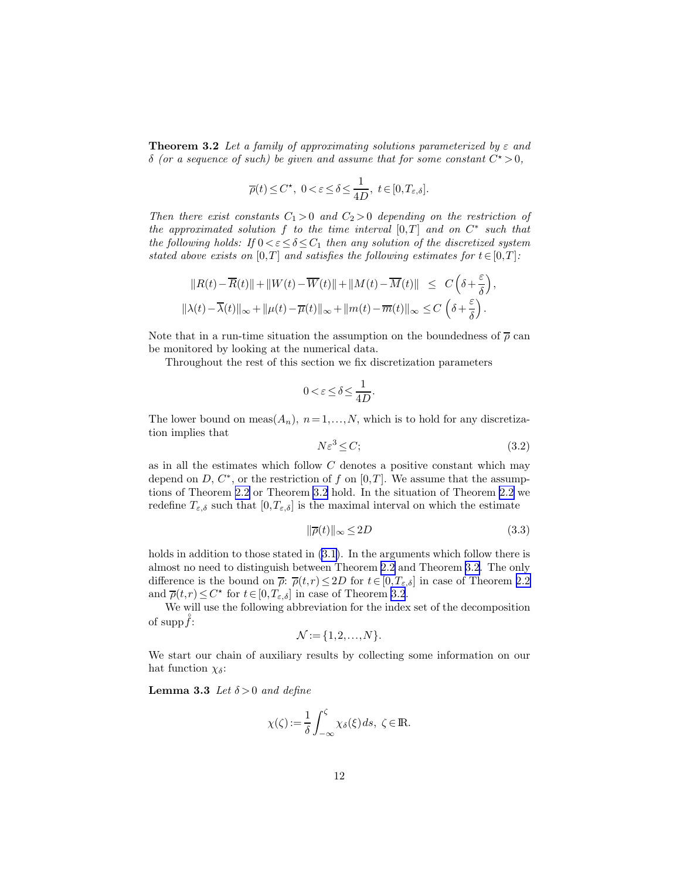**Theorem 3.2** *Let a family of approximating solutions parameterized by $\varepsilon$ and $\delta$ (or a sequence of such) be given and assume that for some constant $C^\star > 0$,*

$$\overline{\rho}(t) \leq C^\star,\ 0 < \varepsilon \leq \delta \leq \frac{1}{4D},\ t \in [0, T_{\varepsilon,\delta}].$$

*Then there exist constants $C_1 > 0$ and $C_2 > 0$ depending on the restriction of the approximated solution $f$ to the time interval $[0,T]$ and on $C^*$ such that the following holds: If $0 < \varepsilon \leq \delta \leq C_1$ then any solution of the discretized system stated above exists on $[0,T]$ and satisfies the following estimates for $t \in [0,T]$:*

$$\|R(t) - \overline{R}(t)\| + \|W(t) - \overline{W}(t)\| + \|M(t) - \overline{M}(t)\| \ \leq\ C\left(\delta + \frac{\varepsilon}{\delta}\right),$$

$$\|\lambda(t) - \overline{\lambda}(t)\|_\infty + \|\mu(t) - \overline{\mu}(t)\|_\infty + \|m(t) - \overline{m}(t)\|_\infty \leq C\left(\delta + \frac{\varepsilon}{\delta}\right).$$

Note that in a run-time situation the assumption on the boundedness of $\overline{\rho}$ can be monitored by looking at the numerical data.

Throughout the rest of this section we fix discretization parameters

$$0 < \varepsilon \leq \delta \leq \frac{1}{4D}.$$

The lower bound on $\mathrm{meas}(A_n)$, $n = 1, \ldots, N$, which is to hold for any discretization implies that

$$N\varepsilon^3 \leq C; \tag{3.2}$$

as in all the estimates which follow $C$ denotes a positive constant which may depend on $D$, $C^*$, or the restriction of $f$ on $[0,T]$. We assume that the assumptions of Theorem 2.2 or Theorem 3.2 hold. In the situation of Theorem 2.2 we redefine $T_{\varepsilon,\delta}$ such that $[0, T_{\varepsilon,\delta}]$ is the maximal interval on which the estimate

$$\|\overline{\rho}(t)\|_\infty \leq 2D \tag{3.3}$$

holds in addition to those stated in (3.1). In the arguments which follow there is almost no need to distinguish between Theorem 2.2 and Theorem 3.2. The only difference is the bound on $\overline{\rho}$: $\overline{\rho}(t,r) \leq 2D$ for $t \in [0, T_{\varepsilon,\delta}]$ in case of Theorem 2.2 and $\overline{\rho}(t,r) \leq C^\star$ for $t \in [0, T_{\varepsilon,\delta}]$ in case of Theorem 3.2.

We will use the following abbreviation for the index set of the decomposition of $\mathrm{supp}\,\mathring{f}$:

$$\mathcal{N} := \{1, 2, \ldots, N\}.$$

We start our chain of auxiliary results by collecting some information on our hat function $\chi_\delta$:

**Lemma 3.3** *Let $\delta > 0$ and define*

$$\chi(\zeta) := \frac{1}{\delta}\int_{-\infty}^{\zeta} \chi_\delta(\xi)\, ds,\ \zeta \in \mathbb{R}.$$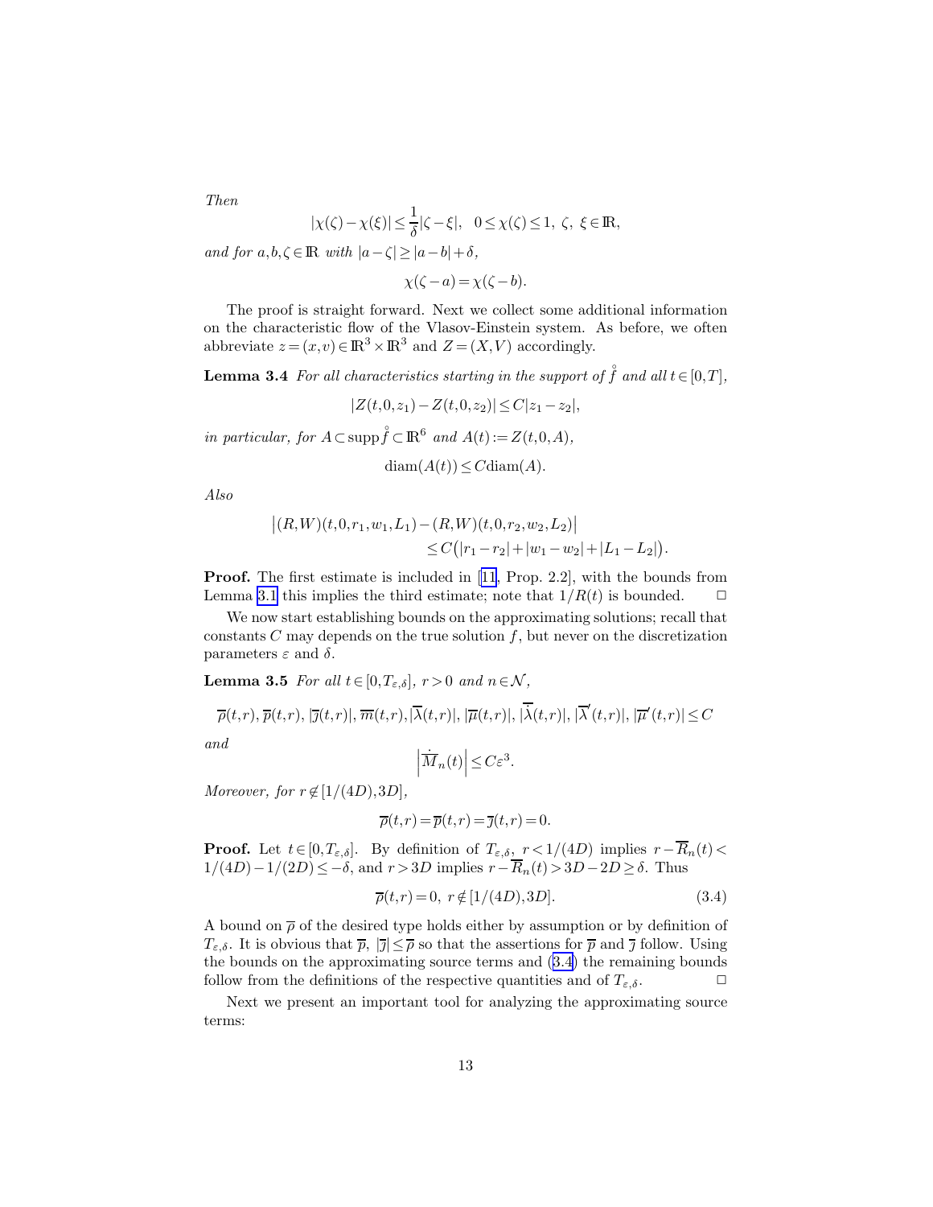*Then*

$$|\chi(\zeta)-\chi(\xi)| \leq \frac{1}{\delta}|\zeta-\xi|, \quad 0 \leq \chi(\zeta) \leq 1, \ \zeta, \ \xi \in \mathbb{R},$$

*and for* $a,b,\zeta \in \mathbb{R}$ *with* $|a-\zeta| \geq |a-b|+\delta$,

$$\chi(\zeta-a) = \chi(\zeta-b).$$

The proof is straight forward. Next we collect some additional information on the characteristic flow of the Vlasov-Einstein system. As before, we often abbreviate $z=(x,v) \in \mathbb{R}^3 \times \mathbb{R}^3$ and $Z=(X,V)$ accordingly.

**Lemma 3.4** *For all characteristics starting in the support of* $\mathring{f}$ *and all* $t \in [0,T]$,

$$|Z(t,0,z_1)-Z(t,0,z_2)| \leq C|z_1-z_2|,$$

*in particular, for* $A \subset \operatorname{supp} \mathring{f} \subset \mathbb{R}^6$ *and* $A(t) := Z(t,0,A)$,

$$\operatorname{diam}(A(t)) \leq C \operatorname{diam}(A).$$

*Also*

$$\begin{aligned}\big|(R,W)(t,0,r_1,w_1,L_1)-(R,W)(t,0,r_2,w_2,L_2)\big| \\ \leq C\big(|r_1-r_2|+|w_1-w_2|+|L_1-L_2|\big).\end{aligned}$$

**Proof.** The first estimate is included in [11, Prop. 2.2], with the bounds from Lemma 3.1 this implies the third estimate; note that $1/R(t)$ is bounded. $\Box$

We now start establishing bounds on the approximating solutions; recall that constants $C$ may depends on the true solution $f$, but never on the discretization parameters $\varepsilon$ and $\delta$.

**Lemma 3.5** *For all* $t \in [0,T_{\varepsilon,\delta}]$, $r>0$ *and* $n \in \mathcal{N}$,

$$\overline{\rho}(t,r), \overline{p}(t,r), |\overline{\jmath}(t,r)|, \overline{m}(t,r), |\overline{\lambda}(t,r)|, |\overline{\mu}(t,r)|, |\dot{\overline{\lambda}}(t,r)|, |\overline{\lambda}'(t,r)|, |\overline{\mu}'(t,r)| \leq C$$

*and*

$$\left|\dot{\overline{M}}_n(t)\right| \leq C\varepsilon^3.$$

*Moreover, for* $r \notin [1/(4D),3D]$,

$$\overline{\rho}(t,r) = \overline{p}(t,r) = \overline{\jmath}(t,r) = 0.$$

**Proof.** Let $t \in [0,T_{\varepsilon,\delta}]$. By definition of $T_{\varepsilon,\delta}$, $r<1/(4D)$ implies $r-\overline{R}_n(t) < 1/(4D)-1/(2D) \leq -\delta$, and $r>3D$ implies $r-\overline{R}_n(t) > 3D-2D \geq \delta$. Thus

$$\overline{\rho}(t,r) = 0, \ r \notin [1/(4D),3D]. \tag{3.4}$$

A bound on $\overline{\rho}$ of the desired type holds either by assumption or by definition of $T_{\varepsilon,\delta}$. It is obvious that $\overline{p}$, $|\overline{\jmath}| \leq \overline{\rho}$ so that the assertions for $\overline{p}$ and $\overline{\jmath}$ follow. Using the bounds on the approximating source terms and (3.4) the remaining bounds follow from the definitions of the respective quantities and of $T_{\varepsilon,\delta}$. $\Box$

Next we present an important tool for analyzing the approximating source terms: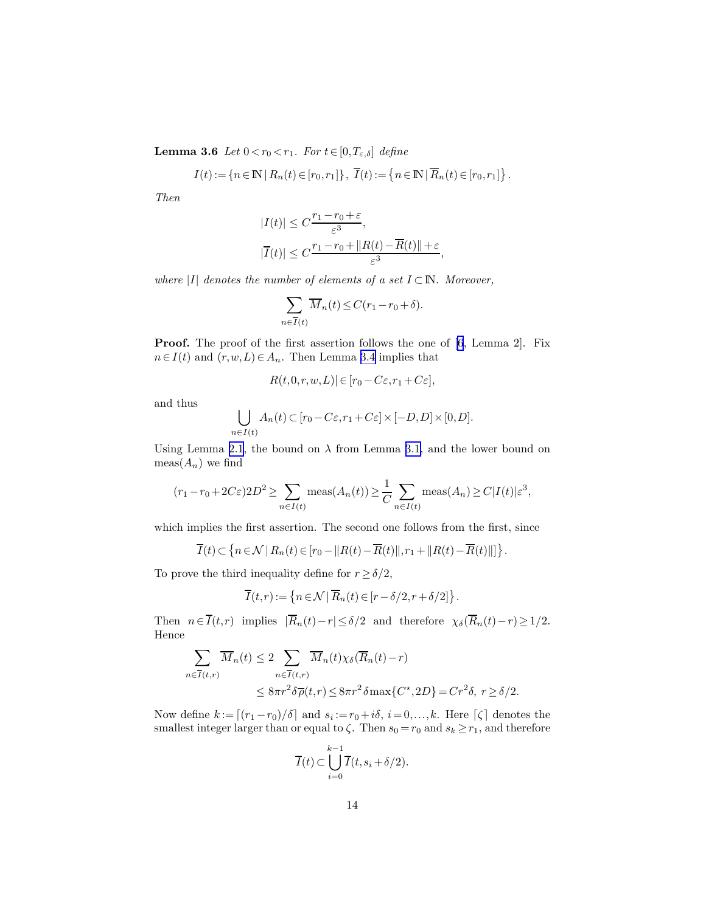**Lemma 3.6** *Let $0 < r_0 < r_1$. For $t \in [0, T_{\varepsilon,\delta}]$ define*

$$I(t) := \{n \in \mathbb{N} \,|\, R_n(t) \in [r_0, r_1]\}, \; \overline{I}(t) := \left\{n \in \mathbb{N} \,|\, \overline{R}_n(t) \in [r_0, r_1]\right\}.$$

*Then*

$$|I(t)| \leq C \frac{r_1 - r_0 + \varepsilon}{\varepsilon^3},$$

$$|\overline{I}(t)| \leq C \frac{r_1 - r_0 + \|R(t) - \overline{R}(t)\| + \varepsilon}{\varepsilon^3},$$

*where $|I|$ denotes the number of elements of a set $I \subset \mathbb{N}$. Moreover,*

$$\sum_{n \in \overline{I}(t)} \overline{M}_n(t) \leq C(r_1 - r_0 + \delta).$$

**Proof.** The proof of the first assertion follows the one of [6, Lemma 2]. Fix $n \in I(t)$ and $(r, w, L) \in A_n$. Then Lemma 3.4 implies that

$$R(t, 0, r, w, L)| \in [r_0 - C\varepsilon, r_1 + C\varepsilon],$$

and thus

$$\bigcup_{n \in I(t)} A_n(t) \subset [r_0 - C\varepsilon, r_1 + C\varepsilon] \times [-D, D] \times [0, D].$$

Using Lemma 2.1, the bound on $\lambda$ from Lemma 3.1, and the lower bound on $\mathrm{meas}(A_n)$ we find

$$(r_1 - r_0 + 2C\varepsilon) 2D^2 \geq \sum_{n \in I(t)} \mathrm{meas}(A_n(t)) \geq \frac{1}{C} \sum_{n \in I(t)} \mathrm{meas}(A_n) \geq C|I(t)|\varepsilon^3,$$

which implies the first assertion. The second one follows from the first, since

$$\overline{I}(t) \subset \left\{n \in \mathcal{N} \,|\, R_n(t) \in [r_0 - \|R(t) - \overline{R}(t)\|, r_1 + \|R(t) - \overline{R}(t)\|]\right\}.$$

To prove the third inequality define for $r \geq \delta/2$,

$$\overline{I}(t, r) := \left\{n \in \mathcal{N} \,|\, \overline{R}_n(t) \in [r - \delta/2, r + \delta/2]\right\}.$$

Then $n \in \overline{I}(t, r)$ implies $|\overline{R}_n(t) - r| \leq \delta/2$ and therefore $\chi_\delta(\overline{R}_n(t) - r) \geq 1/2$. Hence

$$\begin{aligned}
\sum_{n \in \overline{I}(t,r)} \overline{M}_n(t) &\leq 2 \sum_{n \in \overline{I}(t,r)} \overline{M}_n(t) \chi_\delta(\overline{R}_n(t) - r) \\
&\leq 8\pi r^2 \delta \overline{\rho}(t, r) \leq 8\pi r^2 \delta \max\{C^\star, 2D\} = Cr^2\delta, \; r \geq \delta/2.
\end{aligned}$$

Now define $k := \lceil (r_1 - r_0)/\delta \rceil$ and $s_i := r_0 + i\delta$, $i = 0, \ldots, k$. Here $\lceil \zeta \rceil$ denotes the smallest integer larger than or equal to $\zeta$. Then $s_0 = r_0$ and $s_k \geq r_1$, and therefore

$$\overline{I}(t) \subset \bigcup_{i=0}^{k-1} \overline{I}(t, s_i + \delta/2).$$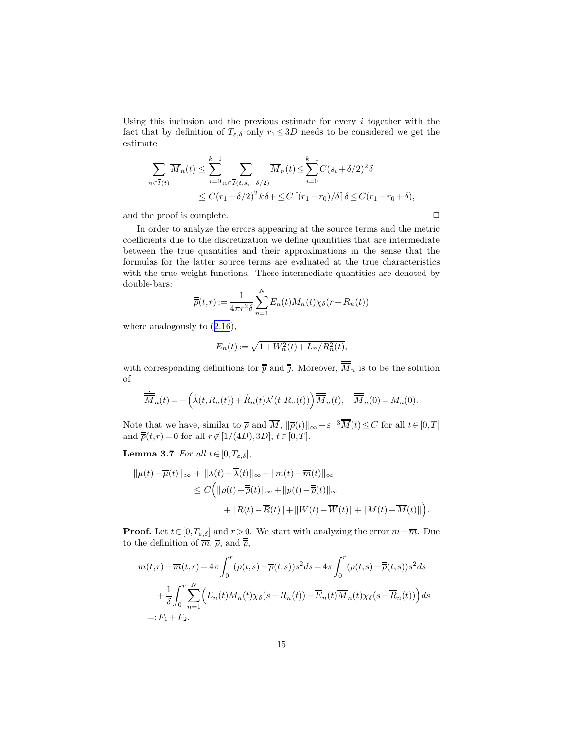Using this inclusion and the previous estimate for every $i$ together with the fact that by definition of $T_{\varepsilon,\delta}$ only $r_1 \leq 3D$ needs to be considered we get the estimate

$$
\begin{aligned}
\sum_{n\in\overline{I}(t)} \overline{M}_n(t) &\leq \sum_{i=0}^{k-1} \sum_{n\in\overline{I}(t,s_i+\delta/2)} \overline{M}_n(t) \leq \sum_{i=0}^{k-1} C(s_i+\delta/2)^2\delta \\
&\leq C(r_1+\delta/2)^2 k\delta + \leq C\lceil (r_1-r_0)/\delta\rceil\,\delta \leq C(r_1-r_0+\delta),
\end{aligned}
$$

and the proof is complete. □

In order to analyze the errors appearing at the source terms and the metric coefficients due to the discretization we define quantities that are intermediate between the true quantities and their approximations in the sense that the formulas for the latter source terms are evaluated at the true characteristics with the true weight functions. These intermediate quantities are denoted by double-bars:

$$
\overline{\overline{\rho}}(t,r) := \frac{1}{4\pi r^2\delta}\sum_{n=1}^{N} E_n(t)M_n(t)\chi_\delta(r-R_n(t))
$$

where analogously to (2.16),

$$
E_n(t) := \sqrt{1+W_n^2(t)+L_n/R_n^2(t)},
$$

with corresponding definitions for $\overline{\overline{p}}$ and $\overline{\overline{\jmath}}$. Moreover, $\overline{\overline{M}}_n$ is to be the solution of

$$
\dot{\overline{\overline{M}}}_n(t) = -\Big(\dot\lambda(t,R_n(t)) + \dot R_n(t)\lambda'(t,R_n(t))\Big)\overline{\overline{M}}_n(t), \quad \overline{\overline{M}}_n(0) = M_n(0).
$$

Note that we have, similar to $\overline{\rho}$ and $\overline{M}$, $\|\overline{\overline{\rho}}(t)\|_\infty + \varepsilon^{-3}\overline{\overline{M}}(t) \leq C$ for all $t\in[0,T]$ and $\overline{\overline{\rho}}(t,r) = 0$ for all $r \notin [1/(4D), 3D]$, $t\in[0,T]$.

**Lemma 3.7** *For all* $t\in[0,T_{\varepsilon,\delta}]$,

$$
\begin{aligned}
\|\mu(t)-\overline{\mu}(t)\|_\infty &+ \|\lambda(t)-\overline{\lambda}(t)\|_\infty + \|m(t)-\overline{m}(t)\|_\infty \\
&\leq C\Big(\|\rho(t)-\overline{\overline{\rho}}(t)\|_\infty + \|p(t)-\overline{\overline{p}}(t)\|_\infty \\
&\qquad + \|R(t)-\overline{R}(t)\| + \|W(t)-\overline{W}(t)\| + \|M(t)-\overline{M}(t)\|\Big).
\end{aligned}
$$

**Proof.** Let $t\in[0,T_{\varepsilon,\delta}]$ and $r>0$. We start with analyzing the error $m-\overline{m}$. Due to the definition of $\overline{m}$, $\overline{\rho}$, and $\overline{\overline{\rho}}$,

$$
\begin{aligned}
m(t,r)-\overline{m}(t,r) &= 4\pi\int_0^r(\rho(t,s)-\overline{\rho}(t,s))s^2ds = 4\pi\int_0^r(\rho(t,s)-\overline{\overline{\rho}}(t,s))s^2ds \\
&\quad + \frac{1}{\delta}\int_0^r\sum_{n=1}^{N}\Big(E_n(t)M_n(t)\chi_\delta(s-R_n(t)) - \overline{E}_n(t)\overline{M}_n(t)\chi_\delta(s-\overline{R}_n(t))\Big)ds \\
&=: F_1+F_2.
\end{aligned}
$$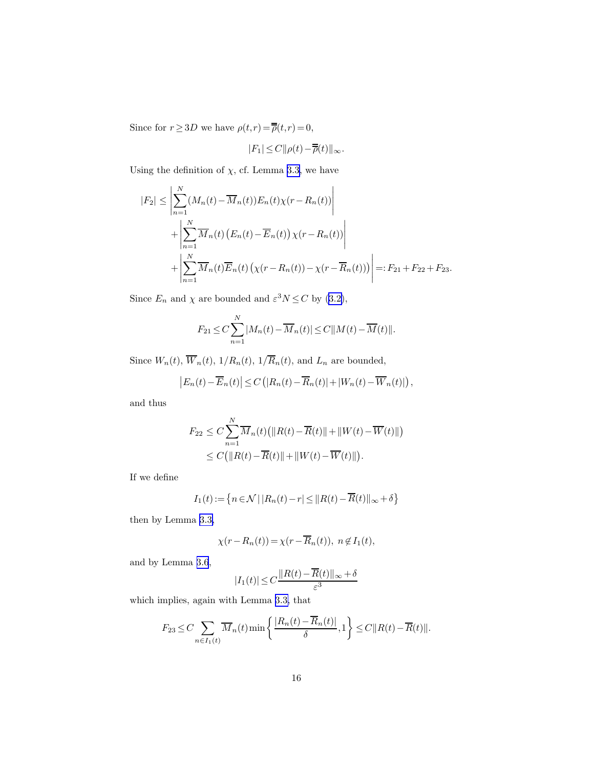Since for $r \geq 3D$ we have $\rho(t,r) = \overline{\overline{\rho}}(t,r) = 0$,

$$|F_1| \leq C \|\rho(t) - \overline{\overline{\rho}}(t)\|_\infty.$$

Using the definition of $\chi$, cf. Lemma 3.3, we have

$$\begin{aligned}
|F_2| &\leq \left| \sum_{n=1}^{N} (M_n(t) - \overline{M}_n(t)) E_n(t) \chi(r - R_n(t)) \right| \\
&\quad + \left| \sum_{n=1}^{N} \overline{M}_n(t) \left( E_n(t) - \overline{E}_n(t) \right) \chi(r - R_n(t)) \right| \\
&\quad + \left| \sum_{n=1}^{N} \overline{M}_n(t) \overline{E}_n(t) \left( \chi(r - R_n(t)) - \chi(r - \overline{R}_n(t)) \right) \right| =: F_{21} + F_{22} + F_{23}.
\end{aligned}$$

Since $E_n$ and $\chi$ are bounded and $\varepsilon^3 N \leq C$ by (3.2),

$$F_{21} \leq C \sum_{n=1}^{N} |M_n(t) - \overline{M}_n(t)| \leq C \|M(t) - \overline{M}(t)\|.$$

Since $W_n(t)$, $\overline{W}_n(t)$, $1/R_n(t)$, $1/\overline{R}_n(t)$, and $L_n$ are bounded,

$$\left| E_n(t) - \overline{E}_n(t) \right| \leq C \left( |R_n(t) - \overline{R}_n(t)| + |W_n(t) - \overline{W}_n(t)| \right),$$

and thus

$$\begin{aligned}
F_{22} &\leq C \sum_{n=1}^{N} \overline{M}_n(t) \big( \|R(t) - \overline{R}(t)\| + \|W(t) - \overline{W}(t)\| \big) \\
&\leq C \big( \|R(t) - \overline{R}(t)\| + \|W(t) - \overline{W}(t)\| \big).
\end{aligned}$$

If we define

$$I_1(t) := \left\{ n \in \mathcal{N} \mid |R_n(t) - r| \leq \|R(t) - \overline{R}(t)\|_\infty + \delta \right\}$$

then by Lemma 3.3,

$$\chi(r - R_n(t)) = \chi(r - \overline{R}_n(t)), \ n \notin I_1(t),$$

and by Lemma 3.6,

$$|I_1(t)| \leq C \frac{\|R(t) - \overline{R}(t)\|_\infty + \delta}{\varepsilon^3}$$

which implies, again with Lemma 3.3, that

$$F_{23} \leq C \sum_{n \in I_1(t)} \overline{M}_n(t) \min\left\{ \frac{|R_n(t) - \overline{R}_n(t)|}{\delta}, 1 \right\} \leq C \|R(t) - \overline{R}(t)\|.$$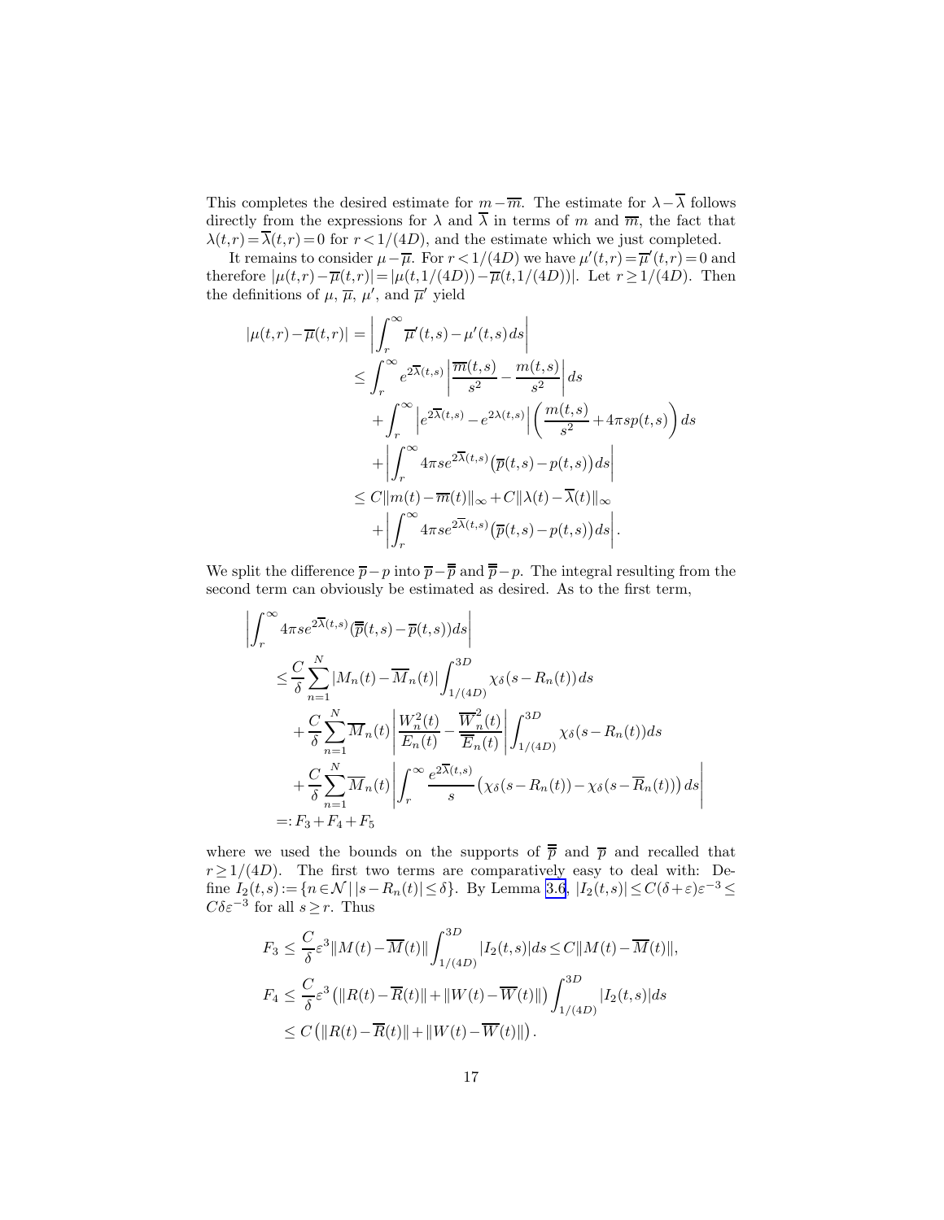This completes the desired estimate for $m-\overline{m}$. The estimate for $\lambda-\overline{\lambda}$ follows directly from the expressions for $\lambda$ and $\overline{\lambda}$ in terms of $m$ and $\overline{m}$, the fact that $\lambda(t,r)=\overline{\lambda}(t,r)=0$ for $r<1/(4D)$, and the estimate which we just completed.

It remains to consider $\mu-\overline{\mu}$. For $r<1/(4D)$ we have $\mu'(t,r)=\overline{\mu}'(t,r)=0$ and therefore $|\mu(t,r)-\overline{\mu}(t,r)|=|\mu(t,1/(4D))-\overline{\mu}(t,1/(4D))|$. Let $r\geq 1/(4D)$. Then the definitions of $\mu$, $\overline{\mu}$, $\mu'$, and $\overline{\mu}'$ yield

$$
\begin{aligned}
|\mu(t,r)-\overline{\mu}(t,r)| &= \left|\int_r^\infty \overline{\mu}'(t,s)-\mu'(t,s)\,ds\right| \\
&\leq \int_r^\infty e^{2\overline{\lambda}(t,s)}\left|\frac{\overline{m}(t,s)}{s^2}-\frac{m(t,s)}{s^2}\right|ds \\
&\quad+\int_r^\infty \left|e^{2\overline{\lambda}(t,s)}-e^{2\lambda(t,s)}\right|\left(\frac{m(t,s)}{s^2}+4\pi s p(t,s)\right)ds \\
&\quad+\left|\int_r^\infty 4\pi s e^{2\overline{\lambda}(t,s)}\big(\overline{p}(t,s)-p(t,s)\big)ds\right| \\
&\leq C\|m(t)-\overline{m}(t)\|_\infty + C\|\lambda(t)-\overline{\lambda}(t)\|_\infty \\
&\quad+\left|\int_r^\infty 4\pi s e^{2\overline{\lambda}(t,s)}\big(\overline{p}(t,s)-p(t,s)\big)ds\right|.
\end{aligned}
$$

We split the difference $\overline{p}-p$ into $\overline{p}-\overline{\overline{p}}$ and $\overline{\overline{p}}-p$. The integral resulting from the second term can obviously be estimated as desired. As to the first term,

$$
\begin{aligned}
&\left|\int_r^\infty 4\pi s e^{2\overline{\lambda}(t,s)}(\overline{\overline{p}}(t,s)-\overline{p}(t,s))ds\right| \\
&\quad\leq \frac{C}{\delta}\sum_{n=1}^N |M_n(t)-\overline{M}_n(t)|\int_{1/(4D)}^{3D}\chi_\delta(s-R_n(t))\,ds \\
&\qquad+\frac{C}{\delta}\sum_{n=1}^N \overline{M}_n(t)\left|\frac{W_n^2(t)}{E_n(t)}-\frac{\overline{W}_n^2(t)}{\overline{E}_n(t)}\right|\int_{1/(4D)}^{3D}\chi_\delta(s-R_n(t))ds \\
&\qquad+\frac{C}{\delta}\sum_{n=1}^N \overline{M}_n(t)\left|\int_r^\infty \frac{e^{2\overline{\lambda}(t,s)}}{s}\big(\chi_\delta(s-R_n(t))-\chi_\delta(s-\overline{R}_n(t))\big)\,ds\right| \\
&\quad=: F_3+F_4+F_5
\end{aligned}
$$

where we used the bounds on the supports of $\overline{\overline{p}}$ and $\overline{p}$ and recalled that $r\geq 1/(4D)$. The first two terms are comparatively easy to deal with: Define $I_2(t,s):=\{n\in\mathcal{N}\,|\,|s-R_n(t)|\leq\delta\}$. By Lemma 3.6, $|I_2(t,s)|\leq C(\delta+\varepsilon)\varepsilon^{-3}\leq C\delta\varepsilon^{-3}$ for all $s\geq r$. Thus

$$
\begin{aligned}
F_3 &\leq \frac{C}{\delta}\varepsilon^3\|M(t)-\overline{M}(t)\|\int_{1/(4D)}^{3D}|I_2(t,s)|ds \leq C\|M(t)-\overline{M}(t)\|, \\
F_4 &\leq \frac{C}{\delta}\varepsilon^3\left(\|R(t)-\overline{R}(t)\|+\|W(t)-\overline{W}(t)\|\right)\int_{1/(4D)}^{3D}|I_2(t,s)|ds \\
&\leq C\left(\|R(t)-\overline{R}(t)\|+\|W(t)-\overline{W}(t)\|\right).
\end{aligned}
$$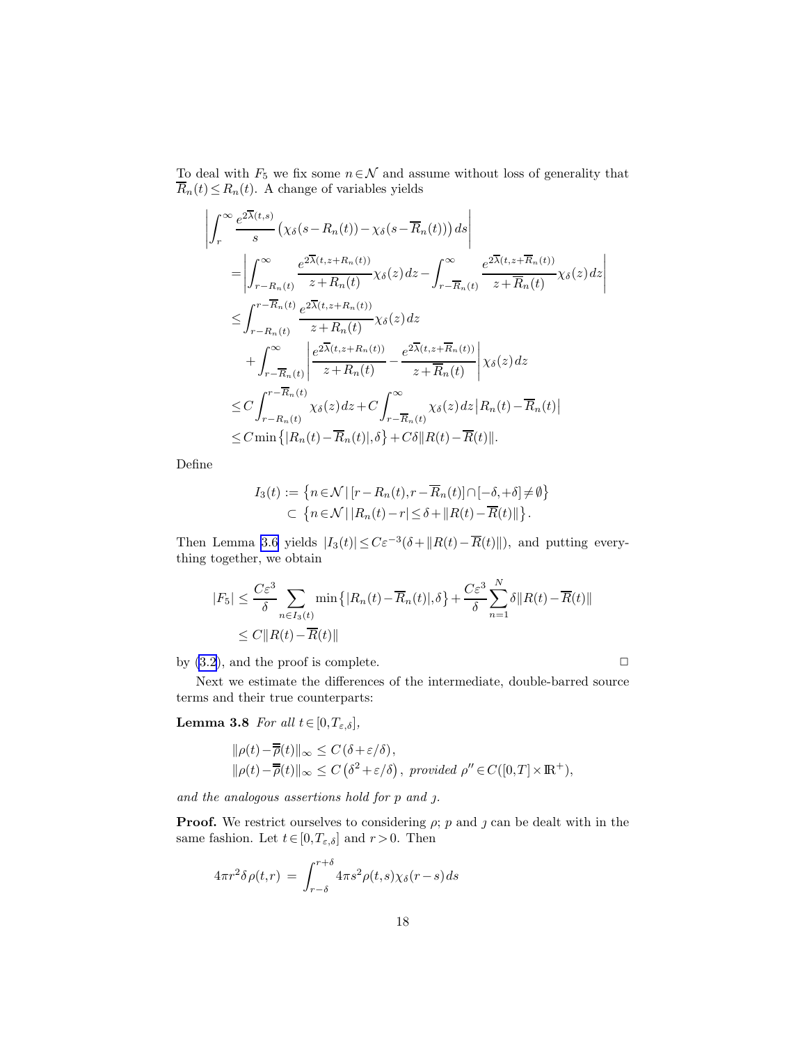To deal with $F_5$ we fix some $n\in\mathcal{N}$ and assume without loss of generality that $\overline{R}_n(t)\leq R_n(t)$. A change of variables yields

$$
\begin{aligned}
&\left|\int_r^\infty \frac{e^{2\overline{\lambda}(t,s)}}{s}\left(\chi_\delta(s-R_n(t))-\chi_\delta(s-\overline{R}_n(t))\right)ds\right|\\
&\quad=\left|\int_{r-R_n(t)}^\infty \frac{e^{2\overline{\lambda}(t,z+R_n(t))}}{z+R_n(t)}\chi_\delta(z)\,dz-\int_{r-\overline{R}_n(t)}^\infty \frac{e^{2\overline{\lambda}(t,z+\overline{R}_n(t))}}{z+\overline{R}_n(t)}\chi_\delta(z)\,dz\right|\\
&\quad\leq\int_{r-R_n(t)}^{r-\overline{R}_n(t)} \frac{e^{2\overline{\lambda}(t,z+R_n(t))}}{z+R_n(t)}\chi_\delta(z)\,dz\\
&\qquad+\int_{r-\overline{R}_n(t)}^\infty \left|\frac{e^{2\overline{\lambda}(t,z+R_n(t))}}{z+R_n(t)}-\frac{e^{2\overline{\lambda}(t,z+\overline{R}_n(t))}}{z+\overline{R}_n(t)}\right|\chi_\delta(z)\,dz\\
&\quad\leq C\int_{r-R_n(t)}^{r-\overline{R}_n(t)}\chi_\delta(z)\,dz+C\int_{r-\overline{R}_n(t)}^\infty\chi_\delta(z)\,dz\left|R_n(t)-\overline{R}_n(t)\right|\\
&\quad\leq C\min\left\{|R_n(t)-\overline{R}_n(t)|,\delta\right\}+C\delta\|R(t)-\overline{R}(t)\|.
\end{aligned}
$$

Define

$$
\begin{aligned}
I_3(t)&:=\left\{n\in\mathcal{N}\,|\,[r-R_n(t),r-\overline{R}_n(t)]\cap[-\delta,+\delta]\neq\emptyset\right\}\\
&\;\subset\left\{n\in\mathcal{N}\,|\,|R_n(t)-r|\leq\delta+\|R(t)-\overline{R}(t)\|\right\}.
\end{aligned}
$$

Then Lemma 3.6 yields $|I_3(t)|\leq C\varepsilon^{-3}(\delta+\|R(t)-\overline{R}(t)\|)$, and putting everything together, we obtain

$$
\begin{aligned}
|F_5|&\leq\frac{C\varepsilon^3}{\delta}\sum_{n\in I_3(t)}\min\left\{|R_n(t)-\overline{R}_n(t)|,\delta\right\}+\frac{C\varepsilon^3}{\delta}\sum_{n=1}^N\delta\|R(t)-\overline{R}(t)\|\\
&\leq C\|R(t)-\overline{R}(t)\|
\end{aligned}
$$

by (3.2), and the proof is complete. $\square$

Next we estimate the differences of the intermediate, double-barred source terms and their true counterparts:

**Lemma 3.8** *For all $t\in[0,T_{\varepsilon,\delta}]$,*

$$
\begin{aligned}
\|\rho(t)-\overline{\overline{\rho}}(t)\|_\infty&\leq C\left(\delta+\varepsilon/\delta\right),\\
\|\rho(t)-\overline{\overline{\rho}}(t)\|_\infty&\leq C\left(\delta^2+\varepsilon/\delta\right),\ \textit{provided}\ \rho''\in C([0,T]\times\mathbb{R}^+),
\end{aligned}
$$

*and the analogous assertions hold for $p$ and $\jmath$.*

**Proof.** We restrict ourselves to considering $\rho$; $p$ and $\jmath$ can be dealt with in the same fashion. Let $t\in[0,T_{\varepsilon,\delta}]$ and $r>0$. Then

$$
4\pi r^2\delta\rho(t,r)\;=\;\int_{r-\delta}^{r+\delta}4\pi s^2\rho(t,s)\chi_\delta(r-s)\,ds
$$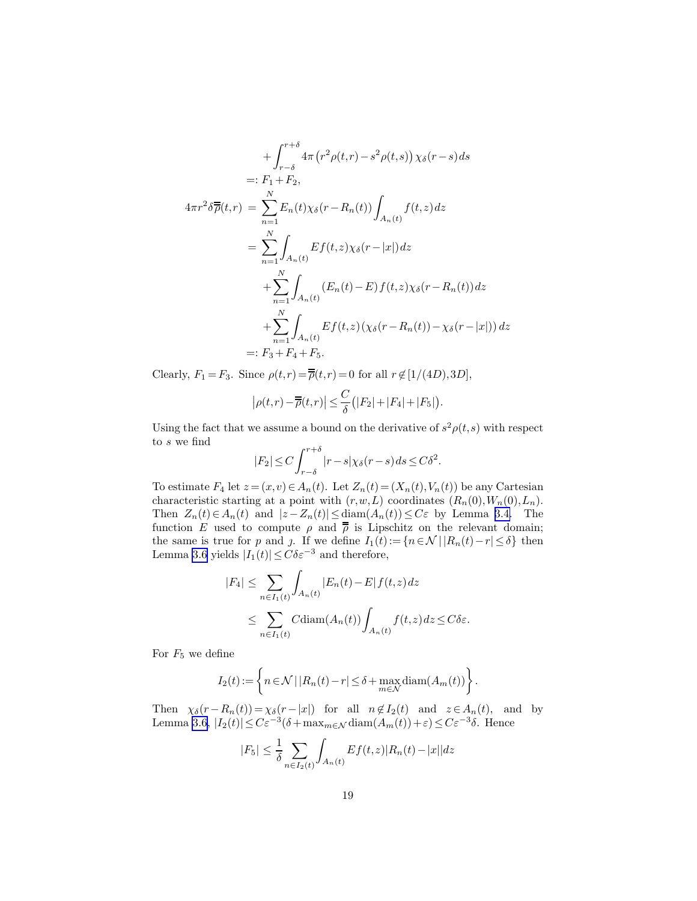$$
\begin{aligned}
&\quad + \int_{r-\delta}^{r+\delta} 4\pi \left(r^2\rho(t,r) - s^2\rho(t,s)\right)\chi_\delta(r-s)\,ds \\
&=: F_1 + F_2, \\
4\pi r^2 \delta \overline{\overline{\rho}}(t,r) &= \sum_{n=1}^N E_n(t)\chi_\delta(r-R_n(t))\int_{A_n(t)} f(t,z)\,dz \\
&= \sum_{n=1}^N \int_{A_n(t)} Ef(t,z)\chi_\delta(r-|x|)\,dz \\
&\quad + \sum_{n=1}^N \int_{A_n(t)} (E_n(t)-E)\,f(t,z)\chi_\delta(r-R_n(t))\,dz \\
&\quad + \sum_{n=1}^N \int_{A_n(t)} Ef(t,z)\left(\chi_\delta(r-R_n(t)) - \chi_\delta(r-|x|)\right)dz \\
&=: F_3 + F_4 + F_5.
\end{aligned}
$$

Clearly, $F_1 = F_3$. Since $\rho(t,r) = \overline{\overline{\rho}}(t,r) = 0$ for all $r \notin [1/(4D), 3D]$,

$$
\left|\rho(t,r) - \overline{\overline{\rho}}(t,r)\right| \le \frac{C}{\delta}\left(|F_2| + |F_4| + |F_5|\right).
$$

Using the fact that we assume a bound on the derivative of $s^2\rho(t,s)$ with respect to $s$ we find

$$
|F_2| \le C\int_{r-\delta}^{r+\delta} |r-s|\chi_\delta(r-s)\,ds \le C\delta^2.
$$

To estimate $F_4$ let $z = (x,v) \in A_n(t)$. Let $Z_n(t) = (X_n(t), V_n(t))$ be any Cartesian characteristic starting at a point with $(r,w,L)$ coordinates $(R_n(0), W_n(0), L_n)$. Then $Z_n(t) \in A_n(t)$ and $|z - Z_n(t)| \le \mathrm{diam}(A_n(t)) \le C\varepsilon$ by Lemma 3.4. The function $E$ used to compute $\rho$ and $\overline{\overline{\rho}}$ is Lipschitz on the relevant domain; the same is true for $p$ and $\jmath$. If we define $I_1(t) := \{n \in \mathcal{N} \mid |R_n(t) - r| \le \delta\}$ then Lemma 3.6 yields $|I_1(t)| \le C\delta\varepsilon^{-3}$ and therefore,

$$
\begin{aligned}
|F_4| &\le \sum_{n\in I_1(t)} \int_{A_n(t)} |E_n(t) - E|\,f(t,z)\,dz \\
&\le \sum_{n\in I_1(t)} C\mathrm{diam}(A_n(t))\int_{A_n(t)} f(t,z)\,dz \le C\delta\varepsilon.
\end{aligned}
$$

For $F_5$ we define

$$
I_2(t) := \left\{ n \in \mathcal{N} \,\middle|\, |R_n(t) - r| \le \delta + \max_{m\in\mathcal{N}} \mathrm{diam}(A_m(t)) \right\}.
$$

Then $\chi_\delta(r - R_n(t)) = \chi_\delta(r - |x|)$ for all $n \notin I_2(t)$ and $z \in A_n(t)$, and by Lemma 3.6, $|I_2(t)| \le C\varepsilon^{-3}(\delta + \max_{m\in\mathcal{N}} \mathrm{diam}(A_m(t)) + \varepsilon) \le C\varepsilon^{-3}\delta$. Hence

$$
|F_5| \le \frac{1}{\delta} \sum_{n\in I_2(t)} \int_{A_n(t)} Ef(t,z)|R_n(t) - |x||dz
$$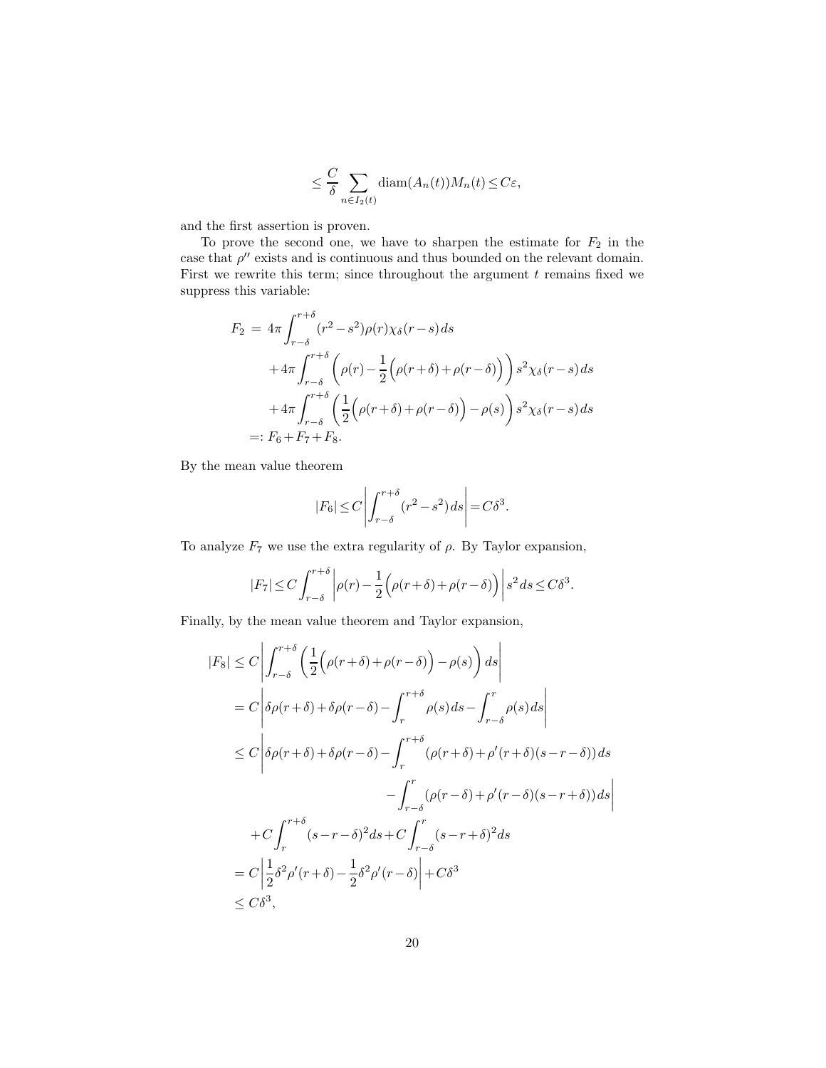$$\leq \frac{C}{\delta} \sum_{n \in I_2(t)} \mathrm{diam}(A_n(t)) M_n(t) \leq C\varepsilon,$$

and the first assertion is proven.

To prove the second one, we have to sharpen the estimate for $F_2$ in the case that $\rho''$ exists and is continuous and thus bounded on the relevant domain. First we rewrite this term; since throughout the argument $t$ remains fixed we suppress this variable:

$$\begin{aligned}
F_2 \;&=\; 4\pi \int_{r-\delta}^{r+\delta} (r^2 - s^2)\rho(r)\chi_\delta(r-s)\,ds \\
&\quad + 4\pi \int_{r-\delta}^{r+\delta} \left(\rho(r) - \frac{1}{2}\Big(\rho(r+\delta) + \rho(r-\delta)\Big)\right) s^2 \chi_\delta(r-s)\,ds \\
&\quad + 4\pi \int_{r-\delta}^{r+\delta} \left(\frac{1}{2}\Big(\rho(r+\delta) + \rho(r-\delta)\Big) - \rho(s)\right) s^2 \chi_\delta(r-s)\,ds \\
&=: F_6 + F_7 + F_8.
\end{aligned}$$

By the mean value theorem

$$|F_6| \leq C \left| \int_{r-\delta}^{r+\delta} (r^2 - s^2)\,ds \right| = C\delta^3.$$

To analyze $F_7$ we use the extra regularity of $\rho$. By Taylor expansion,

$$|F_7| \leq C \int_{r-\delta}^{r+\delta} \left| \rho(r) - \frac{1}{2}\Big(\rho(r+\delta) + \rho(r-\delta)\Big) \right| s^2\,ds \leq C\delta^3.$$

Finally, by the mean value theorem and Taylor expansion,

$$\begin{aligned}
|F_8| \;&\leq\; C \left| \int_{r-\delta}^{r+\delta} \left( \frac{1}{2}\Big(\rho(r+\delta) + \rho(r-\delta)\Big) - \rho(s) \right) ds \right| \\
&= C \left| \delta\rho(r+\delta) + \delta\rho(r-\delta) - \int_r^{r+\delta} \rho(s)\,ds - \int_{r-\delta}^{r} \rho(s)\,ds \right| \\
&\leq C \Bigg| \delta\rho(r+\delta) + \delta\rho(r-\delta) - \int_r^{r+\delta} (\rho(r+\delta) + \rho'(r+\delta)(s-r-\delta))\,ds \\
&\qquad\qquad - \int_{r-\delta}^{r} (\rho(r-\delta) + \rho'(r-\delta)(s-r+\delta))\,ds \Bigg| \\
&\quad + C\int_r^{r+\delta} (s-r-\delta)^2 ds + C\int_{r-\delta}^{r} (s-r+\delta)^2 ds \\
&= C \left| \frac{1}{2}\delta^2 \rho'(r+\delta) - \frac{1}{2}\delta^2\rho'(r-\delta) \right| + C\delta^3 \\
&\leq C\delta^3,
\end{aligned}$$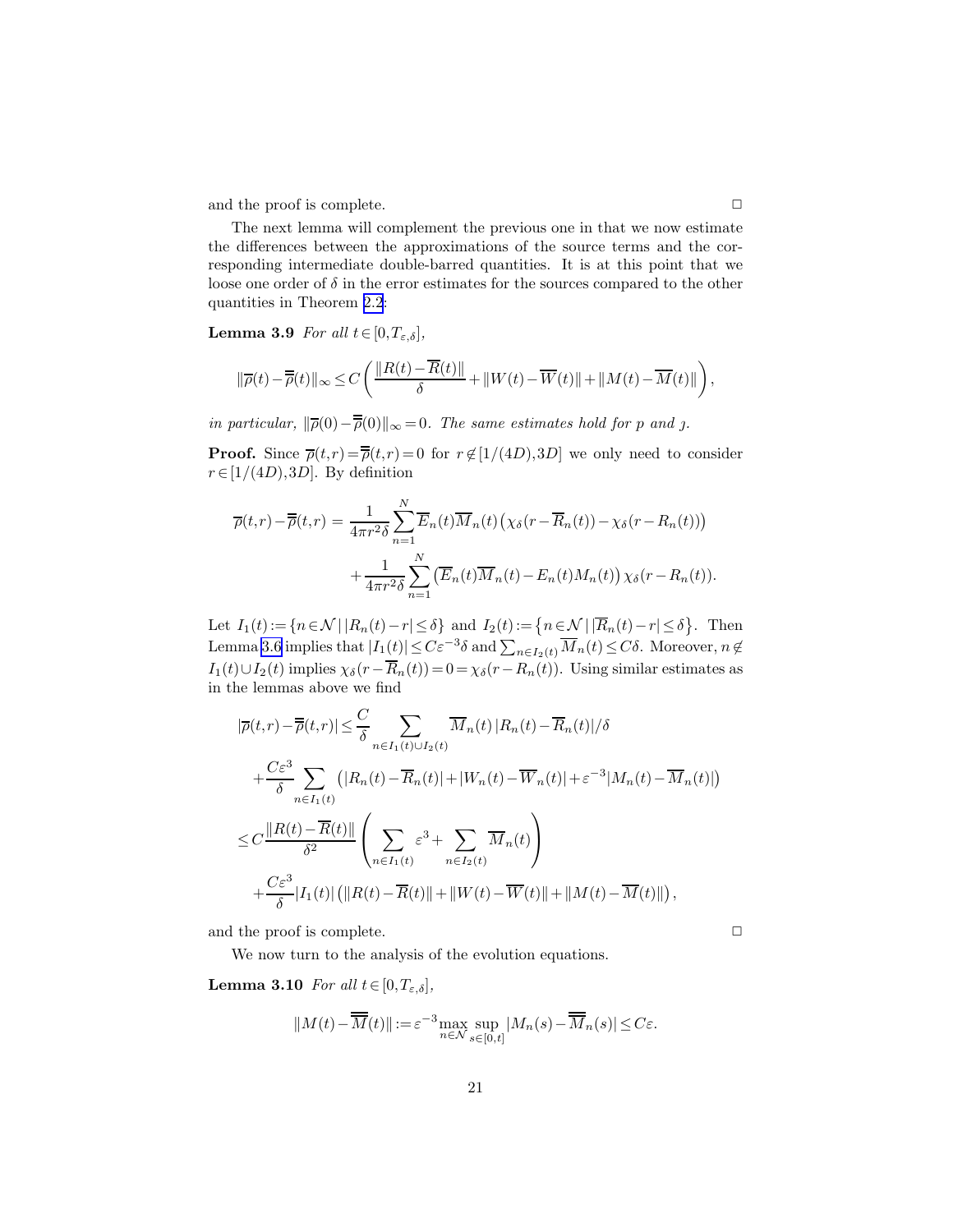and the proof is complete. □

The next lemma will complement the previous one in that we now estimate the differences between the approximations of the source terms and the corresponding intermediate double-barred quantities. It is at this point that we loose one order of $\delta$ in the error estimates for the sources compared to the other quantities in Theorem 2.2:

**Lemma 3.9** *For all $t\in[0,T_{\varepsilon,\delta}]$,*

$$\|\overline{\rho}(t)-\overline{\overline{\rho}}(t)\|_\infty \leq C\left(\frac{\|R(t)-\overline{R}(t)\|}{\delta}+\|W(t)-\overline{W}(t)\|+\|M(t)-\overline{M}(t)\|\right),$$

*in particular, $\|\overline{\rho}(0)-\overline{\overline{\rho}}(0)\|_\infty = 0$. The same estimates hold for $p$ and $\jmath$.*

**Proof.** Since $\overline{\rho}(t,r)=\overline{\overline{\rho}}(t,r)=0$ for $r\notin[1/(4D),3D]$ we only need to consider $r\in[1/(4D),3D]$. By definition

$$\begin{aligned}\overline{\rho}(t,r)-\overline{\overline{\rho}}(t,r) &= \frac{1}{4\pi r^2\delta}\sum_{n=1}^{N}\overline{E}_n(t)\overline{M}_n(t)\left(\chi_\delta(r-\overline{R}_n(t))-\chi_\delta(r-R_n(t))\right)\\ &\quad+\frac{1}{4\pi r^2\delta}\sum_{n=1}^{N}\left(\overline{E}_n(t)\overline{M}_n(t)-E_n(t)M_n(t)\right)\chi_\delta(r-R_n(t)).\end{aligned}$$

Let $I_1(t):=\{n\in\mathcal{N}\,|\,|R_n(t)-r|\leq\delta\}$ and $I_2(t):=\{n\in\mathcal{N}\,|\,|\overline{R}_n(t)-r|\leq\delta\}$. Then Lemma 3.6 implies that $|I_1(t)|\leq C\varepsilon^{-3}\delta$ and $\sum_{n\in I_2(t)}\overline{M}_n(t)\leq C\delta$. Moreover, $n\notin I_1(t)\cup I_2(t)$ implies $\chi_\delta(r-\overline{R}_n(t))=0=\chi_\delta(r-R_n(t))$. Using similar estimates as in the lemmas above we find

$$\begin{aligned}|\overline{\rho}(t,r)-\overline{\overline{\rho}}(t,r)| &\leq \frac{C}{\delta}\sum_{n\in I_1(t)\cup I_2(t)}\overline{M}_n(t)\,|R_n(t)-\overline{R}_n(t)|/\delta\\ &\quad+\frac{C\varepsilon^3}{\delta}\sum_{n\in I_1(t)}\left(|R_n(t)-\overline{R}_n(t)|+|W_n(t)-\overline{W}_n(t)|+\varepsilon^{-3}|M_n(t)-\overline{M}_n(t)|\right)\\ &\leq C\frac{\|R(t)-\overline{R}(t)\|}{\delta^2}\left(\sum_{n\in I_1(t)}\varepsilon^3+\sum_{n\in I_2(t)}\overline{M}_n(t)\right)\\ &\quad+\frac{C\varepsilon^3}{\delta}|I_1(t)|\left(\|R(t)-\overline{R}(t)\|+\|W(t)-\overline{W}(t)\|+\|M(t)-\overline{M}(t)\|\right),\end{aligned}$$

and the proof is complete. □

We now turn to the analysis of the evolution equations.

**Lemma 3.10** *For all $t\in[0,T_{\varepsilon,\delta}]$,*

$$\|M(t)-\overline{\overline{M}}(t)\| := \varepsilon^{-3}\max_{n\in\mathcal{N}}\sup_{s\in[0,t]}|M_n(s)-\overline{\overline{M}}_n(s)|\leq C\varepsilon.$$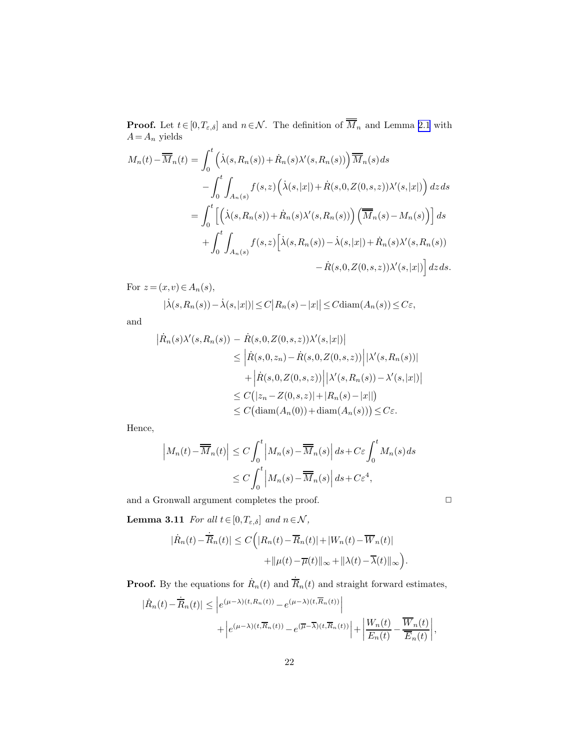**Proof.** Let $t \in [0, T_{\varepsilon,\delta}]$ and $n \in \mathcal{N}$. The definition of $\overline{\overline{M}}_n$ and Lemma 2.1 with $A = A_n$ yields

$$
\begin{aligned}
M_n(t) - \overline{\overline{M}}_n(t) &= \int_0^t \Big( \dot{\lambda}(s, R_n(s)) + \dot{R}_n(s) \lambda'(s, R_n(s)) \Big) \overline{\overline{M}}_n(s)\, ds \\
&\quad - \int_0^t \int_{A_n(s)} f(s,z) \Big( \dot{\lambda}(s, |x|) + \dot{R}(s, 0, Z(0,s,z)) \lambda'(s, |x|) \Big)\, dz\, ds \\
&= \int_0^t \Big[ \Big( \dot{\lambda}(s, R_n(s)) + \dot{R}_n(s) \lambda'(s, R_n(s)) \Big) \Big( \overline{\overline{M}}_n(s) - M_n(s) \Big) \Big]\, ds \\
&\quad + \int_0^t \int_{A_n(s)} f(s,z) \Big[ \dot{\lambda}(s, R_n(s)) - \dot{\lambda}(s, |x|) + \dot{R}_n(s) \lambda'(s, R_n(s)) \\
&\qquad\qquad - \dot{R}(s, 0, Z(0,s,z)) \lambda'(s, |x|) \Big]\, dz\, ds.
\end{aligned}
$$

For $z = (x, v) \in A_n(s)$,

$$
|\dot{\lambda}(s, R_n(s)) - \dot{\lambda}(s, |x|)| \le C \big| R_n(s) - |x| \big| \le C \mathrm{diam}(A_n(s)) \le C\varepsilon,
$$

and

$$
\begin{aligned}
\big| \dot{R}_n(s) \lambda'(s, R_n(s)) \;-\; & \dot{R}(s, 0, Z(0,s,z)) \lambda'(s, |x|) \big| \\
&\le \Big| \dot{R}(s, 0, z_n) - \dot{R}(s, 0, Z(0,s,z)) \Big| |\lambda'(s, R_n(s))| \\
&\quad + \Big| \dot{R}(s, 0, Z(0,s,z)) \Big| \big| \lambda'(s, R_n(s)) - \lambda'(s, |x|) \big| \\
&\le C \big( |z_n - Z(0,s,z)| + |R_n(s) - |x|| \big) \\
&\le C \big( \mathrm{diam}(A_n(0)) + \mathrm{diam}(A_n(s)) \big) \le C\varepsilon.
\end{aligned}
$$

Hence,

$$
\begin{aligned}
\Big| M_n(t) - \overline{\overline{M}}_n(t) \Big| &\le C \int_0^t \Big| M_n(s) - \overline{\overline{M}}_n(s) \Big|\, ds + C\varepsilon \int_0^t M_n(s)\, ds \\
&\le C \int_0^t \Big| M_n(s) - \overline{\overline{M}}_n(s) \Big|\, ds + C\varepsilon^4,
\end{aligned}
$$

and a Gronwall argument completes the proof. $\square$

**Lemma 3.11** *For all $t \in [0, T_{\varepsilon,\delta}]$ and $n \in \mathcal{N}$,*

$$
\begin{aligned}
|\dot{R}_n(t) - \dot{\overline{R}}_n(t)| \le C \Big( & |R_n(t) - \overline{R}_n(t)| + |W_n(t) - \overline{W}_n(t)| \\
& + \|\mu(t) - \overline{\mu}(t)\|_\infty + \|\lambda(t) - \overline{\lambda}(t)\|_\infty \Big).
\end{aligned}
$$

**Proof.** By the equations for $\dot{R}_n(t)$ and $\dot{\overline{R}}_n(t)$ and straight forward estimates,

$$
\begin{aligned}
|\dot{R}_n(t) - \dot{\overline{R}}_n(t)| &\le \Big| e^{(\mu - \lambda)(t, R_n(t))} - e^{(\mu - \lambda)(t, \overline{R}_n(t))} \Big| \\
&\quad + \Big| e^{(\mu - \lambda)(t, \overline{R}_n(t))} - e^{(\overline{\mu} - \overline{\lambda})(t, \overline{R}_n(t))} \Big| + \left| \frac{W_n(t)}{E_n(t)} - \frac{\overline{W}_n(t)}{\overline{E}_n(t)} \right|,
\end{aligned}
$$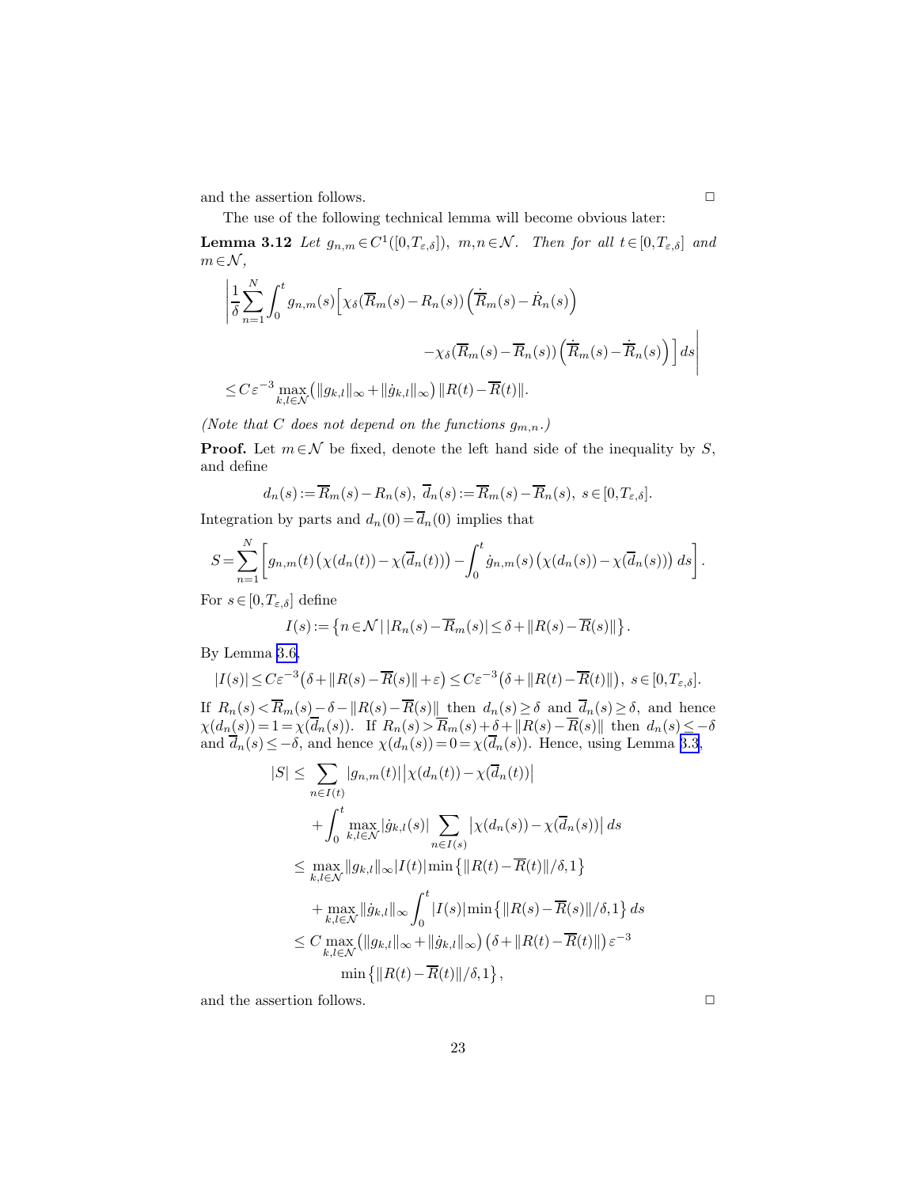and the assertion follows. □

The use of the following technical lemma will become obvious later:

**Lemma 3.12** *Let $g_{n,m} \in C^1([0,T_{\varepsilon,\delta}])$, $m,n \in \mathcal{N}$. Then for all $t \in [0,T_{\varepsilon,\delta}]$ and $m \in \mathcal{N}$,*

$$\left| \frac{1}{\delta} \sum_{n=1}^{N} \int_0^t g_{n,m}(s) \Big[ \chi_\delta(\overline{R}_m(s) - R_n(s)) \left( \dot{\overline{R}}_m(s) - \dot{R}_n(s) \right) - \chi_\delta(\overline{R}_m(s) - \overline{R}_n(s)) \left( \dot{\overline{R}}_m(s) - \dot{\overline{R}}_n(s) \right) \Big] ds \right|$$

$$\leq C \varepsilon^{-3} \max_{k,l \in \mathcal{N}} \big( \|g_{k,l}\|_\infty + \|\dot{g}_{k,l}\|_\infty \big) \, \|R(t) - \overline{R}(t)\|.$$

*(Note that $C$ does not depend on the functions $g_{m,n}$.)*

**Proof.** Let $m \in \mathcal{N}$ be fixed, denote the left hand side of the inequality by $S$, and define

$$d_n(s) := \overline{R}_m(s) - R_n(s), \ \overline{d}_n(s) := \overline{R}_m(s) - \overline{R}_n(s), \ s \in [0,T_{\varepsilon,\delta}].$$

Integration by parts and $d_n(0) = \overline{d}_n(0)$ implies that

$$S = \sum_{n=1}^{N} \left[ g_{n,m}(t) \big( \chi(d_n(t)) - \chi(\overline{d}_n(t)) \big) - \int_0^t \dot{g}_{n,m}(s) \big( \chi(d_n(s)) - \chi(\overline{d}_n(s)) \big) \, ds \right].$$

For $s \in [0,T_{\varepsilon,\delta}]$ define

$$I(s) := \big\{ n \in \mathcal{N} \, | \, |R_n(s) - \overline{R}_m(s)| \leq \delta + \|R(s) - \overline{R}(s)\| \big\}.$$

By Lemma 3.6,

$$|I(s)| \leq C \varepsilon^{-3} \big( \delta + \|R(s) - \overline{R}(s)\| + \varepsilon \big) \leq C \varepsilon^{-3} \big( \delta + \|R(t) - \overline{R}(t)\| \big), \ s \in [0,T_{\varepsilon,\delta}].$$

If $R_n(s) < \overline{R}_m(s) - \delta - \|R(s) - \overline{R}(s)\|$ then $d_n(s) \geq \delta$ and $\overline{d}_n(s) \geq \delta$, and hence $\chi(d_n(s)) = 1 = \chi(\overline{d}_n(s))$. If $R_n(s) > \overline{R}_m(s) + \delta + \|R(s) - \overline{R}(s)\|$ then $d_n(s) \leq -\delta$ and $\overline{d}_n(s) \leq -\delta$, and hence $\chi(d_n(s)) = 0 = \chi(\overline{d}_n(s))$. Hence, using Lemma 3.3,

$$\begin{aligned}
|S| &\leq \sum_{n \in I(t)} |g_{n,m}(t)| \big| \chi(d_n(t)) - \chi(\overline{d}_n(t)) \big| \\
&\quad + \int_0^t \max_{k,l \in \mathcal{N}} |\dot{g}_{k,l}(s)| \sum_{n \in I(s)} \big| \chi(d_n(s)) - \chi(\overline{d}_n(s)) \big| \, ds \\
&\leq \max_{k,l \in \mathcal{N}} \|g_{k,l}\|_\infty |I(t)| \min \big\{ \|R(t) - \overline{R}(t)\| / \delta, 1 \big\} \\
&\quad + \max_{k,l \in \mathcal{N}} \|\dot{g}_{k,l}\|_\infty \int_0^t |I(s)| \min \big\{ \|R(s) - \overline{R}(s)\| / \delta, 1 \big\} \, ds \\
&\leq C \max_{k,l \in \mathcal{N}} \big( \|g_{k,l}\|_\infty + \|\dot{g}_{k,l}\|_\infty \big) \big( \delta + \|R(t) - \overline{R}(t)\| \big) \varepsilon^{-3} \\
&\qquad \min \big\{ \|R(t) - \overline{R}(t)\| / \delta, 1 \big\},
\end{aligned}$$

and the assertion follows. □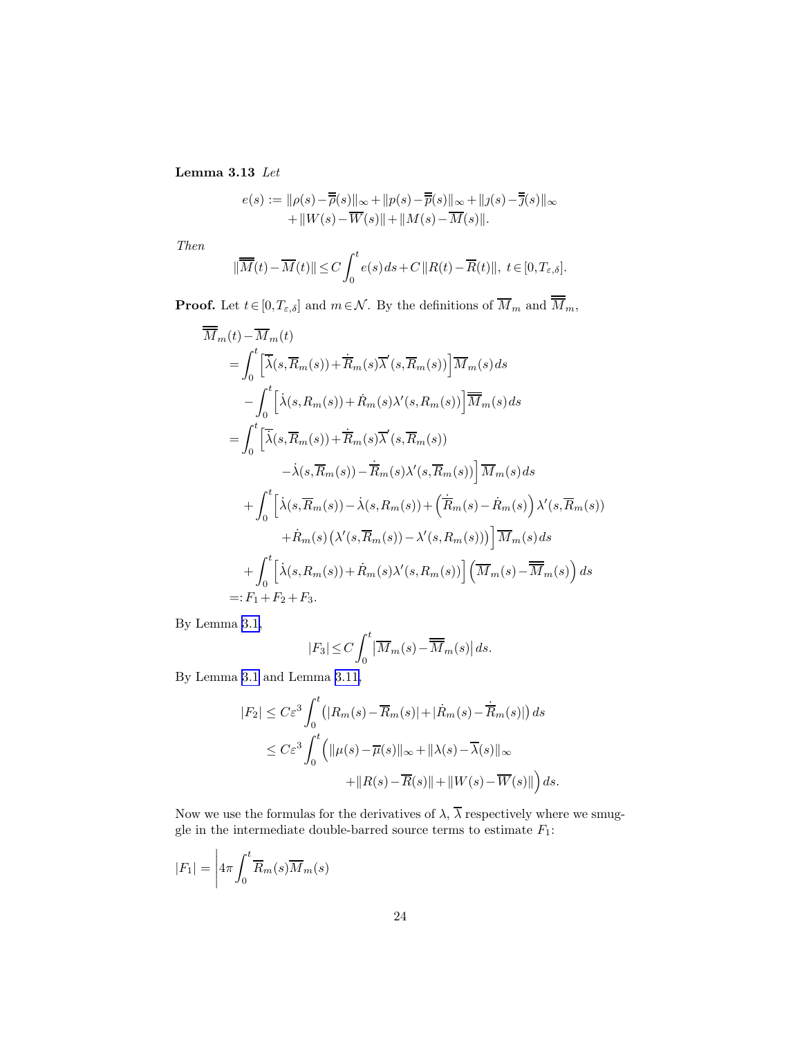**Lemma 3.13** *Let*

$$e(s) := \|\rho(s) - \overline{\overline{\rho}}(s)\|_\infty + \|p(s) - \overline{\overline{p}}(s)\|_\infty + \|\jmath(s) - \overline{\overline{\jmath}}(s)\|_\infty + \|W(s) - \overline{W}(s)\| + \|M(s) - \overline{M}(s)\|.$$

*Then*

$$\|\overline{\overline{M}}(t) - \overline{M}(t)\| \leq C\int_0^t e(s)\,ds + C\,\|R(t) - \overline{R}(t)\|,\ t \in [0, T_{\varepsilon,\delta}].$$

**Proof.** Let $t \in [0, T_{\varepsilon,\delta}]$ and $m \in \mathcal{N}$. By the definitions of $\overline{M}_m$ and $\overline{\overline{M}}_m$,

$$
\begin{aligned}
&\overline{\overline{M}}_m(t) - \overline{M}_m(t)\\
&\quad= \int_0^t \Big[\dot{\overline{\lambda}}(s, \overline{R}_m(s)) + \dot{\overline{R}}_m(s)\overline{\lambda}'(s, \overline{R}_m(s))\Big]\overline{M}_m(s)\,ds\\
&\qquad - \int_0^t \Big[\dot{\lambda}(s, R_m(s)) + \dot{R}_m(s)\lambda'(s, R_m(s))\Big]\overline{\overline{M}}_m(s)\,ds\\
&\quad= \int_0^t \Big[\dot{\overline{\lambda}}(s, \overline{R}_m(s)) + \dot{\overline{R}}_m(s)\overline{\lambda}'(s, \overline{R}_m(s))\\
&\qquad\qquad - \dot{\lambda}(s, \overline{R}_m(s)) - \dot{\overline{R}}_m(s)\lambda'(s, \overline{R}_m(s))\Big]\overline{M}_m(s)\,ds\\
&\qquad + \int_0^t \Big[\dot{\lambda}(s, \overline{R}_m(s)) - \dot{\lambda}(s, R_m(s)) + \Big(\dot{\overline{R}}_m(s) - \dot{R}_m(s)\Big)\lambda'(s, \overline{R}_m(s))\\
&\qquad\qquad + \dot{R}_m(s)\left(\lambda'(s, \overline{R}_m(s)) - \lambda'(s, R_m(s))\right)\Big]\overline{M}_m(s)\,ds\\
&\qquad + \int_0^t \Big[\dot{\lambda}(s, R_m(s)) + \dot{R}_m(s)\lambda'(s, R_m(s))\Big]\Big(\overline{M}_m(s) - \overline{\overline{M}}_m(s)\Big)\,ds\\
&\quad =: F_1 + F_2 + F_3.
\end{aligned}
$$

By Lemma 3.1,

$$|F_3| \leq C\int_0^t \big|\overline{M}_m(s) - \overline{\overline{M}}_m(s)\big|\,ds.$$

By Lemma 3.1 and Lemma 3.11,

$$
\begin{aligned}
|F_2| &\leq C\varepsilon^3 \int_0^t \left(|R_m(s) - \overline{R}_m(s)| + |\dot{R}_m(s) - \dot{\overline{R}}_m(s)|\right)ds\\
&\leq C\varepsilon^3 \int_0^t \Big(\|\mu(s) - \overline{\mu}(s)\|_\infty + \|\lambda(s) - \overline{\lambda}(s)\|_\infty\\
&\qquad\qquad + \|R(s) - \overline{R}(s)\| + \|W(s) - \overline{W}(s)\|\Big)\,ds.
\end{aligned}
$$

Now we use the formulas for the derivatives of $\lambda$, $\overline{\lambda}$ respectively where we smuggle in the intermediate double-barred source terms to estimate $F_1$:

$$|F_1| = \Bigg|4\pi\int_0^t \overline{R}_m(s)\overline{M}_m(s)$$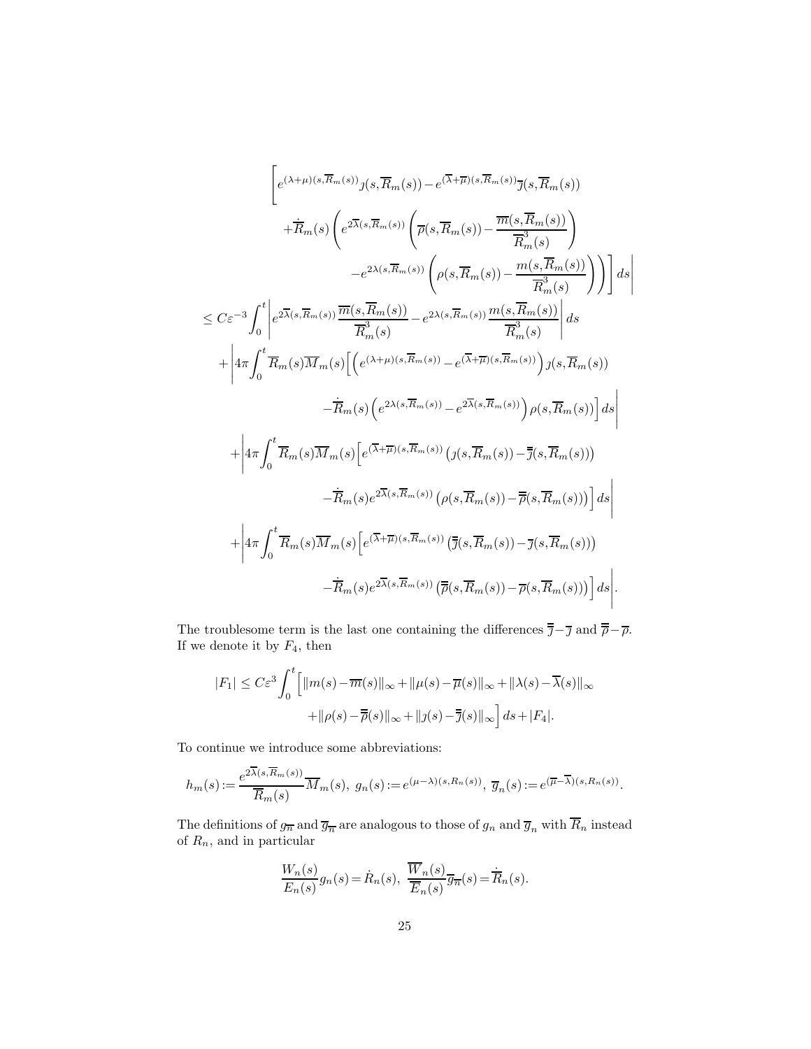$$
\begin{aligned}
&\Bigg[ e^{(\lambda+\mu)(s,\overline{R}_m(s))} \jmath(s,\overline{R}_m(s)) - e^{(\overline{\lambda}+\overline{\mu})(s,\overline{R}_m(s))} \overline{\jmath}(s,\overline{R}_m(s)) \\
&\qquad + \dot{\overline{R}}_m(s) \Bigg( e^{2\overline{\lambda}(s,\overline{R}_m(s))} \left( \overline{\rho}(s,\overline{R}_m(s)) - \frac{\overline{m}(s,\overline{R}_m(s))}{\overline{R}_m^3(s)} \right) \\
&\qquad\qquad - e^{2\lambda(s,\overline{R}_m(s))} \left( \rho(s,\overline{R}_m(s)) - \frac{m(s,\overline{R}_m(s))}{\overline{R}_m^3(s)} \right) \Bigg) \Bigg] ds \Bigg| \\
&\leq C\varepsilon^{-3} \int_0^t \left| e^{2\overline{\lambda}(s,\overline{R}_m(s))} \frac{\overline{m}(s,\overline{R}_m(s))}{\overline{R}_m^3(s)} - e^{2\lambda(s,\overline{R}_m(s))} \frac{m(s,\overline{R}_m(s))}{\overline{R}_m^3(s)} \right| ds \\
&\quad + \Bigg| 4\pi \int_0^t \overline{R}_m(s) \overline{M}_m(s) \Big[ \Big( e^{(\lambda+\mu)(s,\overline{R}_m(s))} - e^{(\overline{\lambda}+\overline{\mu})(s,\overline{R}_m(s))} \Big) \jmath(s,\overline{R}_m(s)) \\
&\qquad\qquad - \dot{\overline{R}}_m(s) \Big( e^{2\lambda(s,\overline{R}_m(s))} - e^{2\overline{\lambda}(s,\overline{R}_m(s))} \Big) \rho(s,\overline{R}_m(s)) \Big] ds \Bigg| \\
&\quad + \Bigg| 4\pi \int_0^t \overline{R}_m(s) \overline{M}_m(s) \Big[ e^{(\overline{\lambda}+\overline{\mu})(s,\overline{R}_m(s))} \big( \jmath(s,\overline{R}_m(s)) - \overline{\overline{\jmath}}(s,\overline{R}_m(s)) \big) \\
&\qquad\qquad - \dot{\overline{R}}_m(s) e^{2\overline{\lambda}(s,\overline{R}_m(s))} \big( \rho(s,\overline{R}_m(s)) - \overline{\overline{\rho}}(s,\overline{R}_m(s)) \big) \Big] ds \Bigg| \\
&\quad + \Bigg| 4\pi \int_0^t \overline{R}_m(s) \overline{M}_m(s) \Big[ e^{(\overline{\lambda}+\overline{\mu})(s,\overline{R}_m(s))} \big( \overline{\overline{\jmath}}(s,\overline{R}_m(s)) - \overline{\jmath}(s,\overline{R}_m(s)) \big) \\
&\qquad\qquad - \dot{\overline{R}}_m(s) e^{2\overline{\lambda}(s,\overline{R}_m(s))} \big( \overline{\overline{\rho}}(s,\overline{R}_m(s)) - \overline{\rho}(s,\overline{R}_m(s)) \big) \Big] ds \Bigg|.
\end{aligned}
$$

The troublesome term is the last one containing the differences $\overline{\overline{\jmath}} - \overline{\jmath}$ and $\overline{\overline{\rho}} - \overline{\rho}$. If we denote it by $F_4$, then

$$
\begin{aligned}
|F_1| \leq C\varepsilon^3 \int_0^t \Big[ &\|m(s) - \overline{m}(s)\|_\infty + \|\mu(s) - \overline{\mu}(s)\|_\infty + \|\lambda(s) - \overline{\lambda}(s)\|_\infty \\
&+ \|\rho(s) - \overline{\overline{\rho}}(s)\|_\infty + \|\jmath(s) - \overline{\overline{\jmath}}(s)\|_\infty \Big] ds + |F_4|.
\end{aligned}
$$

To continue we introduce some abbreviations:

$$
h_m(s) := \frac{e^{2\overline{\lambda}(s,\overline{R}_m(s))}}{\overline{R}_m(s)} \overline{M}_m(s),\ g_n(s) := e^{(\mu-\lambda)(s,R_n(s))},\ \overline{g}_n(s) := e^{(\overline{\mu}-\overline{\lambda})(s,R_n(s))}.
$$

The definitions of $g_{\overline{n}}$ and $\overline{g}_{\overline{n}}$ are analogous to those of $g_n$ and $\overline{g}_n$ with $\overline{R}_n$ instead of $R_n$, and in particular

$$
\frac{W_n(s)}{E_n(s)} g_n(s) = \dot{R}_n(s),\ \frac{\overline{W}_n(s)}{\overline{E}_n(s)} \overline{g}_{\overline{n}}(s) = \dot{\overline{R}}_n(s).
$$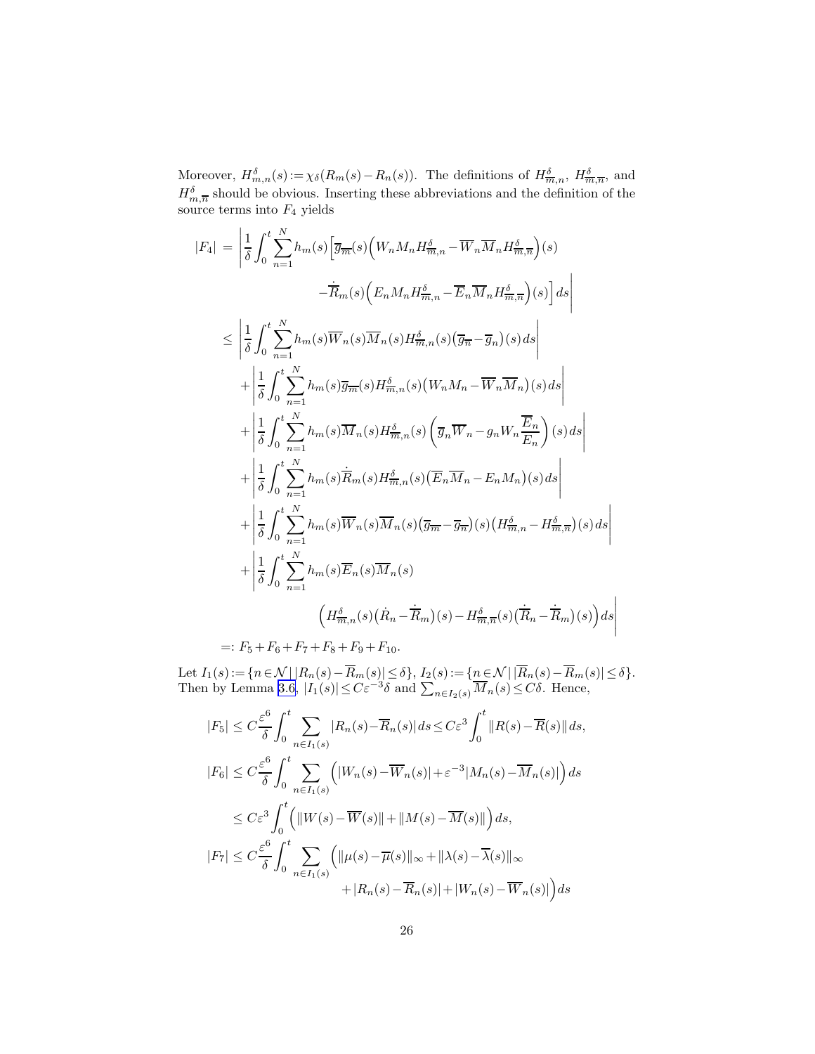Moreover, $H^\delta_{m,n}(s) := \chi_\delta(R_m(s) - R_n(s))$. The definitions of $H^\delta_{\overline{m},n}$, $H^\delta_{\overline{m},\overline{n}}$, and $H^\delta_{m,\overline{n}}$ should be obvious. Inserting these abbreviations and the definition of the source terms into $F_4$ yields

$$
\begin{aligned}
|F_4| &= \Bigg| \frac{1}{\delta}\int_0^t \sum_{n=1}^N h_m(s)\Big[\overline{g}_{\overline{m}}(s)\Big(W_n M_n H^\delta_{\overline{m},n} - \overline{W}_n \overline{M}_n H^\delta_{\overline{m},\overline{n}}\Big)(s) \\
&\qquad\qquad - \dot{\overline{R}}_m(s)\Big(E_n M_n H^\delta_{\overline{m},n} - \overline{E}_n \overline{M}_n H^\delta_{\overline{m},\overline{n}}\Big)(s)\Big]\,ds\Bigg| \\
&\le \left| \frac{1}{\delta}\int_0^t \sum_{n=1}^N h_m(s)\overline{W}_n(s)\overline{M}_n(s) H^\delta_{\overline{m},n}(s)\big(\overline{g}_{\overline{n}} - \overline{g}_n\big)(s)\,ds\right| \\
&\quad + \left| \frac{1}{\delta}\int_0^t \sum_{n=1}^N h_m(s)\overline{g}_{\overline{m}}(s) H^\delta_{\overline{m},n}(s)\big(W_n M_n - \overline{W}_n \overline{M}_n\big)(s)\,ds\right| \\
&\quad + \left| \frac{1}{\delta}\int_0^t \sum_{n=1}^N h_m(s)\overline{M}_n(s) H^\delta_{\overline{m},n}(s)\left(\overline{g}_n \overline{W}_n - g_n W_n \frac{\overline{E}_n}{E_n}\right)(s)\,ds\right| \\
&\quad + \left| \frac{1}{\delta}\int_0^t \sum_{n=1}^N h_m(s)\dot{\overline{R}}_m(s) H^\delta_{\overline{m},n}(s)\big(\overline{E}_n \overline{M}_n - E_n M_n\big)(s)\,ds\right| \\
&\quad + \left| \frac{1}{\delta}\int_0^t \sum_{n=1}^N h_m(s)\overline{W}_n(s)\overline{M}_n(s)\big(\overline{g}_{\overline{m}} - \overline{g}_{\overline{n}}\big)(s)\big(H^\delta_{\overline{m},n} - H^\delta_{\overline{m},\overline{n}}\big)(s)\,ds\right| \\
&\quad + \Bigg| \frac{1}{\delta}\int_0^t \sum_{n=1}^N h_m(s)\overline{E}_n(s)\overline{M}_n(s) \\
&\qquad\qquad \Big(H^\delta_{\overline{m},n}(s)\big(\dot{R}_n - \dot{\overline{R}}_m\big)(s) - H^\delta_{\overline{m},\overline{n}}(s)\big(\dot{\overline{R}}_n - \dot{\overline{R}}_m\big)(s)\Big)\,ds\Bigg| \\
&=: F_5 + F_6 + F_7 + F_8 + F_9 + F_{10}.
\end{aligned}
$$

Let $I_1(s) := \{n \in \mathcal{N} \,|\, |R_n(s) - \overline{R}_m(s)| \le \delta\}$, $I_2(s) := \{n \in \mathcal{N} \,|\, |\overline{R}_n(s) - \overline{R}_m(s)| \le \delta\}$. Then by Lemma 3.6, $|I_1(s)| \le C\varepsilon^{-3}\delta$ and $\sum_{n\in I_2(s)} \overline{M}_n(s) \le C\delta$. Hence,

$$
\begin{aligned}
|F_5| &\le C\frac{\varepsilon^6}{\delta}\int_0^t \sum_{n\in I_1(s)} |R_n(s) - \overline{R}_n(s)|\,ds \le C\varepsilon^3 \int_0^t \|R(s) - \overline{R}(s)\|\,ds, \\
|F_6| &\le C\frac{\varepsilon^6}{\delta}\int_0^t \sum_{n\in I_1(s)} \Big(|W_n(s) - \overline{W}_n(s)| + \varepsilon^{-3}|M_n(s) - \overline{M}_n(s)|\Big)\,ds \\
&\le C\varepsilon^3 \int_0^t \Big(\|W(s) - \overline{W}(s)\| + \|M(s) - \overline{M}(s)\|\Big)\,ds, \\
|F_7| &\le C\frac{\varepsilon^6}{\delta}\int_0^t \sum_{n\in I_1(s)} \Big(\|\mu(s) - \overline{\mu}(s)\|_\infty + \|\lambda(s) - \overline{\lambda}(s)\|_\infty \\
&\qquad\qquad + |R_n(s) - \overline{R}_n(s)| + |W_n(s) - \overline{W}_n(s)|\Big)\,ds
\end{aligned}
$$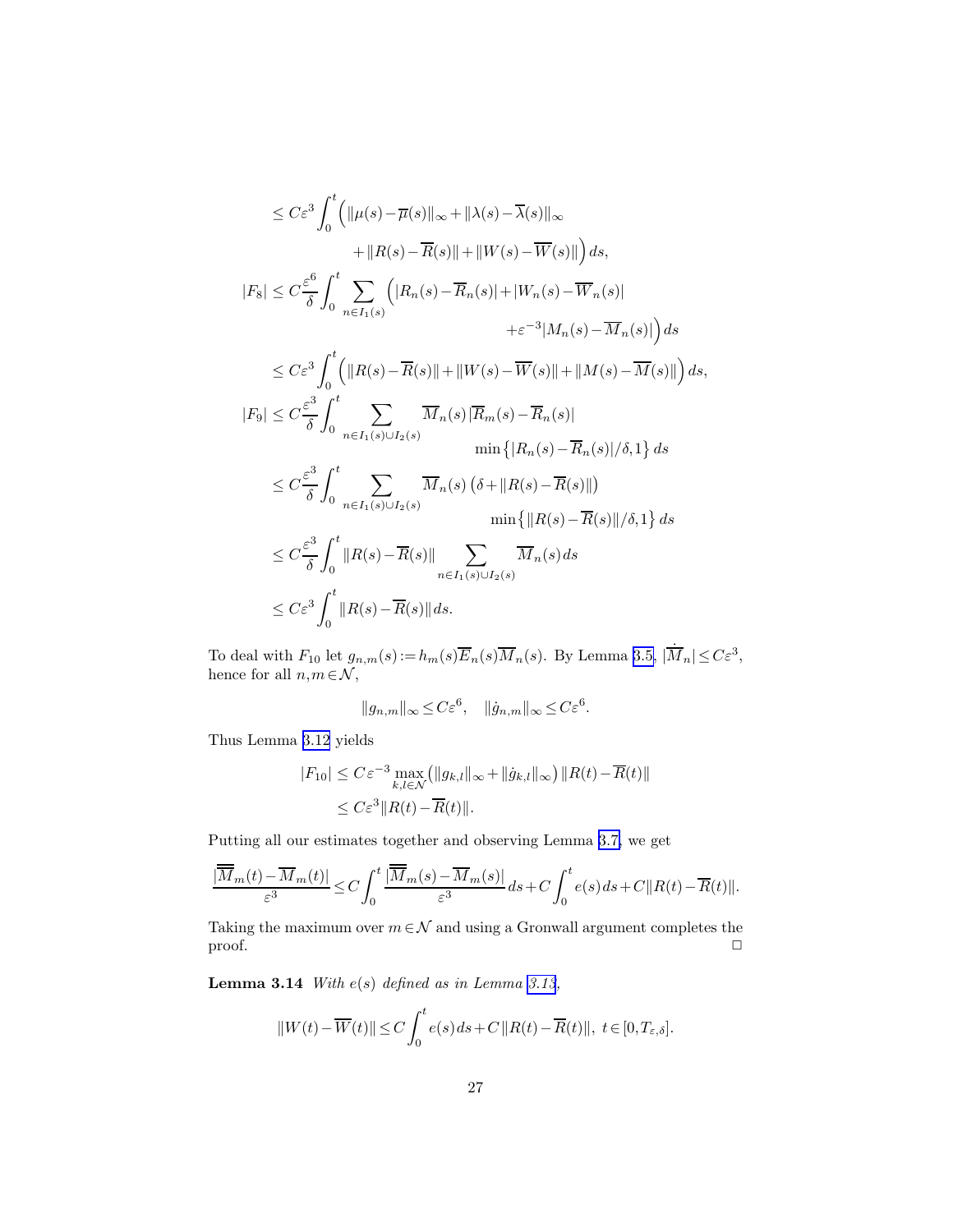$$
\begin{aligned}
&\le C\varepsilon^3 \int_0^t \Big( \|\mu(s)-\overline{\mu}(s)\|_\infty + \|\lambda(s)-\overline{\lambda}(s)\|_\infty \\
&\qquad\qquad + \|R(s)-\overline{R}(s)\| + \|W(s)-\overline{W}(s)\|\Big)\, ds, \\
|F_8| &\le C\frac{\varepsilon^6}{\delta}\int_0^t \sum_{n\in I_1(s)} \Big( |R_n(s)-\overline{R}_n(s)| + |W_n(s)-\overline{W}_n(s)| \\
&\qquad\qquad + \varepsilon^{-3}|M_n(s)-\overline{M}_n(s)|\Big)\, ds \\
&\le C\varepsilon^3 \int_0^t \Big( \|R(s)-\overline{R}(s)\| + \|W(s)-\overline{W}(s)\| + \|M(s)-\overline{M}(s)\|\Big)\, ds, \\
|F_9| &\le C\frac{\varepsilon^3}{\delta}\int_0^t \sum_{n\in I_1(s)\cup I_2(s)} \overline{M}_n(s)\,|\overline{R}_m(s)-\overline{R}_n(s)| \\
&\qquad\qquad \min\big\{|R_n(s)-\overline{R}_n(s)|/\delta, 1\big\}\, ds \\
&\le C\frac{\varepsilon^3}{\delta}\int_0^t \sum_{n\in I_1(s)\cup I_2(s)} \overline{M}_n(s)\,\big(\delta + \|R(s)-\overline{R}(s)\|\big) \\
&\qquad\qquad \min\big\{\|R(s)-\overline{R}(s)\|/\delta, 1\big\}\, ds \\
&\le C\frac{\varepsilon^3}{\delta}\int_0^t \|R(s)-\overline{R}(s)\| \sum_{n\in I_1(s)\cup I_2(s)} \overline{M}_n(s)\, ds \\
&\le C\varepsilon^3 \int_0^t \|R(s)-\overline{R}(s)\|\, ds.
\end{aligned}
$$

To deal with $F_{10}$ let $g_{n,m}(s) := h_m(s)\overline{E}_n(s)\overline{M}_n(s)$. By Lemma 3.5, $|\dot{\overline{M}}_n| \le C\varepsilon^3$, hence for all $n,m\in\mathcal{N}$,

$$
\|g_{n,m}\|_\infty \le C\varepsilon^6, \quad \|\dot{g}_{n,m}\|_\infty \le C\varepsilon^6.
$$

Thus Lemma 3.12 yields

$$
\begin{aligned}
|F_{10}| &\le C\varepsilon^{-3} \max_{k,l\in\mathcal{N}} \big( \|g_{k,l}\|_\infty + \|\dot{g}_{k,l}\|_\infty \big) \|R(t)-\overline{R}(t)\| \\
&\le C\varepsilon^3 \|R(t)-\overline{R}(t)\|.
\end{aligned}
$$

Putting all our estimates together and observing Lemma 3.7, we get

$$
\frac{|\overline{\overline{M}}_m(t)-\overline{M}_m(t)|}{\varepsilon^3} \le C\int_0^t \frac{|\overline{\overline{M}}_m(s)-\overline{M}_m(s)|}{\varepsilon^3}\, ds + C\int_0^t e(s)\, ds + C\|R(t)-\overline{R}(t)\|.
$$

Taking the maximum over $m\in\mathcal{N}$ and using a Gronwall argument completes the proof. $\square$

**Lemma 3.14** *With $e(s)$ defined as in Lemma 3.13,*

$$
\|W(t)-\overline{W}(t)\| \le C\int_0^t e(s)\, ds + C\|R(t)-\overline{R}(t)\|, \ t\in[0, T_{\varepsilon,\delta}].
$$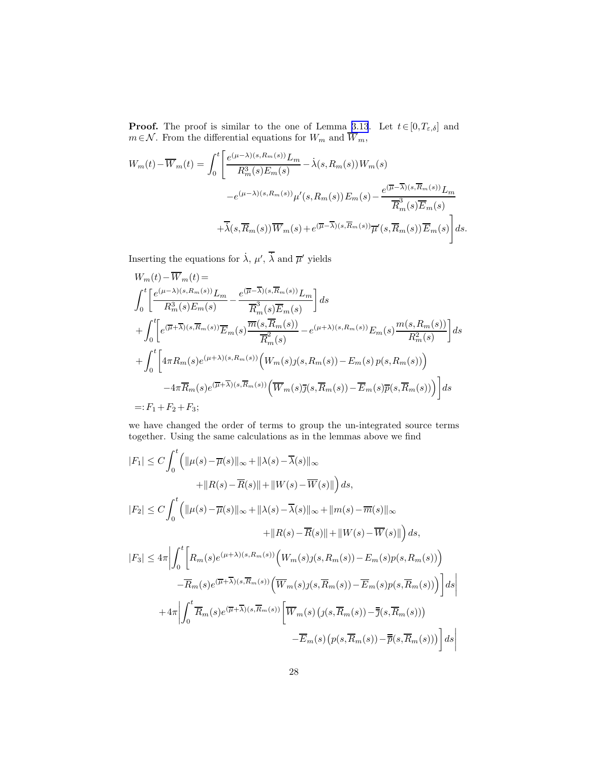**Proof.** The proof is similar to the one of Lemma 3.13. Let $t \in [0, T_{\varepsilon,\delta}]$ and $m \in \mathcal{N}$. From the differential equations for $W_m$ and $\overline{W}_m$,

$$
\begin{aligned}
W_m(t) - \overline{W}_m(t) = \int_0^t \Bigg[ & \frac{e^{(\mu-\lambda)(s,R_m(s))} L_m}{R_m^3(s) E_m(s)} - \dot{\lambda}(s, R_m(s)) W_m(s) \\
& - e^{(\mu-\lambda)(s,R_m(s))} \mu'(s, R_m(s)) E_m(s) - \frac{e^{(\overline{\mu}-\overline{\lambda})(s,\overline{R}_m(s))} L_m}{\overline{R}_m^3(s) \overline{E}_m(s)} \\
& + \dot{\overline{\lambda}}(s, \overline{R}_m(s)) \overline{W}_m(s) + e^{(\overline{\mu}-\overline{\lambda})(s,\overline{R}_m(s))} \overline{\mu}'(s, \overline{R}_m(s)) \overline{E}_m(s) \Bigg] ds.
\end{aligned}
$$

Inserting the equations for $\dot{\lambda}$, $\mu'$, $\dot{\overline{\lambda}}$ and $\overline{\mu}'$ yields

$$
\begin{aligned}
& W_m(t) - \overline{W}_m(t) = \\
& \int_0^t \left[ \frac{e^{(\mu-\lambda)(s,R_m(s))} L_m}{R_m^3(s) E_m(s)} - \frac{e^{(\overline{\mu}-\overline{\lambda})(s,\overline{R}_m(s))} L_m}{\overline{R}_m^3(s) \overline{E}_m(s)} \right] ds \\
& + \int_0^t \left[ e^{(\overline{\mu}+\overline{\lambda})(s,\overline{R}_m(s))} \overline{E}_m(s) \frac{\overline{m}(s, \overline{R}_m(s))}{\overline{R}_m^2(s)} - e^{(\mu+\lambda)(s,R_m(s))} E_m(s) \frac{m(s, R_m(s))}{R_m^2(s)} \right] ds \\
& + \int_0^t \Big[ 4\pi R_m(s) e^{(\mu+\lambda)(s,R_m(s))} \Big( W_m(s) \jmath(s, R_m(s)) - E_m(s)\, p(s, R_m(s)) \Big) \\
& \qquad - 4\pi \overline{R}_m(s) e^{(\overline{\mu}+\overline{\lambda})(s,\overline{R}_m(s))} \Big( \overline{W}_m(s) \overline{\jmath}(s, \overline{R}_m(s)) - \overline{E}_m(s) \overline{p}(s, \overline{R}_m(s)) \Big) \Big] ds \\
& =: F_1 + F_2 + F_3;
\end{aligned}
$$

we have changed the order of terms to group the un-integrated source terms together. Using the same calculations as in the lemmas above we find

$$
\begin{aligned}
|F_1| &\le C \int_0^t \Big( \|\mu(s) - \overline{\mu}(s)\|_\infty + \|\lambda(s) - \overline{\lambda}(s)\|_\infty \\
&\qquad + \|R(s) - \overline{R}(s)\| + \|W(s) - \overline{W}(s)\| \Big) ds, \\
|F_2| &\le C \int_0^t \Big( \|\mu(s) - \overline{\mu}(s)\|_\infty + \|\lambda(s) - \overline{\lambda}(s)\|_\infty + \|m(s) - \overline{m}(s)\|_\infty \\
&\qquad + \|R(s) - \overline{R}(s)\| + \|W(s) - \overline{W}(s)\| \Big) ds, \\
|F_3| &\le 4\pi \Bigg| \int_0^t \Big[ R_m(s) e^{(\mu+\lambda)(s,R_m(s))} \Big( W_m(s) \jmath(s, R_m(s)) - E_m(s) p(s, R_m(s)) \Big) \\
&\qquad - \overline{R}_m(s) e^{(\overline{\mu}+\overline{\lambda})(s,\overline{R}_m(s))} \Big( \overline{W}_m(s) \jmath(s, \overline{R}_m(s)) - \overline{E}_m(s) p(s, \overline{R}_m(s)) \Big) \Big] ds \Bigg| \\
&\quad + 4\pi \Bigg| \int_0^t \overline{R}_m(s) e^{(\overline{\mu}+\overline{\lambda})(s,\overline{R}_m(s))} \Big[ \overline{W}_m(s) \big( \jmath(s, \overline{R}_m(s)) - \overline{\jmath}(s, \overline{R}_m(s)) \big) \\
&\qquad - \overline{E}_m(s) \big( p(s, \overline{R}_m(s)) - \overline{p}(s, \overline{R}_m(s)) \big) \Big] ds \Bigg|
\end{aligned}
$$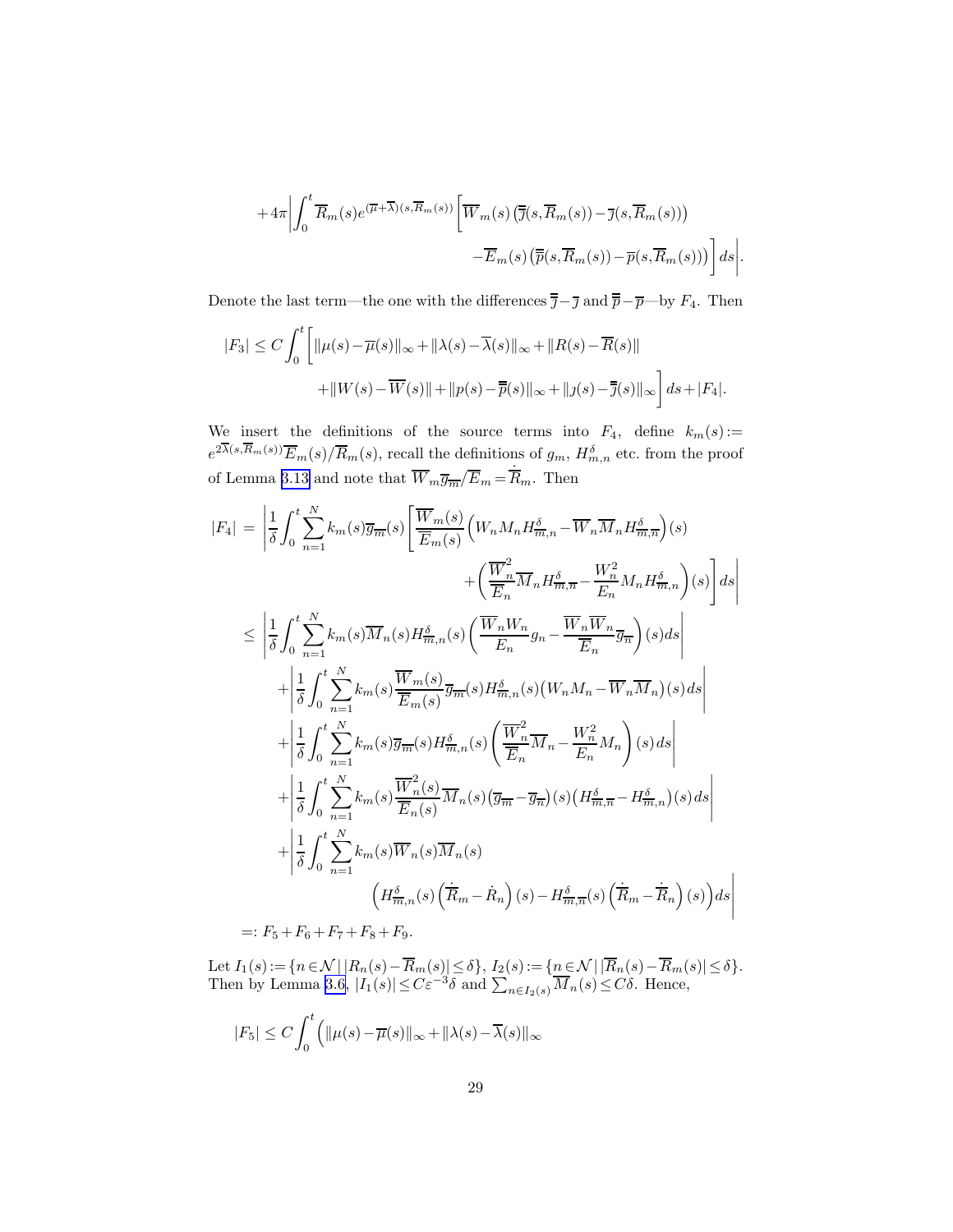$$
+4\pi\left|\int_0^t \overline{R}_m(s)e^{(\overline{\mu}+\overline{\lambda})(s,\overline{R}_m(s))}\Big[\overline{W}_m(s)\left(\overline{\overline{\jmath}}(s,\overline{R}_m(s))-\overline{\jmath}(s,\overline{R}_m(s))\right)\right.
$$

$$
\left.-\overline{E}_m(s)\left(\overline{\overline{p}}(s,\overline{R}_m(s))-\overline{p}(s,\overline{R}_m(s))\right)\Big]\,ds\right|.
$$

Denote the last term—the one with the differences $\overline{\overline{\jmath}}-\overline{\jmath}$ and $\overline{\overline{p}}-\overline{p}$—by $F_4$. Then

$$
|F_3| \le C\int_0^t \Big[\|\mu(s)-\overline{\mu}(s)\|_\infty+\|\lambda(s)-\overline{\lambda}(s)\|_\infty+\|R(s)-\overline{R}(s)\|
$$

$$
+\|W(s)-\overline{W}(s)\|+\|p(s)-\overline{\overline{p}}(s)\|_\infty+\|\jmath(s)-\overline{\overline{\jmath}}(s)\|_\infty\Big]\,ds+|F_4|.
$$

We insert the definitions of the source terms into $F_4$, define $k_m(s):=e^{2\overline{\lambda}(s,\overline{R}_m(s))}\overline{E}_m(s)/\overline{R}_m(s)$, recall the definitions of $g_m$, $H^\delta_{m,n}$ etc. from the proof of Lemma 3.13 and note that $\overline{W}_m g_{\overline{m}}/\overline{E}_m=\dot{\overline{R}}_m$. Then

$$
\begin{aligned}
|F_4| &= \left|\frac{1}{\delta}\int_0^t\sum_{n=1}^N k_m(s)g_{\overline{m}}(s)\left[\frac{\overline{W}_m(s)}{\overline{E}_m(s)}\left(W_nM_nH^\delta_{\overline{m},n}-\overline{W}_n\overline{M}_nH^\delta_{\overline{m},\overline{n}}\right)(s)\right.\right.\\
&\qquad\left.\left.+\left(\frac{\overline{W}_n^2}{\overline{E}_n}\overline{M}_nH^\delta_{\overline{m},\overline{n}}-\frac{W_n^2}{E_n}M_nH^\delta_{\overline{m},n}\right)(s)\right]ds\right|\\
&\le \left|\frac{1}{\delta}\int_0^t\sum_{n=1}^N k_m(s)\overline{M}_n(s)H^\delta_{\overline{m},n}(s)\left(\frac{\overline{W}_nW_n}{E_n}g_n-\frac{\overline{W}_n\overline{W}_n}{\overline{E}_n}g_{\overline{n}}\right)(s)ds\right|\\
&\quad+\left|\frac{1}{\delta}\int_0^t\sum_{n=1}^N k_m(s)\frac{\overline{W}_m(s)}{\overline{E}_m(s)}g_{\overline{m}}(s)H^\delta_{\overline{m},n}(s)\left(W_nM_n-\overline{W}_n\overline{M}_n\right)(s)\,ds\right|\\
&\quad+\left|\frac{1}{\delta}\int_0^t\sum_{n=1}^N k_m(s)g_{\overline{m}}(s)H^\delta_{\overline{m},n}(s)\left(\frac{\overline{W}_n^2}{\overline{E}_n}\overline{M}_n-\frac{W_n^2}{E_n}M_n\right)(s)\,ds\right|\\
&\quad+\left|\frac{1}{\delta}\int_0^t\sum_{n=1}^N k_m(s)\frac{\overline{W}_n^2(s)}{\overline{E}_n(s)}\overline{M}_n(s)\left(g_{\overline{m}}-g_{\overline{n}}\right)(s)\left(H^\delta_{\overline{m},\overline{n}}-H^\delta_{\overline{m},n}\right)(s)\,ds\right|\\
&\quad+\left|\frac{1}{\delta}\int_0^t\sum_{n=1}^N k_m(s)\overline{W}_n(s)\overline{M}_n(s)\right.\\
&\qquad\left.\left(H^\delta_{\overline{m},n}(s)\left(\dot{\overline{R}}_m-\dot{R}_n\right)(s)-H^\delta_{\overline{m},\overline{n}}(s)\left(\dot{\overline{R}}_m-\dot{\overline{R}}_n\right)(s)\right)ds\right|\\
&=: F_5+F_6+F_7+F_8+F_9.
\end{aligned}
$$

Let $I_1(s):=\{n\in\mathcal{N}\,|\,|R_n(s)-\overline{R}_m(s)|\le\delta\}$, $I_2(s):=\{n\in\mathcal{N}\,|\,|\overline{R}_n(s)-\overline{R}_m(s)|\le\delta\}$. Then by Lemma 3.6, $|I_1(s)|\le C\varepsilon^{-3}\delta$ and $\sum_{n\in I_2(s)}\overline{M}_n(s)\le C\delta$. Hence,

$$
|F_5|\le C\int_0^t\Big(\|\mu(s)-\overline{\mu}(s)\|_\infty+\|\lambda(s)-\overline{\lambda}(s)\|_\infty
$$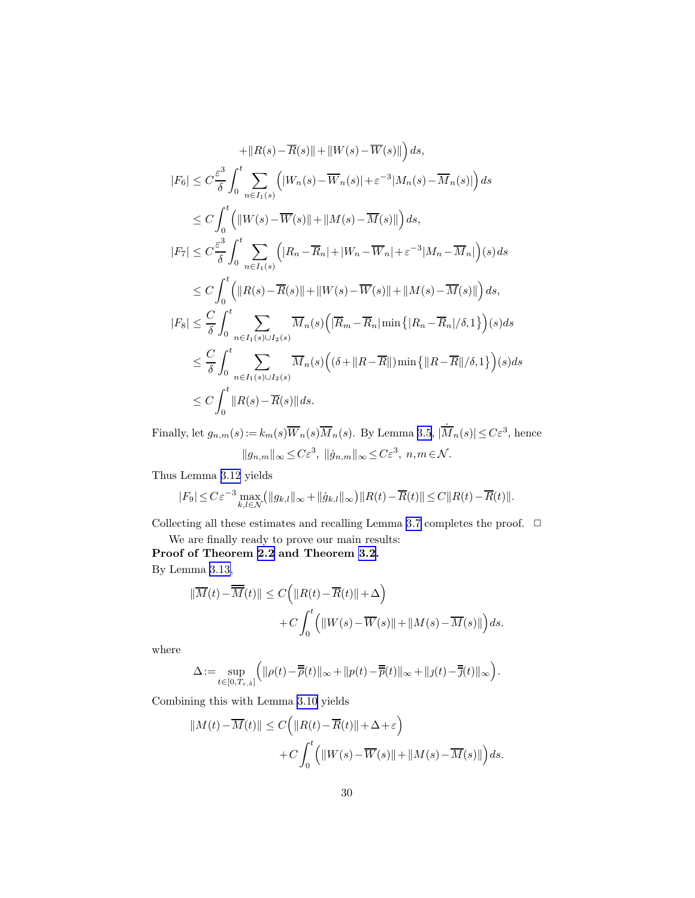$$
+\|R(s)-\overline{R}(s)\|+\|W(s)-\overline{W}(s)\|\Big)\,ds,
$$

$$
\begin{aligned}
|F_6| &\le C\frac{\varepsilon^3}{\delta}\int_0^t \sum_{n\in I_1(s)} \Big(|W_n(s)-\overline{W}_n(s)|+\varepsilon^{-3}|M_n(s)-\overline{M}_n(s)|\Big)\,ds \\
&\le C\int_0^t \Big(\|W(s)-\overline{W}(s)\|+\|M(s)-\overline{M}(s)\|\Big)\,ds, \\
|F_7| &\le C\frac{\varepsilon^3}{\delta}\int_0^t \sum_{n\in I_1(s)} \Big(|R_n-\overline{R}_n|+|W_n-\overline{W}_n|+\varepsilon^{-3}|M_n-\overline{M}_n|\Big)(s)\,ds \\
&\le C\int_0^t \Big(\|R(s)-\overline{R}(s)\|+\|W(s)-\overline{W}(s)\|+\|M(s)-\overline{M}(s)\|\Big)\,ds, \\
|F_8| &\le \frac{C}{\delta}\int_0^t \sum_{n\in I_1(s)\cup I_2(s)} \overline{M}_n(s)\Big(|\overline{R}_m-\overline{R}_n|\min\big\{|R_n-\overline{R}_n|/\delta,1\big\}\Big)(s)ds \\
&\le \frac{C}{\delta}\int_0^t \sum_{n\in I_1(s)\cup I_2(s)} \overline{M}_n(s)\Big((\delta+\|R-\overline{R}\|)\min\big\{\|R-\overline{R}\|/\delta,1\big\}\Big)(s)ds \\
&\le C\int_0^t \|R(s)-\overline{R}(s)\|\,ds.
\end{aligned}
$$

Finally, let $g_{n,m}(s):=k_m(s)\overline{W}_n(s)\overline{M}_n(s)$. By Lemma 3.5, $|\dot{\overline{M}}_n(s)|\le C\varepsilon^3$, hence

$$
\|g_{n,m}\|_\infty \le C\varepsilon^3,\ \|\dot{g}_{n,m}\|_\infty \le C\varepsilon^3,\ n,m\in\mathcal{N}.
$$

Thus Lemma 3.12 yields

$$
|F_9|\le C\varepsilon^{-3}\max_{k,l\in\mathcal{N}}\big(\|g_{k,l}\|_\infty+\|\dot{g}_{k,l}\|_\infty\big)\|R(t)-\overline{R}(t)\|\le C\|R(t)-\overline{R}(t)\|.
$$

Collecting all these estimates and recalling Lemma 3.7 completes the proof. $\square$

We are finally ready to prove our main results:

**Proof of Theorem 2.2 and Theorem 3.2.**

By Lemma 3.13,

$$
\begin{aligned}
\|\overline{M}(t)-\overline{\overline{M}}(t)\| &\le C\Big(\|R(t)-\overline{R}(t)\|+\Delta\Big) \\
&\quad +C\int_0^t \Big(\|W(s)-\overline{W}(s)\|+\|M(s)-\overline{M}(s)\|\Big)\,ds.
\end{aligned}
$$

where

$$
\Delta:=\sup_{t\in[0,T_{\varepsilon,\delta}]}\Big(\|\rho(t)-\overline{\overline{\rho}}(t)\|_\infty+\|p(t)-\overline{\overline{p}}(t)\|_\infty+\|\jmath(t)-\overline{\overline{\jmath}}(t)\|_\infty\Big).
$$

Combining this with Lemma 3.10 yields

$$
\begin{aligned}
\|M(t)-\overline{M}(t)\| &\le C\Big(\|R(t)-\overline{R}(t)\|+\Delta+\varepsilon\Big) \\
&\quad +C\int_0^t \Big(\|W(s)-\overline{W}(s)\|+\|M(s)-\overline{M}(s)\|\Big)\,ds.
\end{aligned}
$$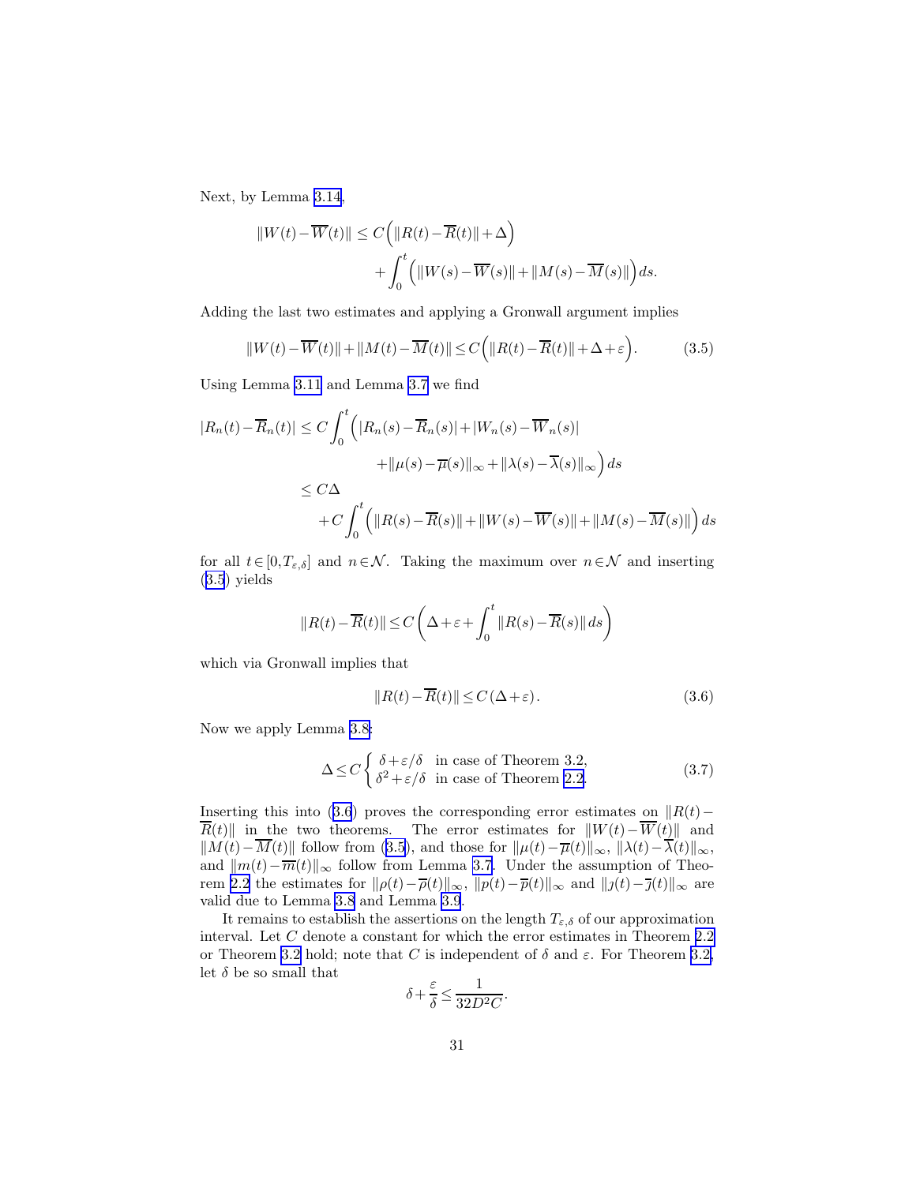Next, by Lemma 3.14,

$$\|W(t)-\overline{W}(t)\| \leq C\Big(\|R(t)-\overline{R}(t)\|+\Delta\Big) + \int_0^t \Big(\|W(s)-\overline{W}(s)\|+\|M(s)-\overline{M}(s)\|\Big)\,ds.$$

Adding the last two estimates and applying a Gronwall argument implies

$$\|W(t)-\overline{W}(t)\|+\|M(t)-\overline{M}(t)\| \leq C\Big(\|R(t)-\overline{R}(t)\|+\Delta+\varepsilon\Big). \tag{3.5}$$

Using Lemma 3.11 and Lemma 3.7 we find

$$\begin{aligned}|R_n(t)-\overline{R}_n(t)| &\leq C\int_0^t \Big(|R_n(s)-\overline{R}_n(s)|+|W_n(s)-\overline{W}_n(s)| \\ &\qquad +\|\mu(s)-\overline{\mu}(s)\|_\infty+\|\lambda(s)-\overline{\lambda}(s)\|_\infty\Big)\,ds \\ &\leq C\Delta \\ &\quad +C\int_0^t\Big(\|R(s)-\overline{R}(s)\|+\|W(s)-\overline{W}(s)\|+\|M(s)-\overline{M}(s)\|\Big)\,ds\end{aligned}$$

for all $t\in[0,T_{\varepsilon,\delta}]$ and $n\in\mathcal{N}$. Taking the maximum over $n\in\mathcal{N}$ and inserting (3.5) yields

$$\|R(t)-\overline{R}(t)\| \leq C\left(\Delta+\varepsilon+\int_0^t \|R(s)-\overline{R}(s)\|\,ds\right)$$

which via Gronwall implies that

$$\|R(t)-\overline{R}(t)\| \leq C\,(\Delta+\varepsilon). \tag{3.6}$$

Now we apply Lemma 3.8:

$$\Delta \leq C\begin{cases}\delta+\varepsilon/\delta & \text{in case of Theorem 3.2,}\\ \delta^2+\varepsilon/\delta & \text{in case of Theorem 2.2.}\end{cases} \tag{3.7}$$

Inserting this into (3.6) proves the corresponding error estimates on $\|R(t)-\overline{R}(t)\|$ in the two theorems. The error estimates for $\|W(t)-\overline{W}(t)\|$ and $\|M(t)-\overline{M}(t)\|$ follow from (3.5), and those for $\|\mu(t)-\overline{\mu}(t)\|_\infty$, $\|\lambda(t)-\overline{\lambda}(t)\|_\infty$, and $\|m(t)-\overline{m}(t)\|_\infty$ follow from Lemma 3.7. Under the assumption of Theorem 2.2 the estimates for $\|\rho(t)-\overline{\rho}(t)\|_\infty$, $\|p(t)-\overline{p}(t)\|_\infty$ and $\|\jmath(t)-\overline{\jmath}(t)\|_\infty$ are valid due to Lemma 3.8 and Lemma 3.9.

It remains to establish the assertions on the length $T_{\varepsilon,\delta}$ of our approximation interval. Let $C$ denote a constant for which the error estimates in Theorem 2.2 or Theorem 3.2 hold; note that $C$ is independent of $\delta$ and $\varepsilon$. For Theorem 3.2, let $\delta$ be so small that

$$\delta+\frac{\varepsilon}{\delta} \leq \frac{1}{32D^2C}.$$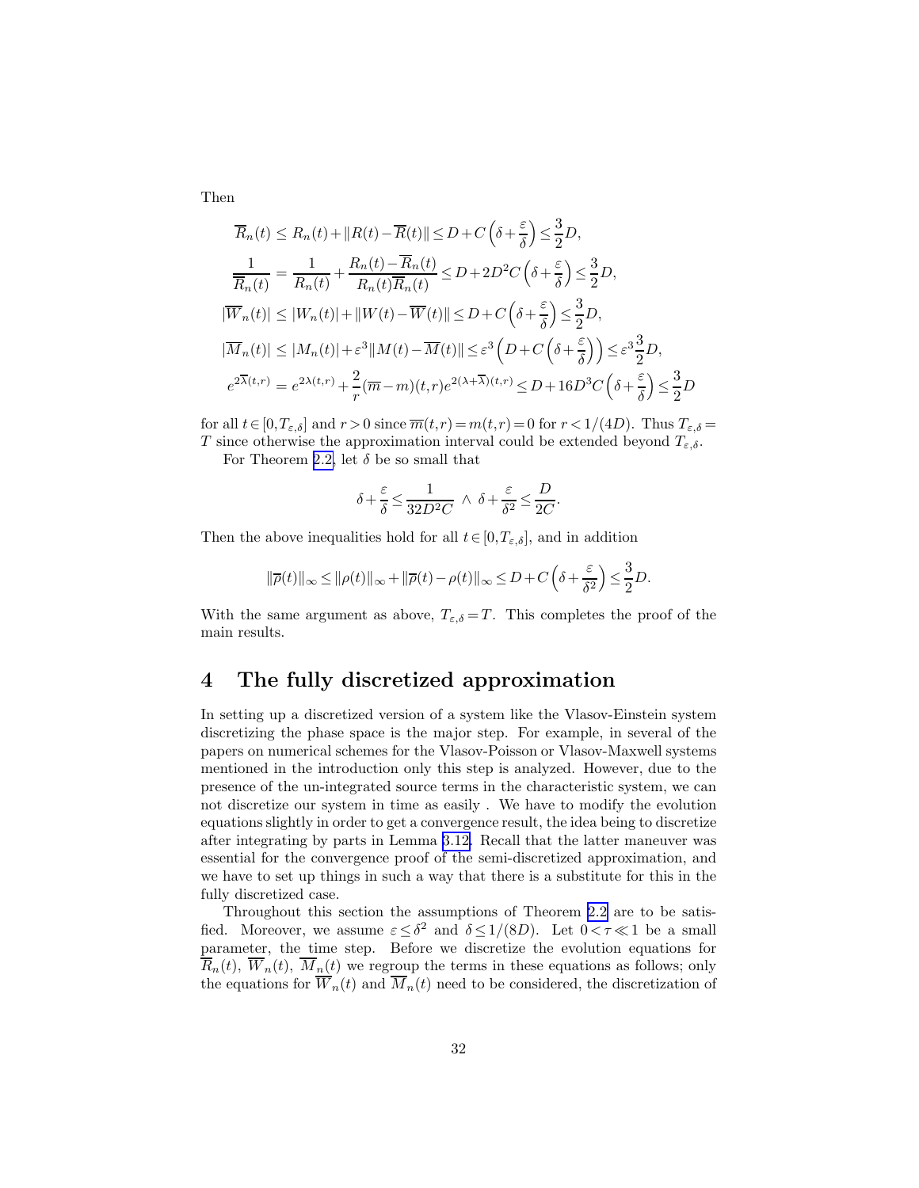Then

$$
\begin{aligned}
\overline{R}_n(t) &\le R_n(t) + \|R(t) - \overline{R}(t)\| \le D + C\left(\delta + \frac{\varepsilon}{\delta}\right) \le \frac{3}{2}D,\\
\frac{1}{\overline{R}_n(t)} &= \frac{1}{R_n(t)} + \frac{R_n(t) - \overline{R}_n(t)}{R_n(t)\overline{R}_n(t)} \le D + 2D^2 C\left(\delta + \frac{\varepsilon}{\delta}\right) \le \frac{3}{2}D,\\
|\overline{W}_n(t)| &\le |W_n(t)| + \|W(t) - \overline{W}(t)\| \le D + C\left(\delta + \frac{\varepsilon}{\delta}\right) \le \frac{3}{2}D,\\
|\overline{M}_n(t)| &\le |M_n(t)| + \varepsilon^3 \|M(t) - \overline{M}(t)\| \le \varepsilon^3\left(D + C\left(\delta + \frac{\varepsilon}{\delta}\right)\right) \le \varepsilon^3 \frac{3}{2}D,\\
e^{2\overline{\lambda}(t,r)} &= e^{2\lambda(t,r)} + \frac{2}{r}(\overline{m} - m)(t,r) e^{2(\lambda + \overline{\lambda})(t,r)} \le D + 16D^3 C\left(\delta + \frac{\varepsilon}{\delta}\right) \le \frac{3}{2}D
\end{aligned}
$$

for all $t \in [0, T_{\varepsilon,\delta}]$ and $r > 0$ since $\overline{m}(t,r) = m(t,r) = 0$ for $r < 1/(4D)$. Thus $T_{\varepsilon,\delta} = T$ since otherwise the approximation interval could be extended beyond $T_{\varepsilon,\delta}$.

For Theorem 2.2, let $\delta$ be so small that

$$
\delta + \frac{\varepsilon}{\delta} \le \frac{1}{32D^2C} \;\wedge\; \delta + \frac{\varepsilon}{\delta^2} \le \frac{D}{2C}.
$$

Then the above inequalities hold for all $t \in [0, T_{\varepsilon,\delta}]$, and in addition

$$
\|\overline{\rho}(t)\|_\infty \le \|\rho(t)\|_\infty + \|\overline{\rho}(t) - \rho(t)\|_\infty \le D + C\left(\delta + \frac{\varepsilon}{\delta^2}\right) \le \frac{3}{2}D.
$$

With the same argument as above, $T_{\varepsilon,\delta} = T$. This completes the proof of the main results.

## 4 The fully discretized approximation

In setting up a discretized version of a system like the Vlasov-Einstein system discretizing the phase space is the major step. For example, in several of the papers on numerical schemes for the Vlasov-Poisson or Vlasov-Maxwell systems mentioned in the introduction only this step is analyzed. However, due to the presence of the un-integrated source terms in the characteristic system, we can not discretize our system in time as easily . We have to modify the evolution equations slightly in order to get a convergence result, the idea being to discretize after integrating by parts in Lemma 3.12. Recall that the latter maneuver was essential for the convergence proof of the semi-discretized approximation, and we have to set up things in such a way that there is a substitute for this in the fully discretized case.

Throughout this section the assumptions of Theorem 2.2 are to be satisfied. Moreover, we assume $\varepsilon \le \delta^2$ and $\delta \le 1/(8D)$. Let $0 < \tau \ll 1$ be a small parameter, the time step. Before we discretize the evolution equations for $\overline{R}_n(t)$, $\overline{W}_n(t)$, $\overline{M}_n(t)$ we regroup the terms in these equations as follows; only the equations for $\overline{W}_n(t)$ and $\overline{M}_n(t)$ need to be considered, the discretization of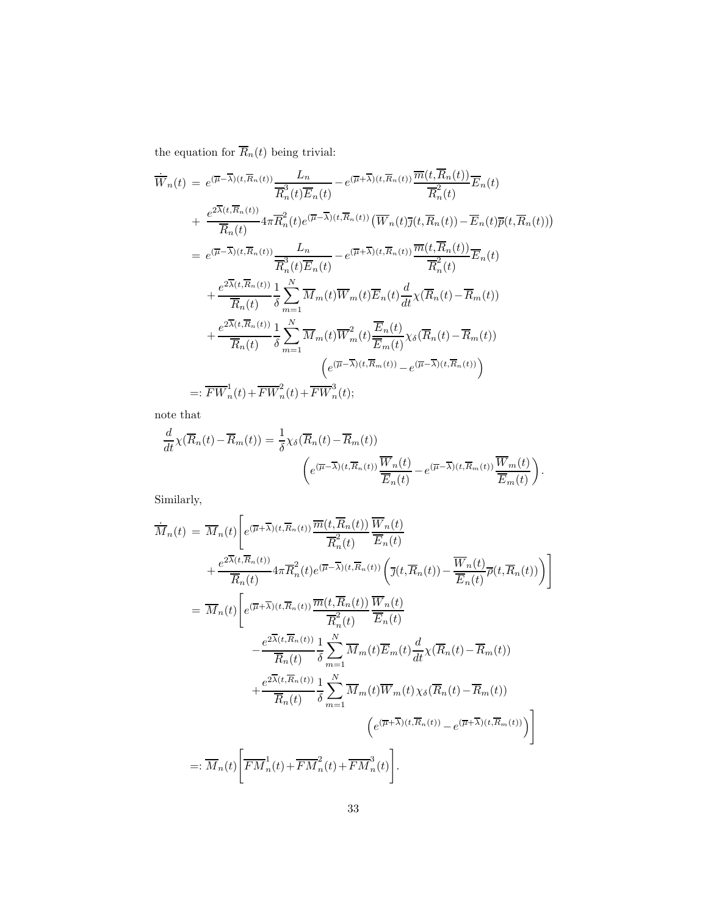the equation for $\overline{R}_n(t)$ being trivial:

$$
\begin{aligned}
\dot{\overline{W}}_n(t) &= e^{(\overline{\mu}-\overline{\lambda})(t,\overline{R}_n(t))}\frac{L_n}{\overline{R}_n^3(t)\overline{E}_n(t)} - e^{(\overline{\mu}+\overline{\lambda})(t,\overline{R}_n(t))}\frac{\overline{m}(t,\overline{R}_n(t))}{\overline{R}_n^2(t)}\overline{E}_n(t) \\
&+ \frac{e^{2\overline{\lambda}(t,\overline{R}_n(t))}}{\overline{R}_n(t)}4\pi\overline{R}_n^2(t)e^{(\overline{\mu}-\overline{\lambda})(t,\overline{R}_n(t))}\left(\overline{W}_n(t)\overline{\jmath}(t,\overline{R}_n(t)) - \overline{E}_n(t)\overline{p}(t,\overline{R}_n(t))\right) \\
&= e^{(\overline{\mu}-\overline{\lambda})(t,\overline{R}_n(t))}\frac{L_n}{\overline{R}_n^3(t)\overline{E}_n(t)} - e^{(\overline{\mu}+\overline{\lambda})(t,\overline{R}_n(t))}\frac{\overline{m}(t,\overline{R}_n(t))}{\overline{R}_n^2(t)}\overline{E}_n(t) \\
&\quad + \frac{e^{2\overline{\lambda}(t,\overline{R}_n(t))}}{\overline{R}_n(t)}\frac{1}{\delta}\sum_{m=1}^N \overline{M}_m(t)\overline{W}_m(t)\overline{E}_n(t)\frac{d}{dt}\chi(\overline{R}_n(t)-\overline{R}_m(t)) \\
&\quad + \frac{e^{2\overline{\lambda}(t,\overline{R}_n(t))}}{\overline{R}_n(t)}\frac{1}{\delta}\sum_{m=1}^N \overline{M}_m(t)\overline{W}_m^2(t)\frac{\overline{E}_n(t)}{\overline{E}_m(t)}\chi_\delta(\overline{R}_n(t)-\overline{R}_m(t)) \\
&\qquad\qquad \left(e^{(\overline{\mu}-\overline{\lambda})(t,\overline{R}_m(t))} - e^{(\overline{\mu}-\overline{\lambda})(t,\overline{R}_n(t))}\right) \\
&=: \overline{FW}_n^1(t) + \overline{FW}_n^2(t) + \overline{FW}_n^3(t);
\end{aligned}
$$

note that

$$
\frac{d}{dt}\chi(\overline{R}_n(t)-\overline{R}_m(t)) = \frac{1}{\delta}\chi_\delta(\overline{R}_n(t)-\overline{R}_m(t)) \left(e^{(\overline{\mu}-\overline{\lambda})(t,\overline{R}_n(t))}\frac{\overline{W}_n(t)}{\overline{E}_n(t)} - e^{(\overline{\mu}-\overline{\lambda})(t,\overline{R}_m(t))}\frac{\overline{W}_m(t)}{\overline{E}_m(t)}\right).
$$

Similarly,

$$
\begin{aligned}
\dot{\overline{M}}_n(t) &= \overline{M}_n(t)\Bigg[e^{(\overline{\mu}+\overline{\lambda})(t,\overline{R}_n(t))}\frac{\overline{m}(t,\overline{R}_n(t))}{\overline{R}_n^2(t)}\frac{\overline{W}_n(t)}{\overline{E}_n(t)} \\
&\quad + \frac{e^{2\overline{\lambda}(t,\overline{R}_n(t))}}{\overline{R}_n(t)}4\pi\overline{R}_n^2(t)e^{(\overline{\mu}-\overline{\lambda})(t,\overline{R}_n(t))}\left(\overline{\jmath}(t,\overline{R}_n(t)) - \frac{\overline{W}_n(t)}{\overline{E}_n(t)}\overline{\rho}(t,\overline{R}_n(t))\right)\Bigg] \\
&= \overline{M}_n(t)\Bigg[e^{(\overline{\mu}+\overline{\lambda})(t,\overline{R}_n(t))}\frac{\overline{m}(t,\overline{R}_n(t))}{\overline{R}_n^2(t)}\frac{\overline{W}_n(t)}{\overline{E}_n(t)} \\
&\qquad - \frac{e^{2\overline{\lambda}(t,\overline{R}_n(t))}}{\overline{R}_n(t)}\frac{1}{\delta}\sum_{m=1}^N \overline{M}_m(t)\overline{E}_m(t)\frac{d}{dt}\chi(\overline{R}_n(t)-\overline{R}_m(t)) \\
&\qquad + \frac{e^{2\overline{\lambda}(t,\overline{R}_n(t))}}{\overline{R}_n(t)}\frac{1}{\delta}\sum_{m=1}^N \overline{M}_m(t)\overline{W}_m(t)\chi_\delta(\overline{R}_n(t)-\overline{R}_m(t)) \\
&\qquad\qquad \left(e^{(\overline{\mu}+\overline{\lambda})(t,\overline{R}_n(t))} - e^{(\overline{\mu}+\overline{\lambda})(t,\overline{R}_m(t))}\right)\Bigg] \\
&=: \overline{M}_n(t)\left[\overline{FM}_n^1(t) + \overline{FM}_n^2(t) + \overline{FM}_n^3(t)\right].
\end{aligned}
$$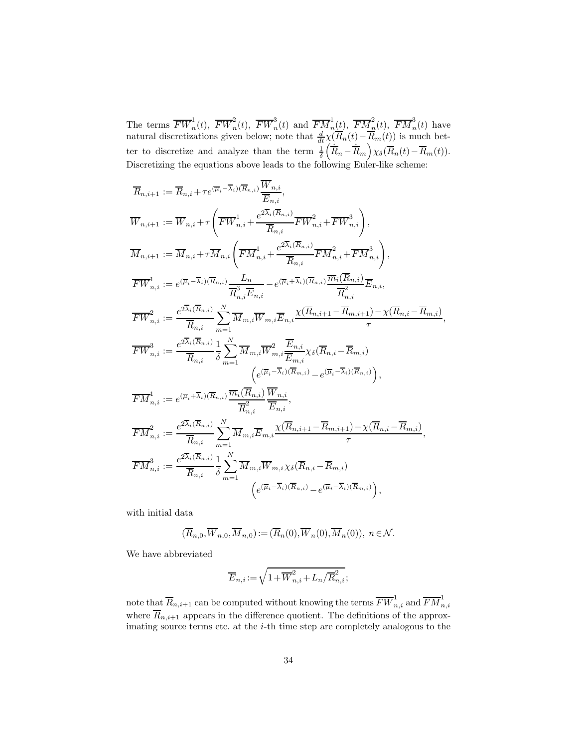The terms $\overline{FW}^1_n(t)$, $\overline{FW}^2_n(t)$, $\overline{FW}^3_n(t)$ and $\overline{FM}^1_n(t)$, $\overline{FM}^2_n(t)$, $\overline{FM}^3_n(t)$ have natural discretizations given below; note that $\frac{d}{dt}\chi(\overline{R}_n(t)-\overline{R}_m(t))$ is much better to discretize and analyze than the term $\frac{1}{\delta}\left(\dot{\overline{R}}_n - \dot{\overline{R}}_m\right)\chi_\delta(\overline{R}_n(t)-\overline{R}_m(t))$. Discretizing the equations above leads to the following Euler-like scheme:

$$
\begin{aligned}
\overline{R}_{n,i+1} &:= \overline{R}_{n,i} + \tau e^{(\overline{\mu}_i-\overline{\lambda}_i)(\overline{R}_{n,i})}\frac{\overline{W}_{n,i}}{\overline{E}_{n,i}},\\
\overline{W}_{n,i+1} &:= \overline{W}_{n,i} + \tau\left(\overline{FW}^1_{n,i} + \frac{e^{2\overline{\lambda}_i(\overline{R}_{n,i})}}{\overline{R}_{n,i}}\overline{FW}^2_{n,i} + \overline{FW}^3_{n,i}\right),\\
\overline{M}_{n,i+1} &:= \overline{M}_{n,i} + \tau\overline{M}_{n,i}\left(\overline{FM}^1_{n,i} + \frac{e^{2\overline{\lambda}_i(\overline{R}_{n,i})}}{\overline{R}_{n,i}}\overline{FM}^2_{n,i} + \overline{FM}^3_{n,i}\right),\\
\overline{FW}^1_{n,i} &:= e^{(\overline{\mu}_i-\overline{\lambda}_i)(\overline{R}_{n,i})}\frac{L_n}{\overline{R}^3_{n,i}\overline{E}_{n,i}} - e^{(\overline{\mu}_i+\overline{\lambda}_i)(\overline{R}_{n,i})}\frac{\overline{m}_i(\overline{R}_{n,i})}{\overline{R}^2_{n,i}}\overline{E}_{n,i},\\
\overline{FW}^2_{n,i} &:= \frac{e^{2\overline{\lambda}_i(\overline{R}_{n,i})}}{\overline{R}_{n,i}}\sum_{m=1}^N \overline{M}_{m,i}\overline{W}_{m,i}\overline{E}_{n,i}\frac{\chi(\overline{R}_{n,i+1}-\overline{R}_{m,i+1})-\chi(\overline{R}_{n,i}-\overline{R}_{m,i})}{\tau},\\
\overline{FW}^3_{n,i} &:= \frac{e^{2\overline{\lambda}_i(\overline{R}_{n,i})}}{\overline{R}_{n,i}}\frac{1}{\delta}\sum_{m=1}^N \overline{M}_{m,i}\overline{W}^2_{m,i}\frac{\overline{E}_{n,i}}{\overline{E}_{m,i}}\chi_\delta(\overline{R}_{n,i}-\overline{R}_{m,i})\\
&\qquad\qquad\left(e^{(\overline{\mu}_i-\overline{\lambda}_i)(\overline{R}_{m,i})} - e^{(\overline{\mu}_i-\overline{\lambda}_i)(\overline{R}_{n,i})}\right),\\
\overline{FM}^1_{n,i} &:= e^{(\overline{\mu}_i+\overline{\lambda}_i)(\overline{R}_{n,i})}\frac{\overline{m}_i(\overline{R}_{n,i})}{\overline{R}^2_{n,i}}\frac{\overline{W}_{n,i}}{\overline{E}_{n,i}},\\
\overline{FM}^2_{n,i} &:= \frac{e^{2\overline{\lambda}_i(\overline{R}_{n,i})}}{\overline{R}_{n,i}}\sum_{m=1}^N \overline{M}_{m,i}\overline{E}_{m,i}\frac{\chi(\overline{R}_{n,i+1}-\overline{R}_{m,i+1})-\chi(\overline{R}_{n,i}-\overline{R}_{m,i})}{\tau},\\
\overline{FM}^3_{n,i} &:= \frac{e^{2\overline{\lambda}_i(\overline{R}_{n,i})}}{\overline{R}_{n,i}}\frac{1}{\delta}\sum_{m=1}^N \overline{M}_{m,i}\overline{W}_{m,i}\chi_\delta(\overline{R}_{n,i}-\overline{R}_{m,i})\\
&\qquad\qquad\left(e^{(\overline{\mu}_i-\overline{\lambda}_i)(\overline{R}_{n,i})} - e^{(\overline{\mu}_i-\overline{\lambda}_i)(\overline{R}_{m,i})}\right),
\end{aligned}
$$

with initial data

$$(\overline{R}_{n,0},\overline{W}_{n,0},\overline{M}_{n,0}) := (\overline{R}_n(0),\overline{W}_n(0),\overline{M}_n(0)),\ n\in\mathcal{N}.$$

We have abbreviated

$$\overline{E}_{n,i} := \sqrt{1+\overline{W}^2_{n,i}+L_n/\overline{R}^2_{n,i}};$$

note that $\overline{R}_{n,i+1}$ can be computed without knowing the terms $\overline{FW}^1_{n,i}$ and $\overline{FM}^1_{n,i}$ where $\overline{R}_{n,i+1}$ appears in the difference quotient. The definitions of the approximating source terms etc. at the $i$-th time step are completely analogous to the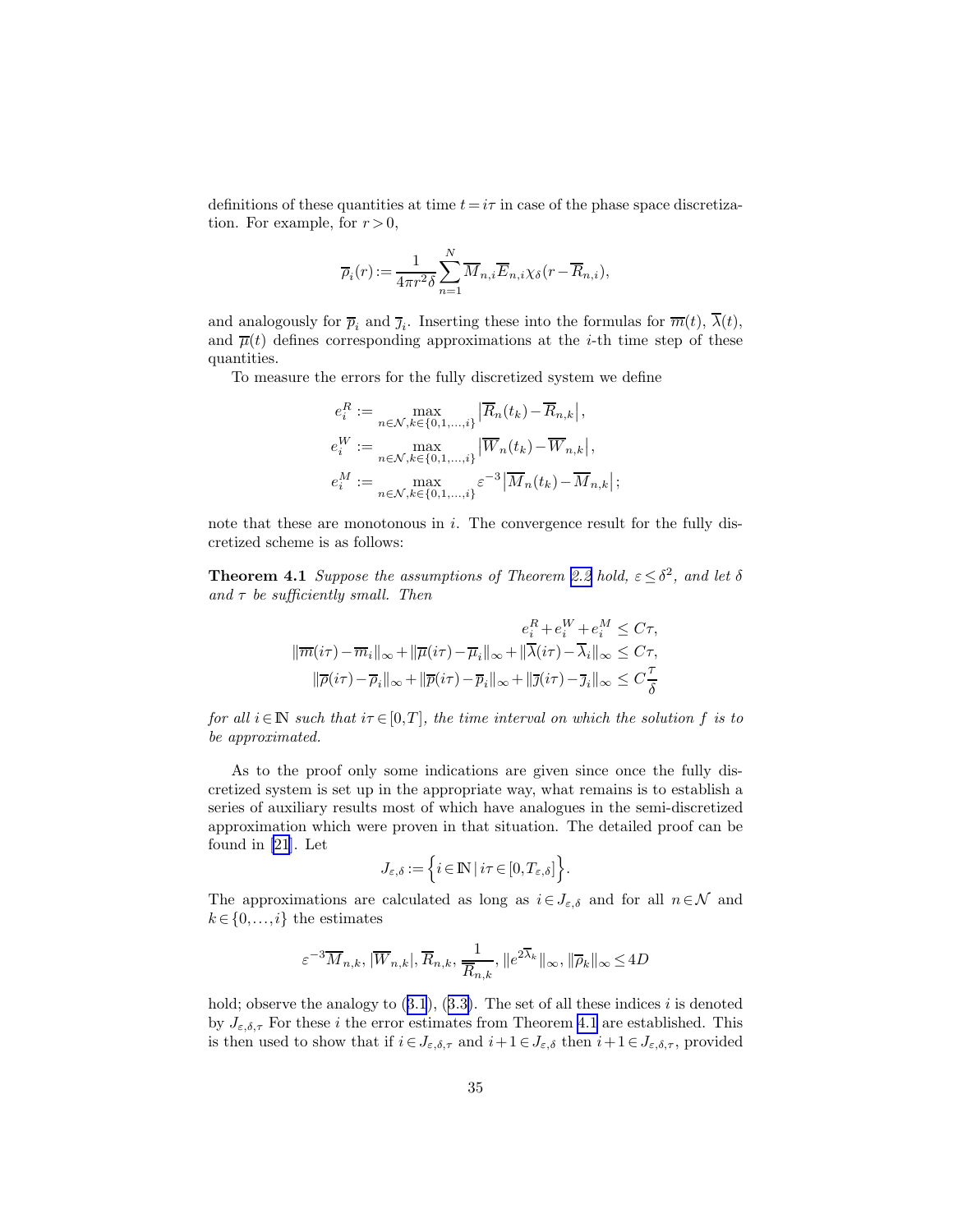definitions of these quantities at time $t = i\tau$ in case of the phase space discretization. For example, for $r > 0$,

$$\overline{\rho}_i(r) := \frac{1}{4\pi r^2 \delta} \sum_{n=1}^{N} \overline{M}_{n,i} \overline{E}_{n,i} \chi_\delta(r - \overline{R}_{n,i}),$$

and analogously for $\overline{p}_i$ and $\overline{\jmath}_i$. Inserting these into the formulas for $\overline{m}(t)$, $\overline{\lambda}(t)$, and $\overline{\mu}(t)$ defines corresponding approximations at the $i$-th time step of these quantities.

To measure the errors for the fully discretized system we define

$$\begin{aligned}
e_i^R &:= \max_{n \in \mathcal{N}, k \in \{0,1,\dots,i\}} \left|\overline{R}_n(t_k) - \overline{R}_{n,k}\right|, \\
e_i^W &:= \max_{n \in \mathcal{N}, k \in \{0,1,\dots,i\}} \left|\overline{W}_n(t_k) - \overline{W}_{n,k}\right|, \\
e_i^M &:= \max_{n \in \mathcal{N}, k \in \{0,1,\dots,i\}} \varepsilon^{-3} \left|\overline{M}_n(t_k) - \overline{M}_{n,k}\right|;
\end{aligned}$$

note that these are monotonous in $i$. The convergence result for the fully discretized scheme is as follows:

**Theorem 4.1** *Suppose the assumptions of Theorem 2.2 hold, $\varepsilon \le \delta^2$, and let $\delta$ and $\tau$ be sufficiently small. Then*

$$\begin{aligned}
e_i^R + e_i^W + e_i^M &\le C\tau, \\
\|\overline{m}(i\tau) - \overline{m}_i\|_\infty + \|\overline{\mu}(i\tau) - \overline{\mu}_i\|_\infty + \|\overline{\lambda}(i\tau) - \overline{\lambda}_i\|_\infty &\le C\tau, \\
\|\overline{\rho}(i\tau) - \overline{\rho}_i\|_\infty + \|\overline{p}(i\tau) - \overline{p}_i\|_\infty + \|\overline{\jmath}(i\tau) - \overline{\jmath}_i\|_\infty &\le C\frac{\tau}{\delta}
\end{aligned}$$

*for all $i \in \mathbb{N}$ such that $i\tau \in [0,T]$, the time interval on which the solution $f$ is to be approximated.*

As to the proof only some indications are given since once the fully discretized system is set up in the appropriate way, what remains is to establish a series of auxiliary results most of which have analogues in the semi-discretized approximation which were proven in that situation. The detailed proof can be found in [21]. Let

$$J_{\varepsilon,\delta} := \left\{ i \in \mathbb{N} \mid i\tau \in [0, T_{\varepsilon,\delta}] \right\}.$$

The approximations are calculated as long as $i \in J_{\varepsilon,\delta}$ and for all $n \in \mathcal{N}$ and $k \in \{0, \dots, i\}$ the estimates

$$\varepsilon^{-3}\overline{M}_{n,k}, |\overline{W}_{n,k}|, \overline{R}_{n,k}, \frac{1}{\overline{R}_{n,k}}, \|e^{2\overline{\lambda}_k}\|_\infty, \|\overline{\rho}_k\|_\infty \le 4D$$

hold; observe the analogy to (3.1), (3.3). The set of all these indices $i$ is denoted by $J_{\varepsilon,\delta,\tau}$ For these $i$ the error estimates from Theorem 4.1 are established. This is then used to show that if $i \in J_{\varepsilon,\delta,\tau}$ and $i+1 \in J_{\varepsilon,\delta}$ then $i+1 \in J_{\varepsilon,\delta,\tau}$, provided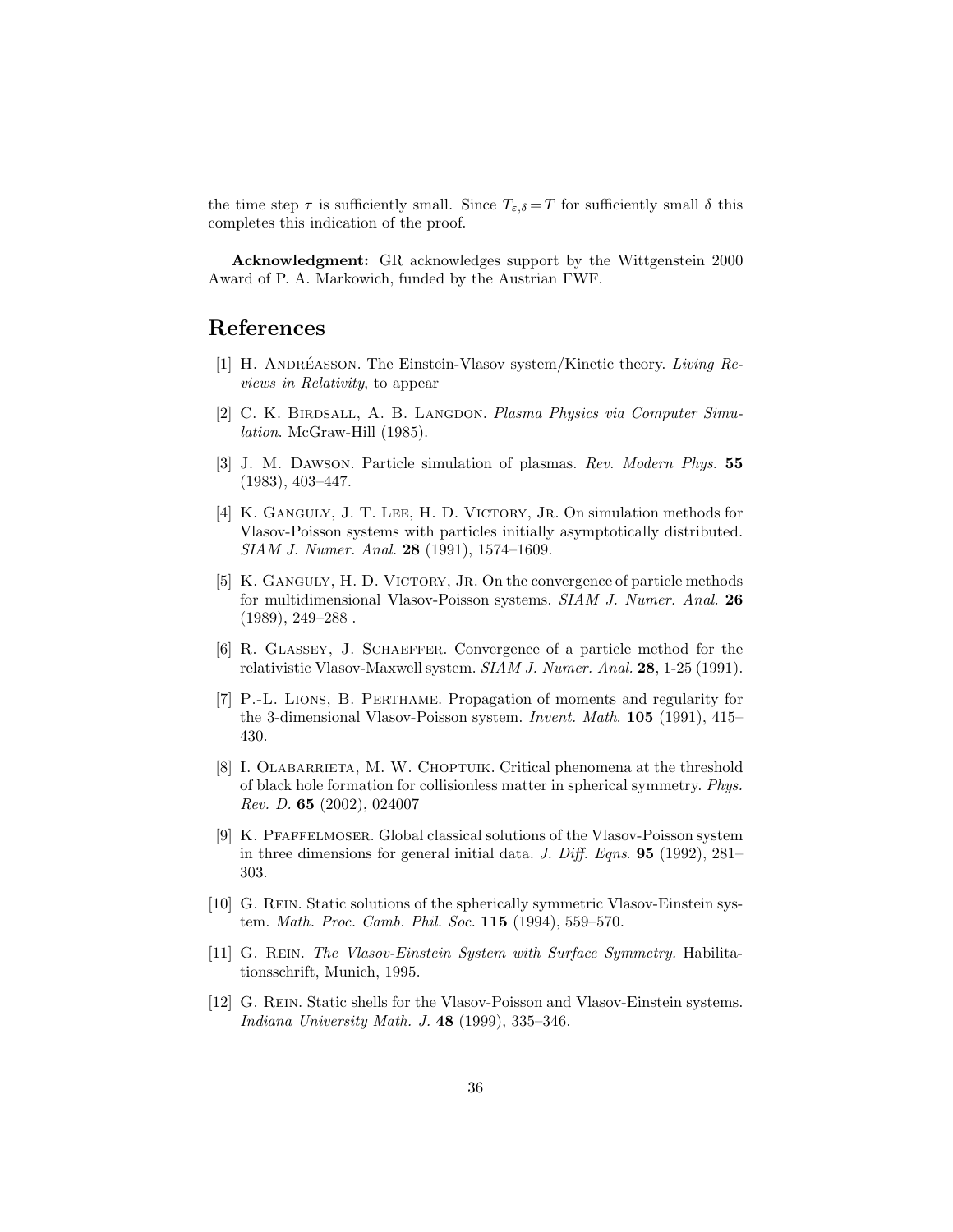the time step $\tau$ is sufficiently small. Since $T_{\varepsilon,\delta} = T$ for sufficiently small $\delta$ this completes this indication of the proof.

**Acknowledgment:** GR acknowledges support by the Wittgenstein 2000 Award of P. A. Markowich, funded by the Austrian FWF.

# References

[1] H. Andréasson. The Einstein-Vlasov system/Kinetic theory. *Living Reviews in Relativity*, to appear

[2] C. K. Birdsall, A. B. Langdon. *Plasma Physics via Computer Simulation*. McGraw-Hill (1985).

[3] J. M. Dawson. Particle simulation of plasmas. *Rev. Modern Phys.* **55** (1983), 403–447.

[4] K. Ganguly, J. T. Lee, H. D. Victory, Jr. On simulation methods for Vlasov-Poisson systems with particles initially asymptotically distributed. *SIAM J. Numer. Anal.* **28** (1991), 1574–1609.

[5] K. Ganguly, H. D. Victory, Jr. On the convergence of particle methods for multidimensional Vlasov-Poisson systems. *SIAM J. Numer. Anal.* **26** (1989), 249–288 .

[6] R. Glassey, J. Schaeffer. Convergence of a particle method for the relativistic Vlasov-Maxwell system. *SIAM J. Numer. Anal.* **28**, 1-25 (1991).

[7] P.-L. Lions, B. Perthame. Propagation of moments and regularity for the 3-dimensional Vlasov-Poisson system. *Invent. Math.* **105** (1991), 415–430.

[8] I. Olabarrieta, M. W. Choptuik. Critical phenomena at the threshold of black hole formation for collisionless matter in spherical symmetry. *Phys. Rev. D.* **65** (2002), 024007

[9] K. Pfaffelmoser. Global classical solutions of the Vlasov-Poisson system in three dimensions for general initial data. *J. Diff. Eqns.* **95** (1992), 281–303.

[10] G. Rein. Static solutions of the spherically symmetric Vlasov-Einstein system. *Math. Proc. Camb. Phil. Soc.* **115** (1994), 559–570.

[11] G. Rein. *The Vlasov-Einstein System with Surface Symmetry.* Habilitationsschrift, Munich, 1995.

[12] G. Rein. Static shells for the Vlasov-Poisson and Vlasov-Einstein systems. *Indiana University Math. J.* **48** (1999), 335–346.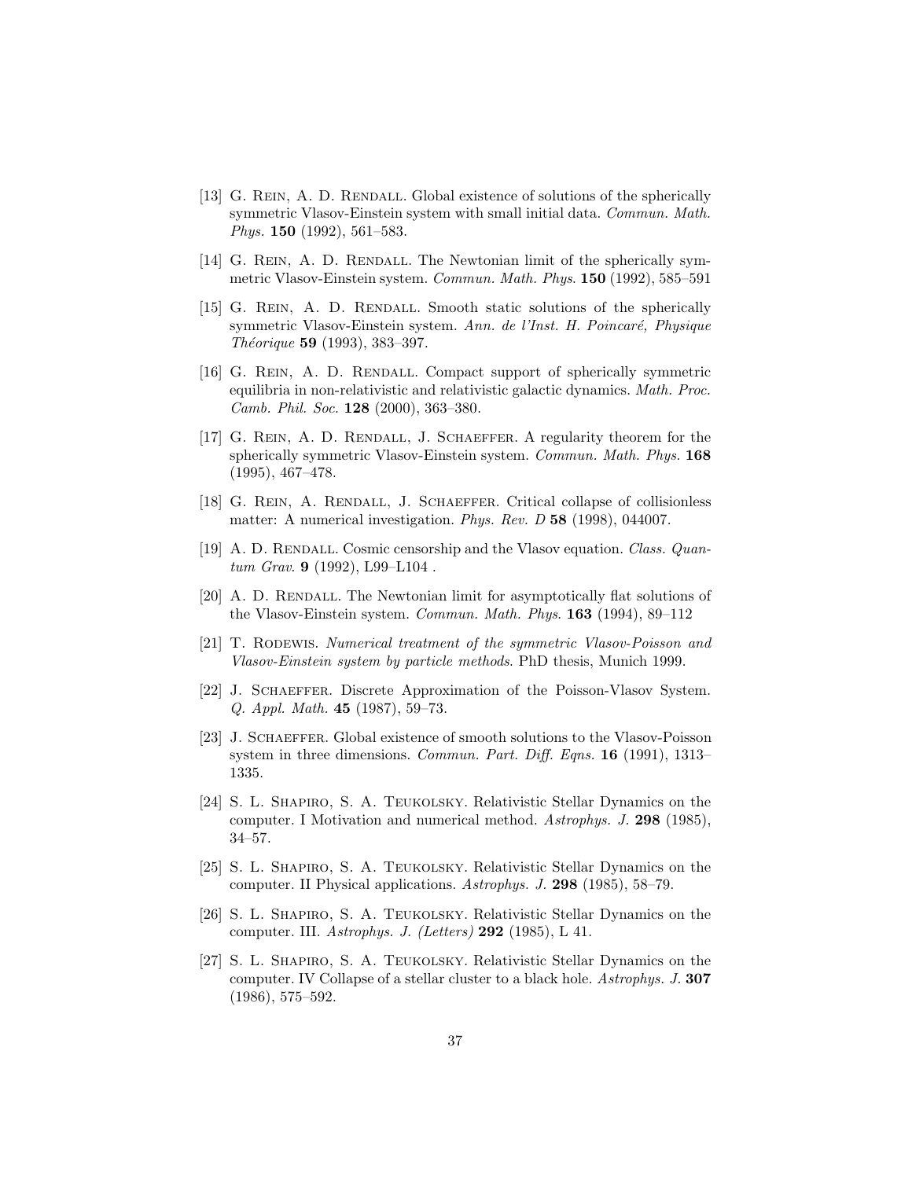[13] G. Rein, A. D. Rendall. Global existence of solutions of the spherically symmetric Vlasov-Einstein system with small initial data. *Commun. Math. Phys.* **150** (1992), 561–583.

[14] G. Rein, A. D. Rendall. The Newtonian limit of the spherically symmetric Vlasov-Einstein system. *Commun. Math. Phys*. **150** (1992), 585–591

[15] G. Rein, A. D. Rendall. Smooth static solutions of the spherically symmetric Vlasov-Einstein system. *Ann. de l'Inst. H. Poincaré, Physique Théorique* **59** (1993), 383–397.

[16] G. Rein, A. D. Rendall. Compact support of spherically symmetric equilibria in non-relativistic and relativistic galactic dynamics. *Math. Proc. Camb. Phil. Soc.* **128** (2000), 363–380.

[17] G. Rein, A. D. Rendall, J. Schaeffer. A regularity theorem for the spherically symmetric Vlasov-Einstein system. *Commun. Math. Phys.* **168** (1995), 467–478.

[18] G. Rein, A. Rendall, J. Schaeffer. Critical collapse of collisionless matter: A numerical investigation. *Phys. Rev. D* **58** (1998), 044007.

[19] A. D. Rendall. Cosmic censorship and the Vlasov equation. *Class. Quantum Grav.* **9** (1992), L99–L104 .

[20] A. D. Rendall. The Newtonian limit for asymptotically flat solutions of the Vlasov-Einstein system. *Commun. Math. Phys.* **163** (1994), 89–112

[21] T. Rodewis. *Numerical treatment of the symmetric Vlasov-Poisson and Vlasov-Einstein system by particle methods*. PhD thesis, Munich 1999.

[22] J. Schaeffer. Discrete Approximation of the Poisson-Vlasov System. *Q. Appl. Math.* **45** (1987), 59–73.

[23] J. Schaeffer. Global existence of smooth solutions to the Vlasov-Poisson system in three dimensions. *Commun. Part. Diff. Eqns.* **16** (1991), 1313–1335.

[24] S. L. Shapiro, S. A. Teukolsky. Relativistic Stellar Dynamics on the computer. I Motivation and numerical method. *Astrophys. J.* **298** (1985), 34–57.

[25] S. L. Shapiro, S. A. Teukolsky. Relativistic Stellar Dynamics on the computer. II Physical applications. *Astrophys. J.* **298** (1985), 58–79.

[26] S. L. Shapiro, S. A. Teukolsky. Relativistic Stellar Dynamics on the computer. III. *Astrophys. J. (Letters)* **292** (1985), L 41.

[27] S. L. Shapiro, S. A. Teukolsky. Relativistic Stellar Dynamics on the computer. IV Collapse of a stellar cluster to a black hole. *Astrophys. J.* **307** (1986), 575–592.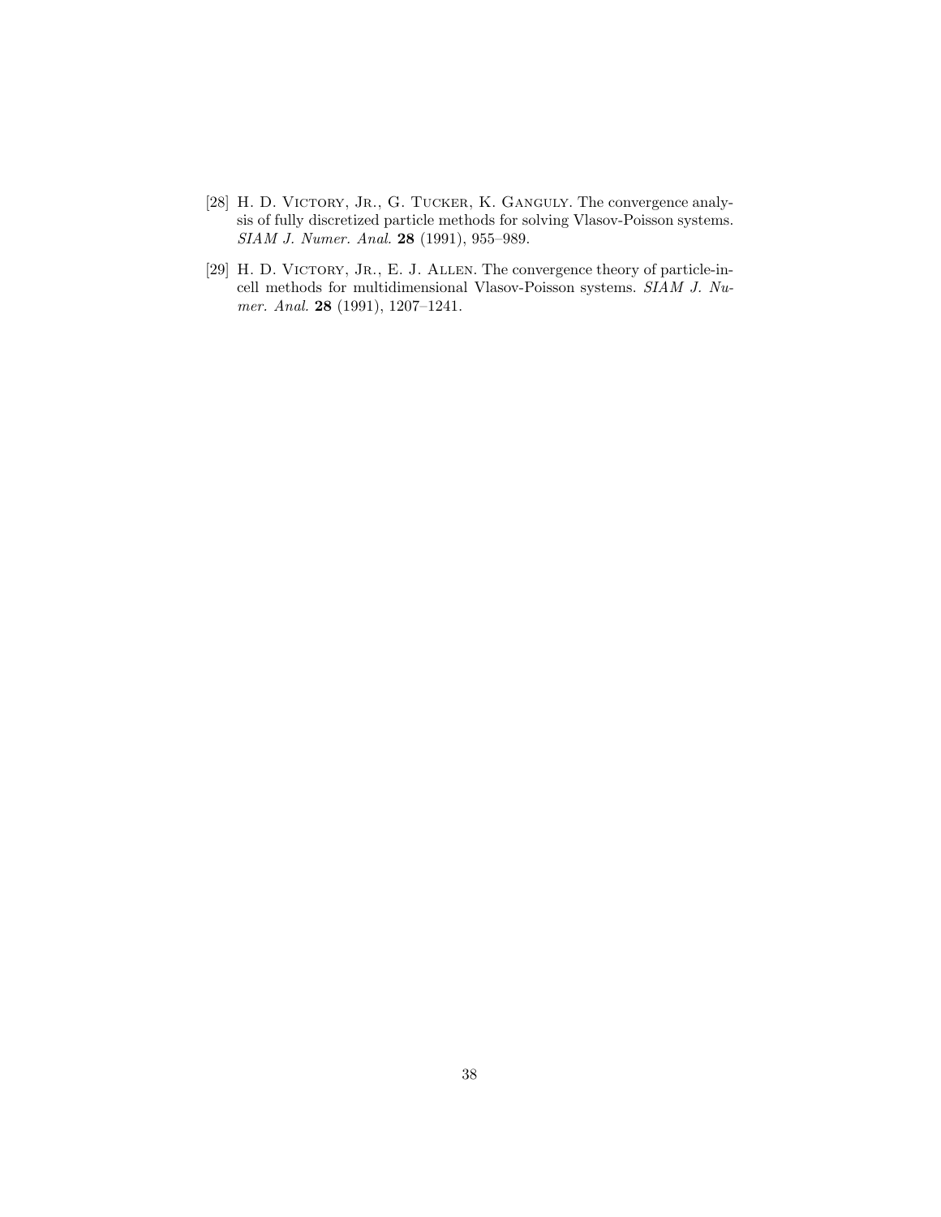[28] H. D. Victory, Jr., G. Tucker, K. Ganguly. The convergence analysis of fully discretized particle methods for solving Vlasov-Poisson systems. *SIAM J. Numer. Anal.* **28** (1991), 955–989.

[29] H. D. Victory, Jr., E. J. Allen. The convergence theory of particle-in-cell methods for multidimensional Vlasov-Poisson systems. *SIAM J. Numer. Anal.* **28** (1991), 1207–1241.